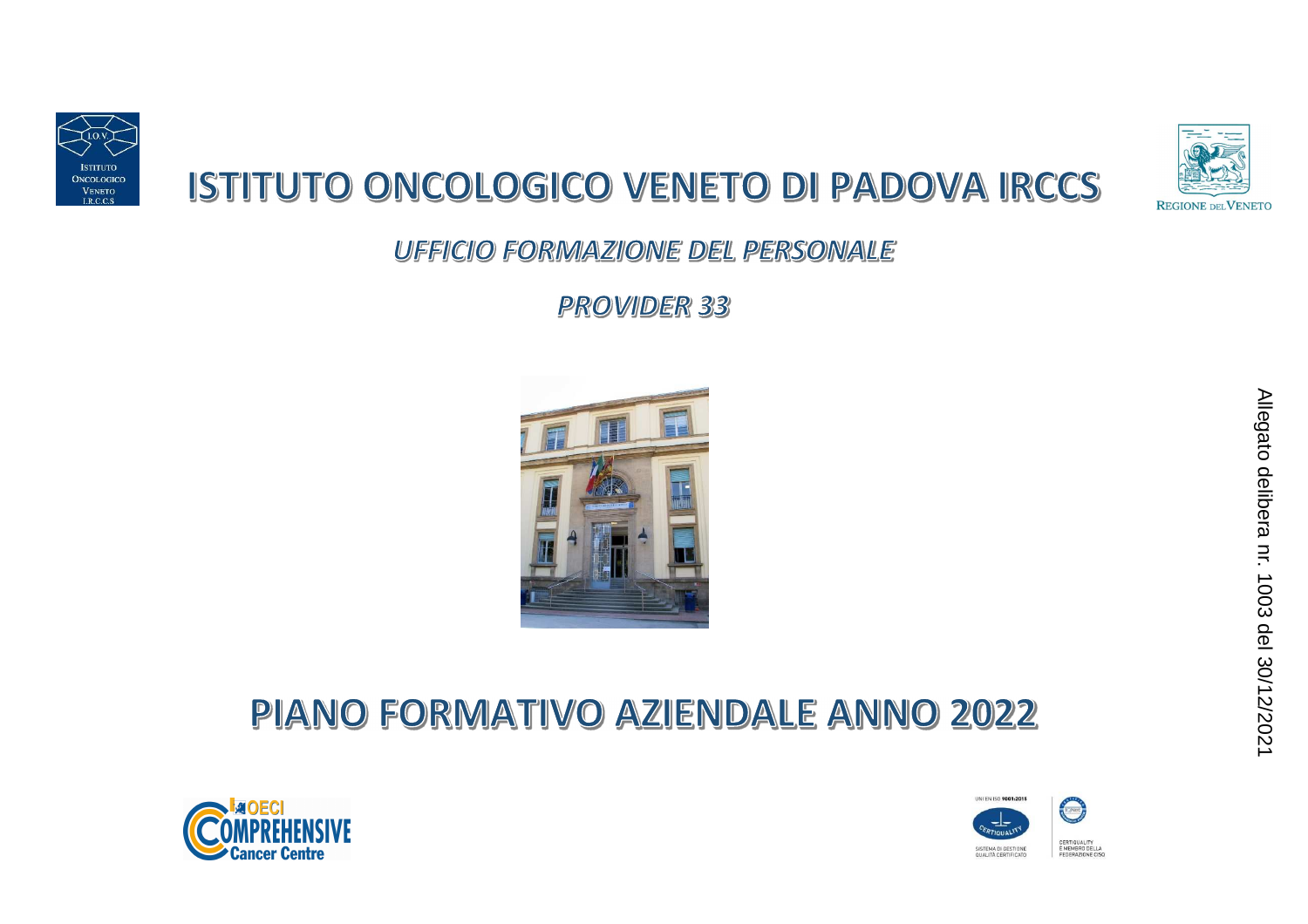# ISTITUTO ONCOLOGICO VENETO DI PADOVA IRCCS

## *UFFICIO FORMAZIONE DEL PERSONALE*

## *PROVIDER 33*

# PIANO FORMATIVO AZIENDALE ANNO 2022

Allegato delibera nr. 1003 del 30/12/2021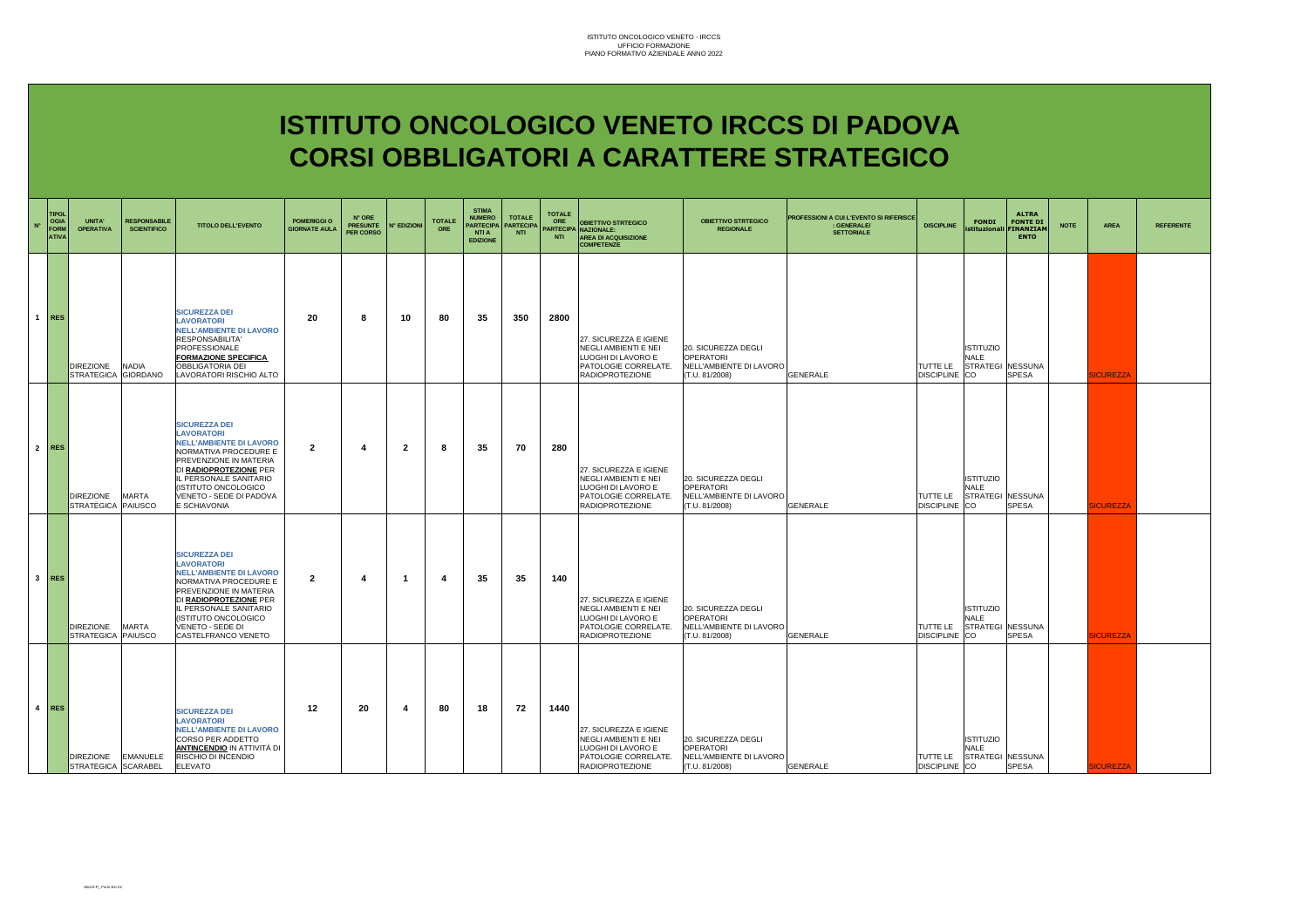# ISTITUTO ONCOLOGICO VENETO IRCCS DI PADOVA
# CORSI OBBLIGATORI A CARATTERE STRATEGICO

| N° | TIPOLOGIA FORMATIVA | UNITA' OPERATIVA | RESPONSABILE SCIENTIFICO | TITOLO DELL'EVENTO | POMERIGGI O GIORNATE AULA | N° ORE PRESUNTE PER CORSO | N° EDIZIONI | TOTALE ORE | STIMA NUMERO PARTECIPANTI A EDIZIONE | TOTALE PARTECIPANTI | TOTALE ORE PARTECIPANTI | OBIETTIVO STRTEGICO NAZIONALE: AREA DI ACQUISIZIONE COMPETENZE | OBIETTIVO STRTEGICO REGIONALE | PROFESSIONI A CUI L'EVENTO SI RIFERISCE : GENERALE/ SETTORIALE | DISCIPLINE | FONDI istituzionali | ALTRA FONTE DI FINANZIAMENTO | NOTE | AREA | REFERENTE |
|---|---|---|---|---|---|---|---|---|---|---|---|---|---|---|---|---|---|---|---|---|
| 1 | RES | DIREZIONE STRATEGICA | NADIA GIORDANO | **SICUREZZA DEI LAVORATORI NELL'AMBIENTE DI LAVORO** RESPONSABILITA' PROFESSIONALE **FORMAZIONE SPECIFICA** OBBLIGATORIA DEI LAVORATORI RISCHIO ALTO | 20 | 8 | 10 | 80 | 35 | 350 | 2800 | 27. SICUREZZA E IGIENE NEGLI AMBIENTI E NEI LUOGHI DI LAVORO E PATOLOGIE CORRELATE. RADIOPROTEZIONE | 20. SICUREZZA DEGLI OPERATORI NELL'AMBIENTE DI LAVORO (T.U. 81/2008) | GENERALE | TUTTE LE DISCIPLINE | ISTITUZIONALE STRATEGICO | NESSUNA SPESA | | SICUREZZA | |
| 2 | RES | DIREZIONE STRATEGICA | MARTA PAIUSCO | **SICUREZZA DEI LAVORATORI NELL'AMBIENTE DI LAVORO** NORMATIVA PROCEDURE E PREVENZIONE IN MATERIA DI **RADIOPROTEZIONE** PER IL PERSONALE SANITARIO (ISTITUTO ONCOLOGICO VENETO - SEDE DI PADOVA E SCHIAVONIA | 2 | 4 | 2 | 8 | 35 | 70 | 280 | 27. SICUREZZA E IGIENE NEGLI AMBIENTI E NEI LUOGHI DI LAVORO E PATOLOGIE CORRELATE. RADIOPROTEZIONE | 20. SICUREZZA DEGLI OPERATORI NELL'AMBIENTE DI LAVORO (T.U. 81/2008) | GENERALE | TUTTE LE DISCIPLINE | ISTITUZIONALE STRATEGICO | NESSUNA SPESA | | SICUREZZA | |
| 3 | RES | DIREZIONE STRATEGICA | MARTA PAIUSCO | **SICUREZZA DEI LAVORATORI NELL'AMBIENTE DI LAVORO** NORMATIVA PROCEDURE E PREVENZIONE IN MATERIA DI **RADIOPROTEZIONE** PER IL PERSONALE SANITARIO (ISTITUTO ONCOLOGICO VENETO - SEDE DI CASTELFRANCO VENETO | 2 | 4 | 1 | 4 | 35 | 35 | 140 | 27. SICUREZZA E IGIENE NEGLI AMBIENTI E NEI LUOGHI DI LAVORO E PATOLOGIE CORRELATE. RADIOPROTEZIONE | 20. SICUREZZA DEGLI OPERATORI NELL'AMBIENTE DI LAVORO (T.U. 81/2008) | GENERALE | TUTTE LE DISCIPLINE | ISTITUZIONALE STRATEGICO | NESSUNA SPESA | | SICUREZZA | |
| 4 | RES | DIREZIONE STRATEGICA | EMANUELE SCARABEL | **SICUREZZA DEI LAVORATORI NELL'AMBIENTE DI LAVORO** CORSO PER ADDETTO **ANTINCENDIO** IN ATTIVITÀ DI RISCHIO DI INCENDIO ELEVATO | 12 | 20 | 4 | 80 | 18 | 72 | 1440 | 27. SICUREZZA E IGIENE NEGLI AMBIENTI E NEI LUOGHI DI LAVORO E PATOLOGIE CORRELATE. RADIOPROTEZIONE | 20. SICUREZZA DEGLI OPERATORI NELL'AMBIENTE DI LAVORO (T.U. 81/2008) | GENERALE | TUTTE LE DISCIPLINE | ISTITUZIONALE STRATEGICO | NESSUNA SPESA | | SICUREZZA | |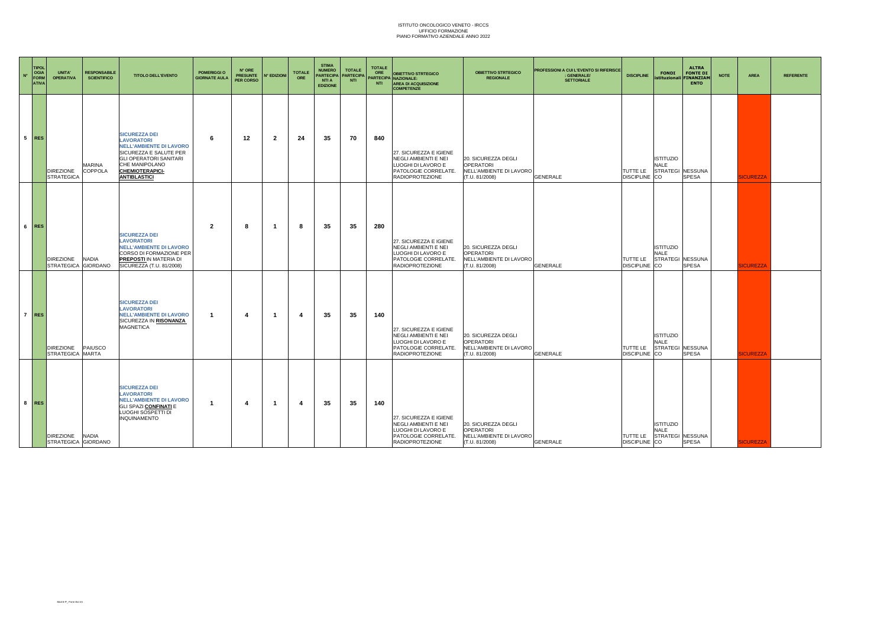ISTITUTO ONCOLOGICO VENETO - IRCCS
UFFICIO FORMAZIONE
PIANO FORMATIVO AZIENDALE ANNO 2022

| N° | TIPOLOGIA FORMATIVA | UNITA' OPERATIVA | RESPONSABILE SCIENTIFICO | TITOLO DELL'EVENTO | POMERIGGI O GIORNATE AULA | N° ORE PRESUNTE PER CORSO | N° EDIZIONI | TOTALE ORE | STIMA NUMERO PARTECIPANTI A EDIZIONE | TOTALE PARTECIPANTI | TOTALE ORE PARTECIPANTI | OBIETTIVO STRTEGICO NAZIONALE: AREA DI ACQUISIZIONE COMPETENZE | OBIETTIVO STRTEGICO REGIONALE | PROFESSIONI A CUI L'EVENTO SI RIFERISCE : GENERALE/ SETTORIALE | DISCIPLINE | FONDI istituzionali | ALTRA FONTE DI FINANZIAMENTO | NOTE | AREA | REFERENTE |
|---|---|---|---|---|---|---|---|---|---|---|---|---|---|---|---|---|---|---|---|---|
| 5 | RES | DIREZIONE STRATEGICA | MARINA COPPOLA | SICUREZZA DEI LAVORATORI NELL'AMBIENTE DI LAVORO SICUREZZA E SALUTE PER GLI OPERATORI SANITARI CHE MANIPOLANO **CHEMIOTERAPICI-ANTIBLASTICI** | 6 | 12 | 2 | 24 | 35 | 70 | 840 | 27. SICUREZZA E IGIENE NEGLI AMBIENTI E NEI LUOGHI DI LAVORO E PATOLOGIE CORRELATE. RADIOPROTEZIONE | 20. SICUREZZA DEGLI OPERATORI NELL'AMBIENTE DI LAVORO (T.U. 81/2008) | GENERALE | TUTTE LE DISCIPLINE | ISTITUZIONALE STRATEGICO | NESSUNA SPESA | | SICUREZZA | |
| 6 | RES | DIREZIONE STRATEGICA | NADIA GIORDANO | SICUREZZA DEI LAVORATORI NELL'AMBIENTE DI LAVORO CORSO DI FORMAZIONE PER **PREPOSTI** IN MATERIA DI SICUREZZA (T.U. 81/2008) | 2 | 8 | 1 | 8 | 35 | 35 | 280 | 27. SICUREZZA E IGIENE NEGLI AMBIENTI E NEI LUOGHI DI LAVORO E PATOLOGIE CORRELATE. RADIOPROTEZIONE | 20. SICUREZZA DEGLI OPERATORI NELL'AMBIENTE DI LAVORO (T.U. 81/2008) | GENERALE | TUTTE LE DISCIPLINE | ISTITUZIONALE STRATEGICO | NESSUNA SPESA | | SICUREZZA | |
| 7 | RES | DIREZIONE STRATEGICA | PAIUSCO MARTA | SICUREZZA DEI LAVORATORI NELL'AMBIENTE DI LAVORO SICUREZZA IN **RISONANZA** MAGNETICA | 1 | 4 | 1 | 4 | 35 | 35 | 140 | 27. SICUREZZA E IGIENE NEGLI AMBIENTI E NEI LUOGHI DI LAVORO E PATOLOGIE CORRELATE. RADIOPROTEZIONE | 20. SICUREZZA DEGLI OPERATORI NELL'AMBIENTE DI LAVORO (T.U. 81/2008) | GENERALE | TUTTE LE DISCIPLINE | ISTITUZIONALE STRATEGICO | NESSUNA SPESA | | SICUREZZA | |
| 8 | RES | DIREZIONE STRATEGICA | NADIA GIORDANO | SICUREZZA DEI LAVORATORI NELL'AMBIENTE DI LAVORO GLI SPAZI **CONFINATI** E LUOGHI SOSPETTI DI INQUINAMENTO | 1 | 4 | 1 | 4 | 35 | 35 | 140 | 27. SICUREZZA E IGIENE NEGLI AMBIENTI E NEI LUOGHI DI LAVORO E PATOLOGIE CORRELATE. RADIOPROTEZIONE | 20. SICUREZZA DEGLI OPERATORI NELL'AMBIENTE DI LAVORO (T.U. 81/2008) | GENERALE | TUTTE LE DISCIPLINE | ISTITUZIONALE STRATEGICO | NESSUNA SPESA | | SICUREZZA | |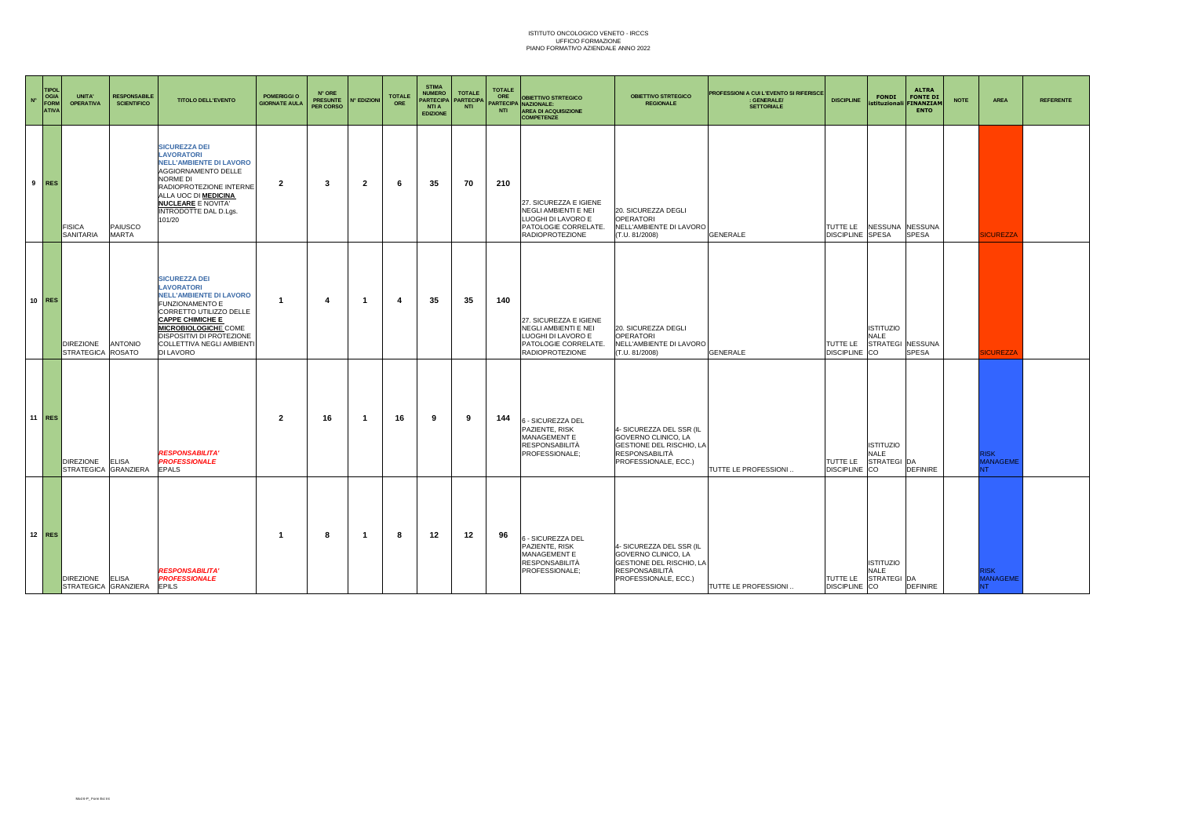ISTITUTO ONCOLOGICO VENETO - IRCCS
UFFICIO FORMAZIONE
PIANO FORMATIVO AZIENDALE ANNO 2022

| N° | TIPOLOGIA FORMATIVA | UNITA' OPERATIVA | RESPONSABILE SCIENTIFICO | TITOLO DELL'EVENTO | POMERIGGI O GIORNATE AULA | N° ORE PRESUNTE PER CORSO | N° EDIZIONI | TOTALE ORE | STIMA NUMERO PARTECIPANTI A EDIZIONE | TOTALE PARTECIPANTI | TOTALE ORE PARTECIPANTI | OBIETTIVO STRTEGICO NAZIONALE: AREA DI ACQUISIZIONE COMPETENZE | OBIETTIVO STRTEGICO REGIONALE | PROFESSIONI A CUI L'EVENTO SI RIFERISCE : GENERALE/ SETTORIALE | DISCIPLINE | FONDI istituzionali | ALTRA FONTE DI FINANZIAMENTO | NOTE | AREA | REFERENTE |
|---|---|---|---|---|---|---|---|---|---|---|---|---|---|---|---|---|---|---|---|---|
| 9 | RES | FISICA SANITARIA | PAIUSCO MARTA | **SICUREZZA DEI LAVORATORI NELL'AMBIENTE DI LAVORO** AGGIORNAMENTO DELLE NORME DI RADIOPROTEZIONE INTERNE ALLA UOC DI **MEDICINA NUCLEARE** E NOVITA' INTRODOTTE DAL D.Lgs. 101/20 | 2 | 3 | 2 | 6 | 35 | 70 | 210 | 27. SICUREZZA E IGIENE NEGLI AMBIENTI E NEI LUOGHI DI LAVORO E PATOLOGIE CORRELATE. RADIOPROTEZIONE | 20. SICUREZZA DEGLI OPERATORI NELL'AMBIENTE DI LAVORO (T.U. 81/2008) | GENERALE | TUTTE LE DISCIPLINE | NESSUNA SPESA | NESSUNA SPESA | | SICUREZZA | |
| 10 | RES | DIREZIONE STRATEGICA | ANTONIO ROSATO | **SICUREZZA DEI LAVORATORI NELL'AMBIENTE DI LAVORO** FUNZIONAMENTO E CORRETTO UTILIZZO DELLE **CAPPE CHIMICHE E MICROBIOLOGICHE** COME DISPOSITIVI DI PROTEZIONE COLLETTIVA NEGLI AMBIENTI DI LAVORO | 1 | 4 | 1 | 4 | 35 | 35 | 140 | 27. SICUREZZA E IGIENE NEGLI AMBIENTI E NEI LUOGHI DI LAVORO E PATOLOGIE CORRELATE. RADIOPROTEZIONE | 20. SICUREZZA DEGLI OPERATORI NELL'AMBIENTE DI LAVORO (T.U. 81/2008) | GENERALE | TUTTE LE DISCIPLINE | ISTITUZIONALE STRATEGICO | NESSUNA SPESA | | SICUREZZA | |
| 11 | RES | DIREZIONE STRATEGICA | ELISA GRANZIERA | ***RESPONSABILITA' PROFESSIONALE*** EPALS | 2 | 16 | 1 | 16 | 9 | 9 | 144 | 6 - SICUREZZA DEL PAZIENTE, RISK MANAGEMENT E RESPONSABILITÀ PROFESSIONALE; | 4- SICUREZZA DEL SSR (IL GOVERNO CLINICO, LA GESTIONE DEL RISCHIO, LA RESPONSABILITÀ PROFESSIONALE, ECC.) | TUTTE LE PROFESSIONI .. | TUTTE LE DISCIPLINE | ISTITUZIONALE STRATEGICO | DA DEFINIRE | | RISK MANAGEMENT | |
| 12 | RES | DIREZIONE STRATEGICA | ELISA GRANZIERA | ***RESPONSABILITA' PROFESSIONALE*** EPILS | 1 | 8 | 1 | 8 | 12 | 12 | 96 | 6 - SICUREZZA DEL PAZIENTE, RISK MANAGEMENT E RESPONSABILITÀ PROFESSIONALE; | 4- SICUREZZA DEL SSR (IL GOVERNO CLINICO, LA GESTIONE DEL RISCHIO, LA RESPONSABILITÀ PROFESSIONALE, ECC.) | TUTTE LE PROFESSIONI .. | TUTTE LE DISCIPLINE | ISTITUZIONALE STRATEGICO | DA DEFINIRE | | RISK MANAGEMENT | |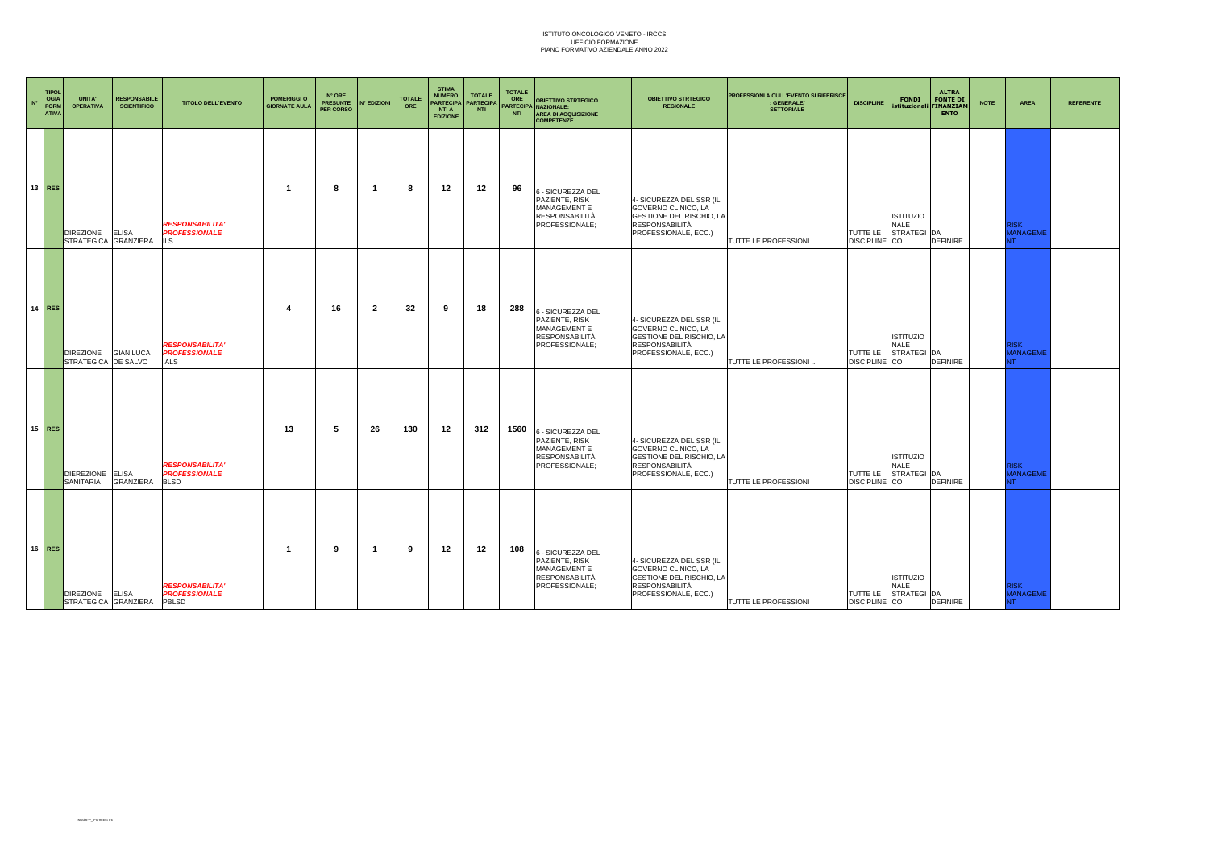ISTITUTO ONCOLOGICO VENETO - IRCCS
UFFICIO FORMAZIONE
PIANO FORMATIVO AZIENDALE ANNO 2022

| N° | TIPOLOGIA FORMATIVA | UNITA' OPERATIVA | RESPONSABILE SCIENTIFICO | TITOLO DELL'EVENTO | POMERIGGI O GIORNATE AULA | N° ORE PRESUNTE PER CORSO | N° EDIZIONI | TOTALE ORE | STIMA NUMERO PARTECIPANTI A EDIZIONE | TOTALE PARTECIPANTI | TOTALE ORE PARTECIPANTI | OBIETTIVO STRTEGICO NAZIONALE: AREA DI ACQUISIZIONE COMPETENZE | OBIETTIVO STRTEGICO REGIONALE | PROFESSIONI A CUI L'EVENTO SI RIFERISCE : GENERALE/ SETTORIALE | DISCIPLINE | FONDI istituzionali | ALTRA FONTE DI FINANZIAMENTO | NOTE | AREA | REFERENTE |
|---|---|---|---|---|---|---|---|---|---|---|---|---|---|---|---|---|---|---|---|---|
| 13 | RES | DIREZIONE STRATEGICA | ELISA GRANZIERA | ***RESPONSABILITA' PROFESSIONALE*** ILS | 1 | 8 | 1 | 8 | 12 | 12 | 96 | 6 - SICUREZZA DEL PAZIENTE, RISK MANAGEMENT E RESPONSABILITÀ PROFESSIONALE; | 4- SICUREZZA DEL SSR (IL GOVERNO CLINICO, LA GESTIONE DEL RISCHIO, LA RESPONSABILITÀ PROFESSIONALE, ECC.) | TUTTE LE PROFESSIONI .. | TUTTE LE DISCIPLINE | ISTITUZIONALE STRATEGICO | DA DEFINIRE | | RISK MANAGEMENT | |
| 14 | RES | DIREZIONE STRATEGICA | GIAN LUCA DE SALVO | ***RESPONSABILITA' PROFESSIONALE*** ALS | 4 | 16 | 2 | 32 | 9 | 18 | 288 | 6 - SICUREZZA DEL PAZIENTE, RISK MANAGEMENT E RESPONSABILITÀ PROFESSIONALE; | 4- SICUREZZA DEL SSR (IL GOVERNO CLINICO, LA GESTIONE DEL RISCHIO, LA RESPONSABILITÀ PROFESSIONALE, ECC.) | TUTTE LE PROFESSIONI .. | TUTTE LE DISCIPLINE | ISTITUZIONALE STRATEGICO | DA DEFINIRE | | RISK MANAGEMENT | |
| 15 | RES | DIEREZIONE SANITARIA | ELISA GRANZIERA | ***RESPONSABILITA' PROFESSIONALE*** BLSD | 13 | 5 | 26 | 130 | 12 | 312 | 1560 | 6 - SICUREZZA DEL PAZIENTE, RISK MANAGEMENT E RESPONSABILITÀ PROFESSIONALE; | 4- SICUREZZA DEL SSR (IL GOVERNO CLINICO, LA GESTIONE DEL RISCHIO, LA RESPONSABILITÀ PROFESSIONALE, ECC.) | TUTTE LE PROFESSIONI | TUTTE LE DISCIPLINE | ISTITUZIONALE STRATEGICO | DA DEFINIRE | | RISK MANAGEMENT | |
| 16 | RES | DIREZIONE STRATEGICA | ELISA GRANZIERA | ***RESPONSABILITA' PROFESSIONALE*** PBLSD | 1 | 9 | 1 | 9 | 12 | 12 | 108 | 6 - SICUREZZA DEL PAZIENTE, RISK MANAGEMENT E RESPONSABILITÀ PROFESSIONALE; | 4- SICUREZZA DEL SSR (IL GOVERNO CLINICO, LA GESTIONE DEL RISCHIO, LA RESPONSABILITÀ PROFESSIONALE, ECC.) | TUTTE LE PROFESSIONI | TUTTE LE DISCIPLINE | ISTITUZIONALE STRATEGICO | DA DEFINIRE | | RISK MANAGEMENT | |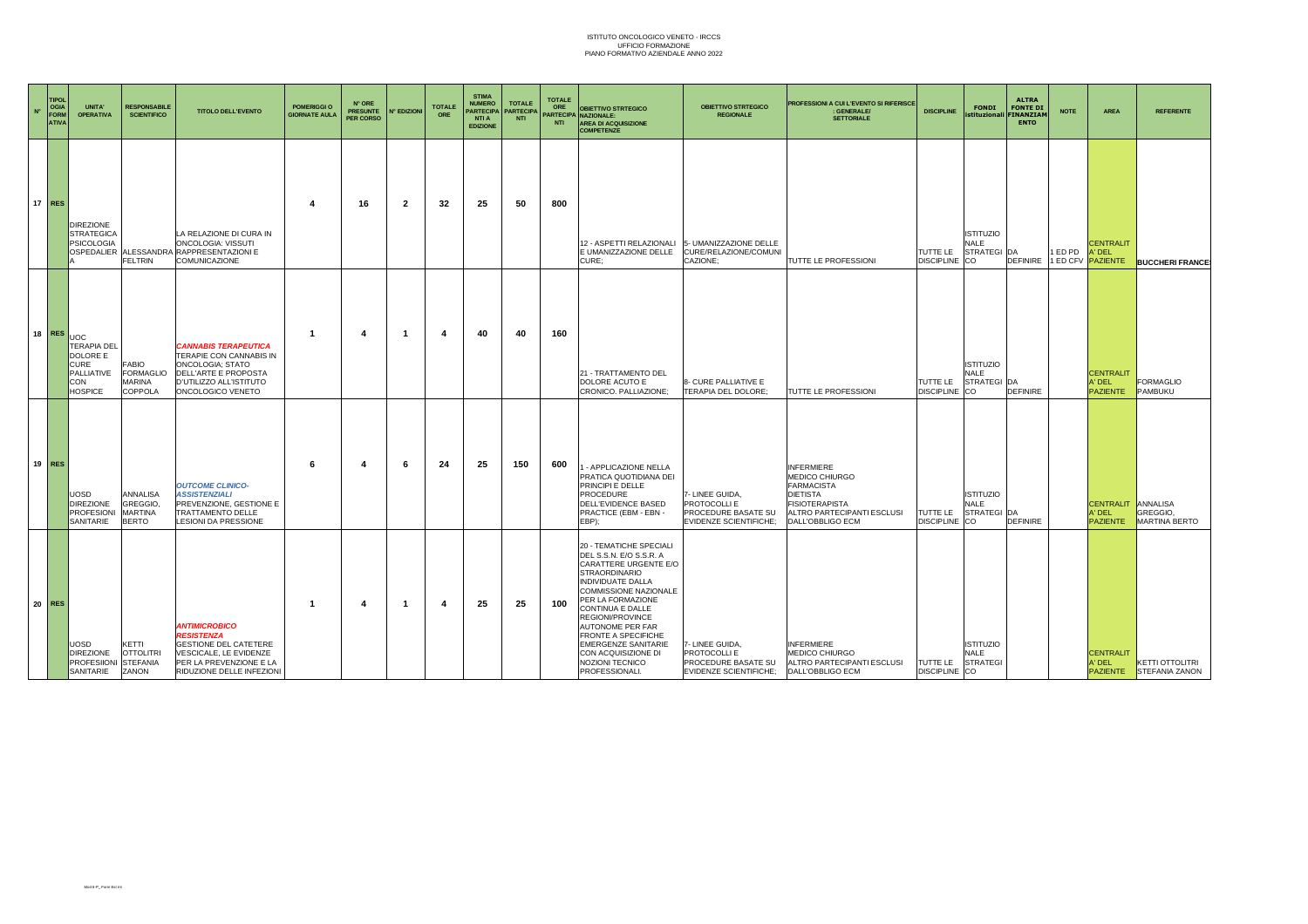ISTITUTO ONCOLOGICO VENETO - IRCCS
UFFICIO FORMAZIONE
PIANO FORMATIVO AZIENDALE ANNO 2022

| N° | TIPOLOGIA FORMATIVA | UNITA' OPERATIVA | RESPONSABILE SCIENTIFICO | TITOLO DELL'EVENTO | POMERIGGI O GIORNATE AULA | N° ORE PRESUNTE PER CORSO | N° EDIZIONI | TOTALE ORE | STIMA NUMERO PARTECIPANTI A EDIZIONE | TOTALE PARTECIPANTI | TOTALE ORE PARTECIPANTI | OBIETTIVO STRTEGICO NAZIONALE: AREA DI ACQUISIZIONE COMPETENZE | OBIETTIVO STRTEGICO REGIONALE | PROFESSIONI A CUI L'EVENTO SI RIFERISCE : GENERALE/ SETTORIALE | DISCIPLINE | FONDI istituzionali | ALTRA FONTE DI FINANZIAMENTO | NOTE | AREA | REFERENTE |
|---|---|---|---|---|---|---|---|---|---|---|---|---|---|---|---|---|---|---|---|---|
| 17 | RES | DIREZIONE STRATEGICA PSICOLOGIA OSPEDALIERA | ALESSANDRA FELTRIN | LA RELAZIONE DI CURA IN ONCOLOGIA: VISSUTI RAPPRESENTAZIONI E COMUNICAZIONE | 4 | 16 | 2 | 32 | 25 | 50 | 800 | 12 - ASPETTI RELAZIONALI E UMANIZZAZIONE DELLE CURE; | 5- UMANIZZAZIONE DELLE CURE/RELAZIONE/COMUNICAZIONE; | TUTTE LE PROFESSIONI | TUTTE LE DISCIPLINE | ISTITUZIONALE STRATEGICO | DA DEFINIRE | 1 ED PD 1 ED CFV | CENTRALITA' DEL PAZIENTE | BUCCHERI FRANCES |
| 18 | RES | UOC TERAPIA DEL DOLORE E CURE PALLIATIVE CON HOSPICE | FABIO FORMAGLIO MARINA COPPOLA | *CANNABIS TERAPEUTICA* TERAPIE CON CANNABIS IN ONCOLOGIA; STATO DELL'ARTE E PROPOSTA D'UTILIZZO ALL'ISTITUTO ONCOLOGICO VENETO | 1 | 4 | 1 | 4 | 40 | 40 | 160 | 21 - TRATTAMENTO DEL DOLORE ACUTO E CRONICO. PALLIAZIONE; | 8- CURE PALLIATIVE E TERAPIA DEL DOLORE; | TUTTE LE PROFESSIONI | TUTTE LE DISCIPLINE | ISTITUZIONALE STRATEGICO | DA DEFINIRE | | CENTRALITA' DEL PAZIENTE | FORMAGLIO PAMBUKU |
| 19 | RES | UOSD DIREZIONE PROFESIONI SANITARIE | ANNALISA GREGGIO, MARTINA BERTO | *OUTCOME CLINICO-ASSISTENZIALI* PREVENZIONE, GESTIONE E TRATTAMENTO DELLE LESIONI DA PRESSIONE | 6 | 4 | 6 | 24 | 25 | 150 | 600 | 1 - APPLICAZIONE NELLA PRATICA QUOTIDIANA DEI PRINCIPI E DELLE PROCEDURE DELL'EVIDENCE BASED PRACTICE (EBM - EBN - EBP); | 7- LINEE GUIDA, PROTOCOLLI E PROCEDURE BASATE SU EVIDENZE SCIENTIFICHE; | INFERMIERE MEDICO CHIURGO FARMACISTA DIETISTA FISIOTERAPISTA ALTRO PARTECIPANTI ESCLUSI DALL'OBBLIGO ECM | TUTTE LE DISCIPLINE | ISTITUZIONALE STRATEGICO | DA DEFINIRE | | CENTRALITA' DEL PAZIENTE | ANNALISA GREGGIO, MARTINA BERTO |
| 20 | RES | UOSD DIREZIONE PROFESIIONI SANITARIE | KETTI OTTOLITRI STEFANIA ZANON | *ANTIMICROBICO RESISTENZA* GESTIONE DEL CATETERE VESCICALE, LE EVIDENZE PER LA PREVENZIONE E LA RIDUZIONE DELLE INFEZIONI | 1 | 4 | 1 | 4 | 25 | 25 | 100 | 20 - TEMATICHE SPECIALI DEL S.S.N. E/O S.S.R. A CARATTERE URGENTE E/O STRAORDINARIO INDIVIDUATE DALLA COMMISSIONE NAZIONALE PER LA FORMAZIONE CONTINUA E DALLE REGIONI/PROVINCE AUTONOME PER FAR FRONTE A SPECIFICHE EMERGENZE SANITARIE CON ACQUISIZIONE DI NOZIONI TECNICO PROFESSIONALI. | 7- LINEE GUIDA, PROTOCOLLI E PROCEDURE BASATE SU EVIDENZE SCIENTIFICHE; | INFERMIERE MEDICO CHIURGO ALTRO PARTECIPANTI ESCLUSI DALL'OBBLIGO ECM | TUTTE LE DISCIPLINE | ISTITUZIONALE STRATEGICO | | | CENTRALITA' DEL PAZIENTE | KETTI OTTOLITRI STEFANIA ZANON |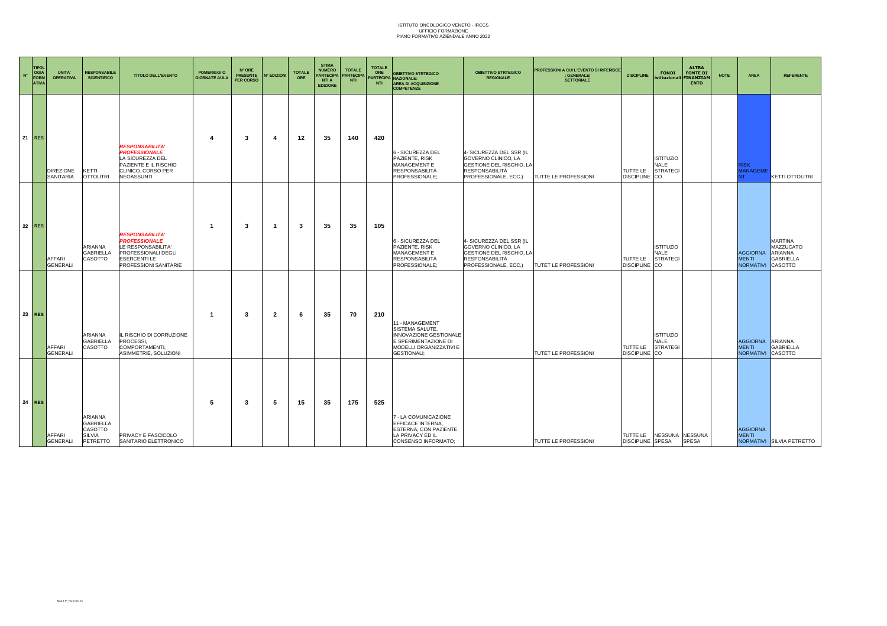ISTITUTO ONCOLOGICO VENETO - IRCCS
UFFICIO FORMAZIONE
PIANO FORMATIVO AZIENDALE ANNO 2022

| N° | TIPOLOGIA FORMATIVA | UNITA' OPERATIVA | RESPONSABILE SCIENTIFICO | TITOLO DELL'EVENTO | POMERIGGI O GIORNATE AULA | N° ORE PRESUNTE PER CORSO | N° EDIZIONI | TOTALE ORE | STIMA NUMERO PARTECIPANTI A EDIZIONE | TOTALE PARTECIPANTI | TOTALE ORE PARTECIPANTI | OBIETTIVO STRTEGICO NAZIONALE: AREA DI ACQUISIZIONE COMPETENZE | OBIETTIVO STRTEGICO REGIONALE | PROFESSIONI A CUI L'EVENTO SI RIFERISCE : GENERALE/ SETTORIALE | DISCIPLINE | FONDI istituzionali | ALTRA FONTE DI FINANZIAMENTO | NOTE | AREA | REFERENTE |
|---|---|---|---|---|---|---|---|---|---|---|---|---|---|---|---|---|---|---|---|---|
| 21 | RES | DIREZIONE SANITARIA | KETTI OTTOLITRI | **RESPONSABILITA' PROFESSIONALE** LA SICUREZZA DEL PAZIENTE E IL RISCHIO CLINICO. CORSO PER NEOASSUNTI | 4 | 3 | 4 | 12 | 35 | 140 | 420 | 6 - SICUREZZA DEL PAZIENTE, RISK MANAGEMENT E RESPONSABILITÀ PROFESSIONALE; | 4- SICUREZZA DEL SSR (IL GOVERNO CLINICO, LA GESTIONE DEL RISCHIO, LA RESPONSABILITÀ PROFESSIONALE, ECC.) | TUTTE LE PROFESSIONI | TUTTE LE DISCIPLINE | ISTITUZIONALE STRATEGICO | | | RISK MANAGEMENT | KETTI OTTOLITRI |
| 22 | RES | AFFARI GENERALI | ARIANNA GABRIELLA CASOTTO | **RESPONSABILITA' PROFESSIONALE** LE RESPONSABILITA' PROFESSIONALI DEGLI ESERCENTI LE PROFESSIONI SANITARIE | 1 | 3 | 1 | 3 | 35 | 35 | 105 | 6 - SICUREZZA DEL PAZIENTE, RISK MANAGEMENT E RESPONSABILITÀ PROFESSIONALE; | 4- SICUREZZA DEL SSR (IL GOVERNO CLINICO, LA GESTIONE DEL RISCHIO, LA RESPONSABILITÀ PROFESSIONALE, ECC.) | TUTET LE PROFESSIONI | TUTTE LE DISCIPLINE | ISTITUZIONALE STRATEGICO | | | AGGIORNAMENTI NORMATIVI | MARTINA MAZZUCATO ARIANNA GABRIELLA CASOTTO |
| 23 | RES | AFFARI GENERALI | ARIANNA GABRIELLA CASOTTO | IL RISCHIO DI CORRUZIONE PROCESSI, COMPORTAMENTI, ASIMMETRIE, SOLUZIONI | 1 | 3 | 2 | 6 | 35 | 70 | 210 | 11 - MANAGEMENT SISTEMA SALUTE. INNOVAZIONE GESTIONALE E SPERIMENTAZIONE DI MODELLI ORGANIZZATIVI E GESTIONALI; | | TUTET LE PROFESSIONI | TUTTE LE DISCIPLINE | ISTITUZIONALE STRATEGICO | | | AGGIORNAMENTI NORMATIVI | ARIANNA GABRIELLA CASOTTO |
| 24 | RES | AFFARI GENERALI | ARIANNA GABRIELLA CASOTTO SILVIA PETRETTO | PRIVACY E FASCICOLO SANITARIO ELETTRONICO | 5 | 3 | 5 | 15 | 35 | 175 | 525 | 7 - LA COMUNICAZIONE EFFICACE INTERNA, ESTERNA, CON PAZIENTE. LA PRIVACY ED IL CONSENSO INFORMATO; | | TUTTE LE PROFESSIONI | TUTTE LE DISCIPLINE | NESSUNA SPESA | NESSUNA SPESA | | AGGIORNAMENTI NORMATIVI | SILVIA PETRETTO |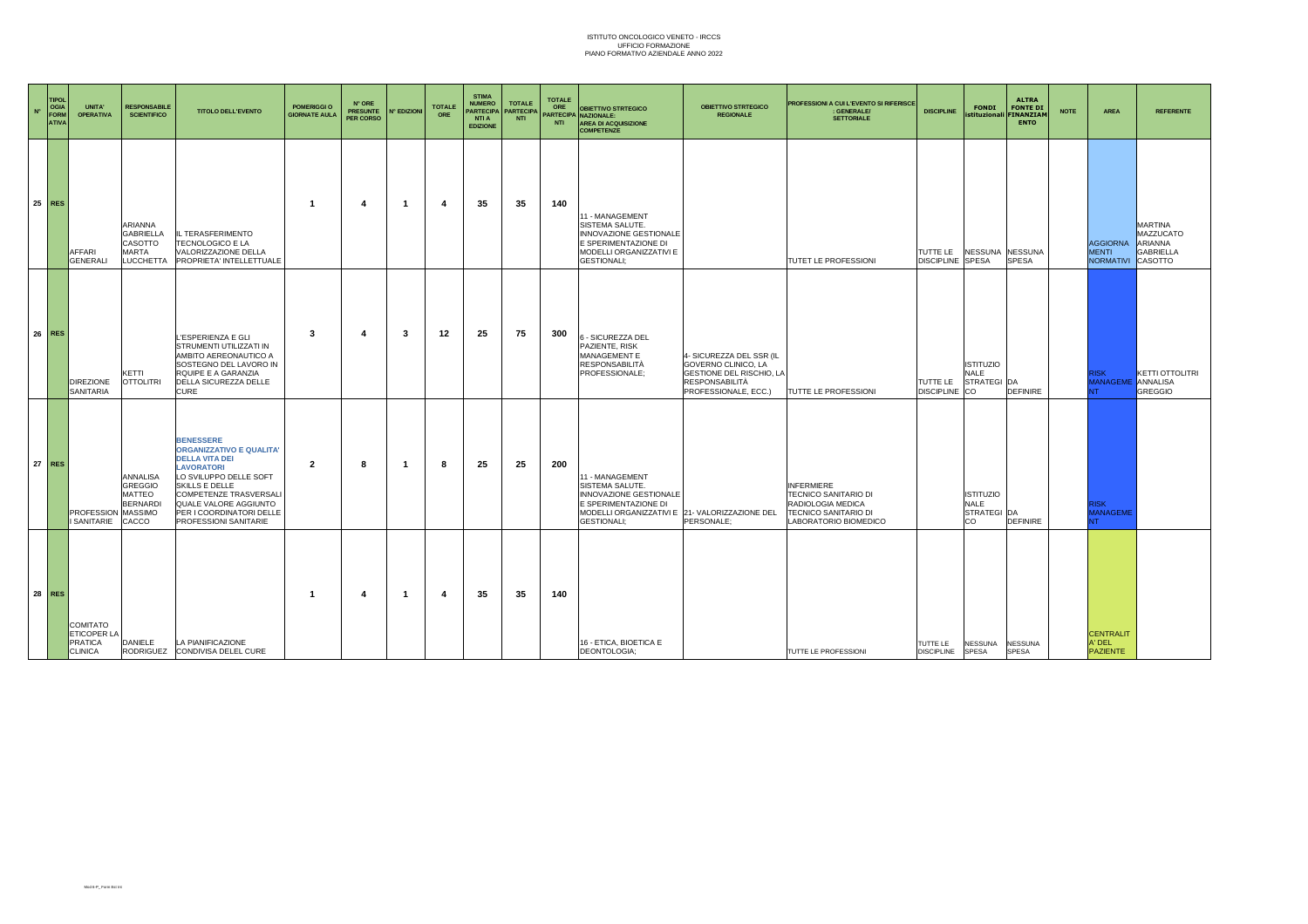ISTITUTO ONCOLOGICO VENETO - IRCCS
UFFICIO FORMAZIONE
PIANO FORMATIVO AZIENDALE ANNO 2022

| N° | TIPOLOGIA FORMATIVA | UNITA' OPERATIVA | RESPONSABILE SCIENTIFICO | TITOLO DELL'EVENTO | POMERIGGI O GIORNATE AULA | N° ORE PRESUNTE PER CORSO | N° EDIZIONI | TOTALE ORE | STIMA NUMERO PARTECIPANTI A EDIZIONE | TOTALE PARTECIPANTI | TOTALE ORE PARTECIPANTI | OBIETTIVO STRTEGICO NAZIONALE: AREA DI ACQUISIZIONE COMPETENZE | OBIETTIVO STRTEGICO REGIONALE | PROFESSIONI A CUI L'EVENTO SI RIFERISCE : GENERALE/ SETTORIALE | DISCIPLINE | FONDI istituzionali | ALTRA FONTE DI FINANZIAMENTO | NOTE | AREA | REFERENTE |
|---|---|---|---|---|---|---|---|---|---|---|---|---|---|---|---|---|---|---|---|---|
| 25 | RES | AFFARI GENERALI | ARIANNA GABRIELLA CASOTTO MARTA LUCCHETTA | IL TERASFERIMENTO TECNOLOGICO E LA VALORIZZAZIONE DELLA PROPRIETA' INTELLETTUALE | 1 | 4 | 1 | 4 | 35 | 35 | 140 | 11 - MANAGEMENT SISTEMA SALUTE. INNOVAZIONE GESTIONALE E SPERIMENTAZIONE DI MODELLI ORGANIZZATIVI E GESTIONALI; | | TUTET LE PROFESSIONI | TUTTE LE DISCIPLINE | NESSUNA SPESA | NESSUNA SPESA | | AGGIORNAMENTI NORMATIVI | MARTINA MAZZUCATO ARIANNA GABRIELLA CASOTTO |
| 26 | RES | DIREZIONE SANITARIA | KETTI OTTOLITRI | L'ESPERIENZA E GLI STRUMENTI UTILIZZATI IN AMBITO AEREONAUTICO A SOSTEGNO DEL LAVORO IN RQUIPE E A GARANZIA DELLA SICUREZZA DELLE CURE | 3 | 4 | 3 | 12 | 25 | 75 | 300 | 6 - SICUREZZA DEL PAZIENTE, RISK MANAGEMENT E RESPONSABILITÀ PROFESSIONALE; | 4- SICUREZZA DEL SSR (IL GOVERNO CLINICO, LA GESTIONE DEL RISCHIO, LA RESPONSABILITÀ PROFESSIONALE, ECC.) | TUTTE LE PROFESSIONI | TUTTE LE DISCIPLINE | ISTITUZIONALE STRATEGICO | DA DEFINIRE | | RISK MANAGEMENT | KETTI OTTOLITRI ANNALISA GREGGIO |
| 27 | RES | PROFESSIONI SANITARIE | ANNALISA GREGGIO MATTEO BERNARDI MASSIMO CACCO | **BENESSERE ORGANIZZATIVO E QUALITA' DELLA VITA DEI LAVORATORI** LO SVILUPPO DELLE SOFT SKILLS E DELLE COMPETENZE TRASVERSALI QUALE VALORE AGGIUNTO PER I COORDINATORI DELLE PROFESSIONI SANITARIE | 2 | 8 | 1 | 8 | 25 | 25 | 200 | 11 - MANAGEMENT SISTEMA SALUTE. INNOVAZIONE GESTIONALE E SPERIMENTAZIONE DI MODELLI ORGANIZZATIVI E GESTIONALI; | 21- VALORIZZAZIONE DEL PERSONALE; | INFERMIERE TECNICO SANITARIO DI RADIOLOGIA MEDICA TECNICO SANITARIO DI LABORATORIO BIOMEDICO | | ISTITUZIONALE STRATEGICO | DA DEFINIRE | | RISK MANAGEMENT | |
| 28 | RES | COMITATO ETICOPER LA PRATICA CLINICA | DANIELE RODRIGUEZ | LA PIANIFICAZIONE CONDIVISA DELEL CURE | 1 | 4 | 1 | 4 | 35 | 35 | 140 | 16 - ETICA, BIOETICA E DEONTOLOGIA; | | TUTTE LE PROFESSIONI | TUTTE LE DISCIPLINE | NESSUNA SPESA | NESSUNA SPESA | | CENTRALITA' DEL PAZIENTE | |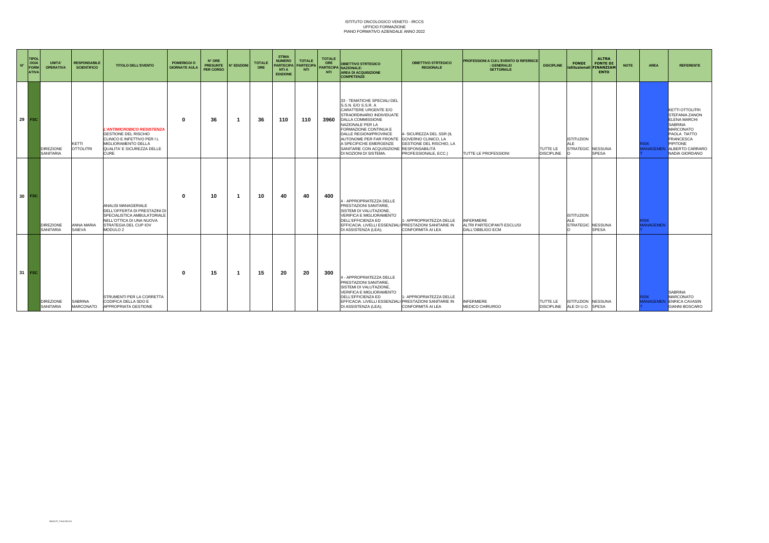ISTITUTO ONCOLOGICO VENETO - IRCCS
UFFICIO FORMAZIONE
PIANO FORMATIVO AZIENDALE ANNO 2022

| N° | TIPOLOGIA FORMATIVA | UNITA' OPERATIVA | RESPONSABILE SCIENTIFICO | TITOLO DELL'EVENTO | POMERIGGIO GIORNATE AULA | N° ORE PRESUNTE PER CORSO | N° EDIZIONI | TOTALE ORE | STIMA NUMERO PARTECIPANTI A EDIZIONE | TOTALE PARTECIPANTI | TOTALE ORE PARTECIPANTI | OBIETTIVO STRTEGICO NAZIONALE: AREA DI ACQUISIZIONE COMPETENZE | OBIETTIVO STRTEGICO REGIONALE | PROFESSIONI A CUI L'EVENTO SI RIFERISCE : GENERALE/ SETTORIALE | DISCIPLINE | FONDI istituzionali | ALTRA FONTE DI FINANZIAMENTO | NOTE | AREA | REFERENTE |
|---|---|---|---|---|---|---|---|---|---|---|---|---|---|---|---|---|---|---|---|---|
| 29 | FSC | DIREZIONE SANITARIA | KETTI OTTOLITRI | *L'ANTIMICROBICO RESISTENZA* GESTIONE DEL RISCHIO CLINICO E INFETTIVO PER IL MIGLIORAMENTO DELLA QUALITA' E SICUREZZA DELLE CURE | 0 | 36 | 1 | 36 | 110 | 110 | 3960 | 33 - TEMATICHE SPECIALI DEL S.S.N. E/O S.S.R. A CARATTERE URGENTE E/O STRAORDINARIO INDIVIDUATE DALLA COMMISSIONE NAZIONALE PER LA FORMAZIONE CONTINUA E DALLE REGIONI/PROVINCE AUTONOME PER FAR FRONTE A SPECIFICHE EMERGENZE SANITARIE CON ACQUISIZIONE DI NOZIONI DI SISTEMA. | 4- SICUREZZA DEL SSR (IL GOVERNO CLINICO, LA GESTIONE DEL RISCHIO, LA RESPONSABILITÀ PROFESSIONALE, ECC.) | TUTTE LE PROFESSIONI | TUTTE LE DISCIPLINE | ISTITUZIONALE STRATEGICO | NESSUNA SPESA | | RISK MANAGEMENT | KETTI OTTOLITRI STEFANIA ZANON ELENA MARCHI SABRINA MARCONATO PAOLA TIATTO FRANCESCA PIPITONE ALBERTO CARRARO NADIA GIORDANO |
| 30 | FSC | DIREZIONE SANITARIA | ANNA MARIA SAIEVA | ANALISI MANAGERIALE DELL'OFFERTA DI PRESTAZINI DI SPECIALISTICA AMBULATORIALE NELL'OTTICA DI UNA NUOVA STRATEGIA DEL CUP IOV MODULO 2 | 0 | 10 | 1 | 10 | 40 | 40 | 400 | 4 - APPROPRIATEZZA DELLE PRESTAZIONI SANITARIE, SISTEMI DI VALUTAZIONE, VERIFICA E MIGLIORAMENTO DELL'EFFICIENZA ED EFFICACIA. LIVELLI ESSENZIALI DI ASSISTENZA (LEA); | 1- APPROPRIATEZZA DELLE PRESTAZIONI SANITARIE IN CONFORMITÀ AI LEA | INFERMIERE ALTRI PARTECIPANTI ESCLUSI DALL'OBBLIGO ECM | | ISTITUZIONALE STRATEGICO | NESSUNA SPESA | | RISK MANAGEMENT | |
| 31 | FSC | DIREZIONE SANITARIA | SABRINA MARCONATO | STRUMENTI PER LA CORRETTA CODIFICA DELLA SDO E APPROPRIATA GESTIONE | 0 | 15 | 1 | 15 | 20 | 20 | 300 | 4 - APPROPRIATEZZA DELLE PRESTAZIONI SANITARIE, SISTEMI DI VALUTAZIONE, VERIFICA E MIGLIORAMENTO DELL'EFFICIENZA ED EFFICACIA. LIVELLI ESSENZIALI DI ASSISTENZA (LEA); | 1- APPROPRIATEZZA DELLE PRESTAZIONI SANITARIE IN CONFORMITÀ AI LEA | INFERMIERE MEDICO CHIRURGO | TUTTE LE DISCIPLINE | ISTITUZIONALE DI U.O. | NESSUNA SPESA | | RISK MANAGEMENT | SABRINA MARCONATO ENRICA CAVASIN GIANNI BOSCARO |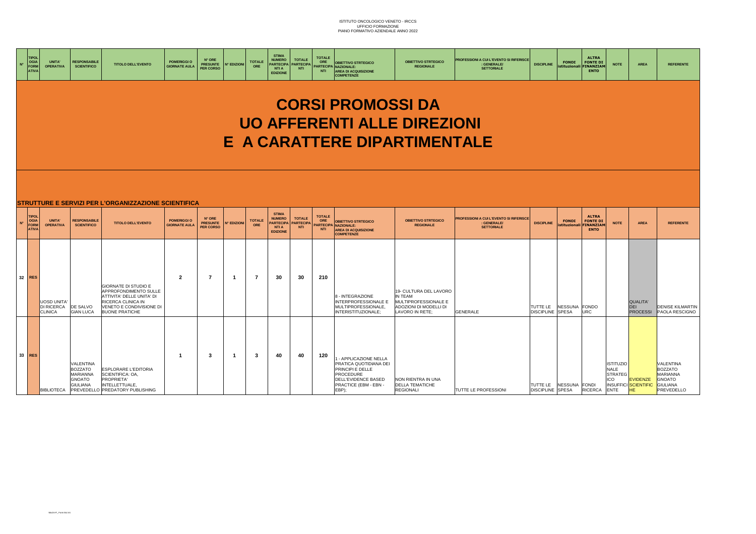ISTITUTO ONCOLOGICO VENETO - IRCCS
UFFICIO FORMAZIONE
PIANO FORMATIVO AZIENDALE ANNO 2022

| N° | TIPOLOGIA FORMATIVA | UNITA' OPERATIVA | RESPONSABILE SCIENTIFICO | TITOLO DELL'EVENTO | POMERIGGI O GIORNATE AULA | N° ORE PRESUNTE PER CORSO | N° EDIZIONI | TOTALE ORE | STIMA NUMERO PARTECIPANTI A EDIZIONE | TOTALE PARTECIPANTI | TOTALE ORE PARTECIPANTI | OBIETTIVO STRTEGICO NAZIONALE: AREA DI ACQUISIZIONE COMPETENZE | OBIETTIVO STRTEGICO REGIONALE | PROFESSIONI A CUI L'EVENTO SI RIFERISCE : GENERALE/ SETTORIALE | DISCIPLINE | FONDI istituzionali | ALTRA FONTE DI FINANZIAMENTO | NOTE | AREA | REFERENTE |
|---|---|---|---|---|---|---|---|---|---|---|---|---|---|---|---|---|---|---|---|---|

# CORSI PROMOSSI DA UO AFFERENTI ALLE DIREZIONI E A CARATTERE DIPARTIMENTALE

## STRUTTURE E SERVIZI PER L'ORGANIZZAZIONE SCIENTIFICA

| N° | TIPOLOGIA FORMATIVA | UNITA' OPERATIVA | RESPONSABILE SCIENTIFICO | TITOLO DELL'EVENTO | POMERIGGI O GIORNATE AULA | N° ORE PRESUNTE PER CORSO | N° EDIZIONI | TOTALE ORE | STIMA NUMERO PARTECIPANTI A EDIZIONE | TOTALE PARTECIPANTI | TOTALE ORE PARTECIPANTI | OBIETTIVO STRTEGICO NAZIONALE: AREA DI ACQUISIZIONE COMPETENZE | OBIETTIVO STRTEGICO REGIONALE | PROFESSIONI A CUI L'EVENTO SI RIFERISCE : GENERALE/ SETTORIALE | DISCIPLINE | FONDI istituzionali | ALTRA FONTE DI FINANZIAMENTO | NOTE | AREA | REFERENTE |
|---|---|---|---|---|---|---|---|---|---|---|---|---|---|---|---|---|---|---|---|---|
| 32 | RES | UOSD UNITA' DI RICERCA CLINICA | DE SALVO GIAN LUCA | GIORNATE DI STUDIO E APPROFONDIMENTO SULLE ATTIVITA' DELLE UNITA' DI RICERCA CLINICA IN VENETO E CONDIVISIONE DI BUONE PRATICHE | 2 | 7 | 1 | 7 | 30 | 30 | 210 | 8 - INTEGRAZIONE INTERPROFESSIONALE E MULTIPROFESSIONALE, INTERISTITUZIONALE; | 19- CULTURA DEL LAVORO IN TEAM MULTIPROFESSIONALE E ADOZIONI DI MODELLI DI LAVORO IN RETE; | GENERALE | TUTTE LE DISCIPLINE | NESSUNA SPESA | FONDO URC | | QUALITA' DEI PROCESSI | DENISE KILMARTIN PAOLA RESCIGNO |
| 33 | RES | BIBLIOTECA | VALENTINA BOZZATO MARIANNA GNOATO GIULIANA PREVEDELLO | ESPLORARE L'EDITORIA SCIENTIFICA: OA, PROPRIETA' INTELLETTUALE, PREDATORY PUBLISHING | 1 | 3 | 1 | 3 | 40 | 40 | 120 | 1 - APPLICAZIONE NELLA PRATICA QUOTIDIANA DEI PRINCIPI E DELLE PROCEDURE DELL'EVIDENCE BASED PRACTICE (EBM - EBN - EBP); | NON RIENTRA IN UNA DELLA TEMATICHE REGIONALI | TUTTE LE PROFESSIONI | TUTTE LE DISCIPLINE | NESSUNA SPESA | FONDI RICERCA | ISTITUZIONALE STRATEGICO INSUFFICIENTE | EVIDENZE SCIENTIFICHE | VALENTINA BOZZATO MARIANNA GNOATO GIULIANA PREVEDELLO |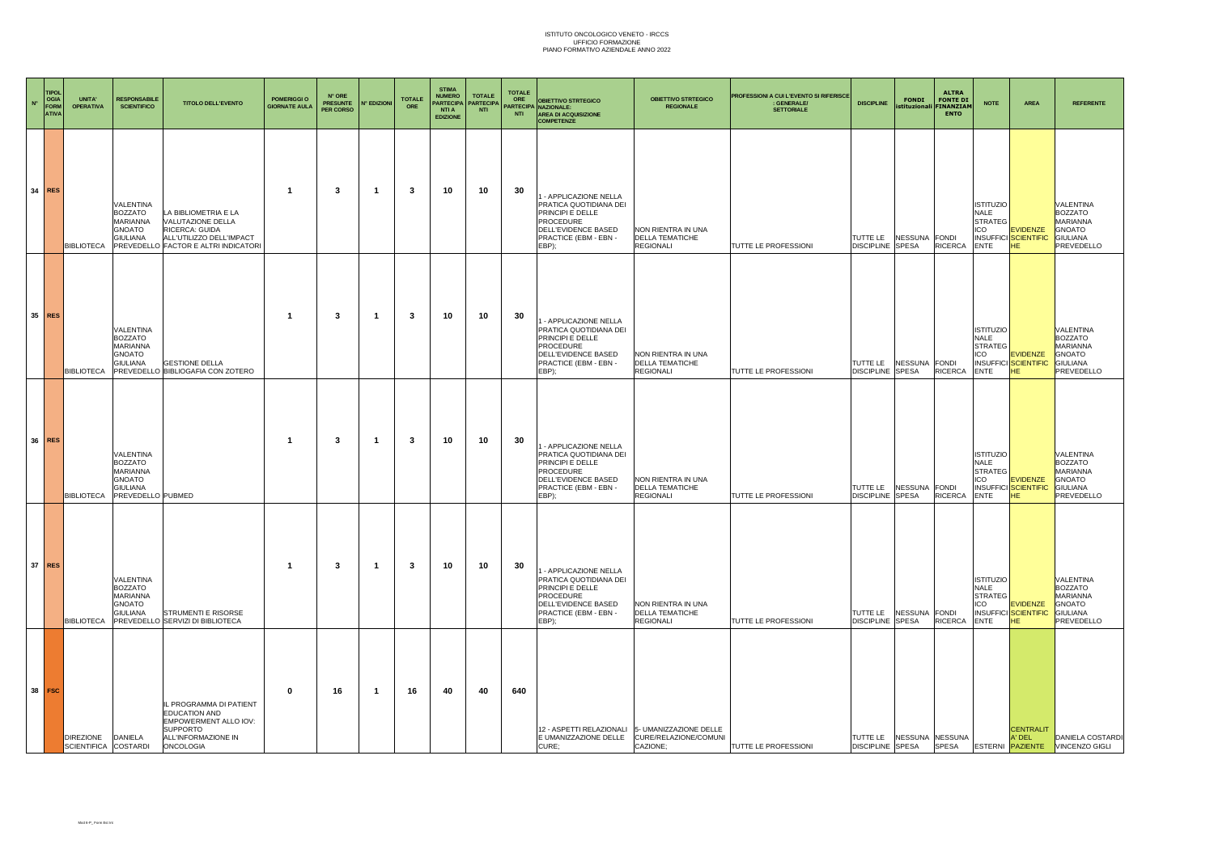ISTITUTO ONCOLOGICO VENETO - IRCCS
UFFICIO FORMAZIONE
PIANO FORMATIVO AZIENDALE ANNO 2022

| N° | TIPOLOGIA FORMATIVA | UNITA' OPERATIVA | RESPONSABILE SCIENTIFICO | TITOLO DELL'EVENTO | POMERIGGIO GIORNATE AULA | N° ORE PRESUNTE PER CORSO | N° EDIZIONI | TOTALE ORE | STIMA NUMERO PARTECIPANTI A EDIZIONE | TOTALE PARTECIPANTI | TOTALE ORE PARTECIPANTI | OBIETTIVO STRTEGICO NAZIONALE: AREA DI ACQUISIZIONE COMPETENZE | OBIETTIVO STRTEGICO REGIONALE | PROFESSIONI A CUI L'EVENTO SI RIFERISCE : GENERALE/ SETTORIALE | DISCIPLINE | FONDI istituzionali | ALTRA FONTE DI FINANZIAMENTO | NOTE | AREA | REFERENTE |
|---|---|---|---|---|---|---|---|---|---|---|---|---|---|---|---|---|---|---|---|---|
| 34 | RES | BIBLIOTECA | VALENTINA BOZZATO MARIANNA GNOATO GIULIANA PREVEDELLO | LA BIBLIOMETRIA E LA VALUTAZIONE DELLA RICERCA: GUIDA ALL'UTILIZZO DELL'IMPACT FACTOR E ALTRI INDICATORI | 1 | 3 | 1 | 3 | 10 | 10 | 30 | 1 - APPLICAZIONE NELLA PRATICA QUOTIDIANA DEI PRINCIPI E DELLE PROCEDURE DELL'EVIDENCE BASED PRACTICE (EBM - EBN - EBP); | NON RIENTRA IN UNA DELLA TEMATICHE REGIONALI | TUTTE LE PROFESSIONI | TUTTE LE DISCIPLINE | NESSUNA SPESA | FONDI RICERCA | ISTITUZIONALE STRATEGICO INSUFFICIENTE | EVIDENZE SCIENTIFICHE | VALENTINA BOZZATO MARIANNA GNOATO GIULIANA PREVEDELLO |
| 35 | RES | BIBLIOTECA | VALENTINA BOZZATO MARIANNA GNOATO GIULIANA PREVEDELLO | GESTIONE DELLA BIBLIOGRAFIA CON ZOTERO | 1 | 3 | 1 | 3 | 10 | 10 | 30 | 1 - APPLICAZIONE NELLA PRATICA QUOTIDIANA DEI PRINCIPI E DELLE PROCEDURE DELL'EVIDENCE BASED PRACTICE (EBM - EBN - EBP); | NON RIENTRA IN UNA DELLA TEMATICHE REGIONALI | TUTTE LE PROFESSIONI | TUTTE LE DISCIPLINE | NESSUNA SPESA | FONDI RICERCA | ISTITUZIONALE STRATEGICO INSUFFICIENTE | EVIDENZE SCIENTIFICHE | VALENTINA BOZZATO MARIANNA GNOATO GIULIANA PREVEDELLO |
| 36 | RES | BIBLIOTECA | VALENTINA BOZZATO MARIANNA GNOATO GIULIANA PREVEDELLO | PUBMED | 1 | 3 | 1 | 3 | 10 | 10 | 30 | 1 - APPLICAZIONE NELLA PRATICA QUOTIDIANA DEI PRINCIPI E DELLE PROCEDURE DELL'EVIDENCE BASED PRACTICE (EBM - EBN - EBP); | NON RIENTRA IN UNA DELLA TEMATICHE REGIONALI | TUTTE LE PROFESSIONI | TUTTE LE DISCIPLINE | NESSUNA SPESA | FONDI RICERCA | ISTITUZIONALE STRATEGICO INSUFFICIENTE | EVIDENZE SCIENTIFICHE | VALENTINA BOZZATO MARIANNA GNOATO GIULIANA PREVEDELLO |
| 37 | RES | BIBLIOTECA | VALENTINA BOZZATO MARIANNA GNOATO GIULIANA PREVEDELLO | STRUMENTI E RISORSE SERVIZI DI BIBLIOTECA | 1 | 3 | 1 | 3 | 10 | 10 | 30 | 1 - APPLICAZIONE NELLA PRATICA QUOTIDIANA DEI PRINCIPI E DELLE PROCEDURE DELL'EVIDENCE BASED PRACTICE (EBM - EBN - EBP); | NON RIENTRA IN UNA DELLA TEMATICHE REGIONALI | TUTTE LE PROFESSIONI | TUTTE LE DISCIPLINE | NESSUNA SPESA | FONDI RICERCA | ISTITUZIONALE STRATEGICO INSUFFICIENTE | EVIDENZE SCIENTIFICHE | VALENTINA BOZZATO MARIANNA GNOATO GIULIANA PREVEDELLO |
| 38 | FSC | DIREZIONE SCIENTIFICA | DANIELA COSTARDI | IL PROGRAMMA DI PATIENT EDUCATION AND EMPOWERMENT ALLO IOV: SUPPORTO ALL'INFORMAZIONE IN ONCOLOGIA | 0 | 16 | 1 | 16 | 40 | 40 | 640 | 12 - ASPETTI RELAZIONALI E UMANIZZAZIONE DELLE CURE; | 5- UMANIZZAZIONE DELLE CURE/RELAZIONE/COMUNICAZIONE; | TUTTE LE PROFESSIONI | TUTTE LE DISCIPLINE | NESSUNA SPESA | NESSUNA SPESA | ESTERNI | CENTRALITA' DEL PAZIENTE | DANIELA COSTARDI VINCENZO GIGLI |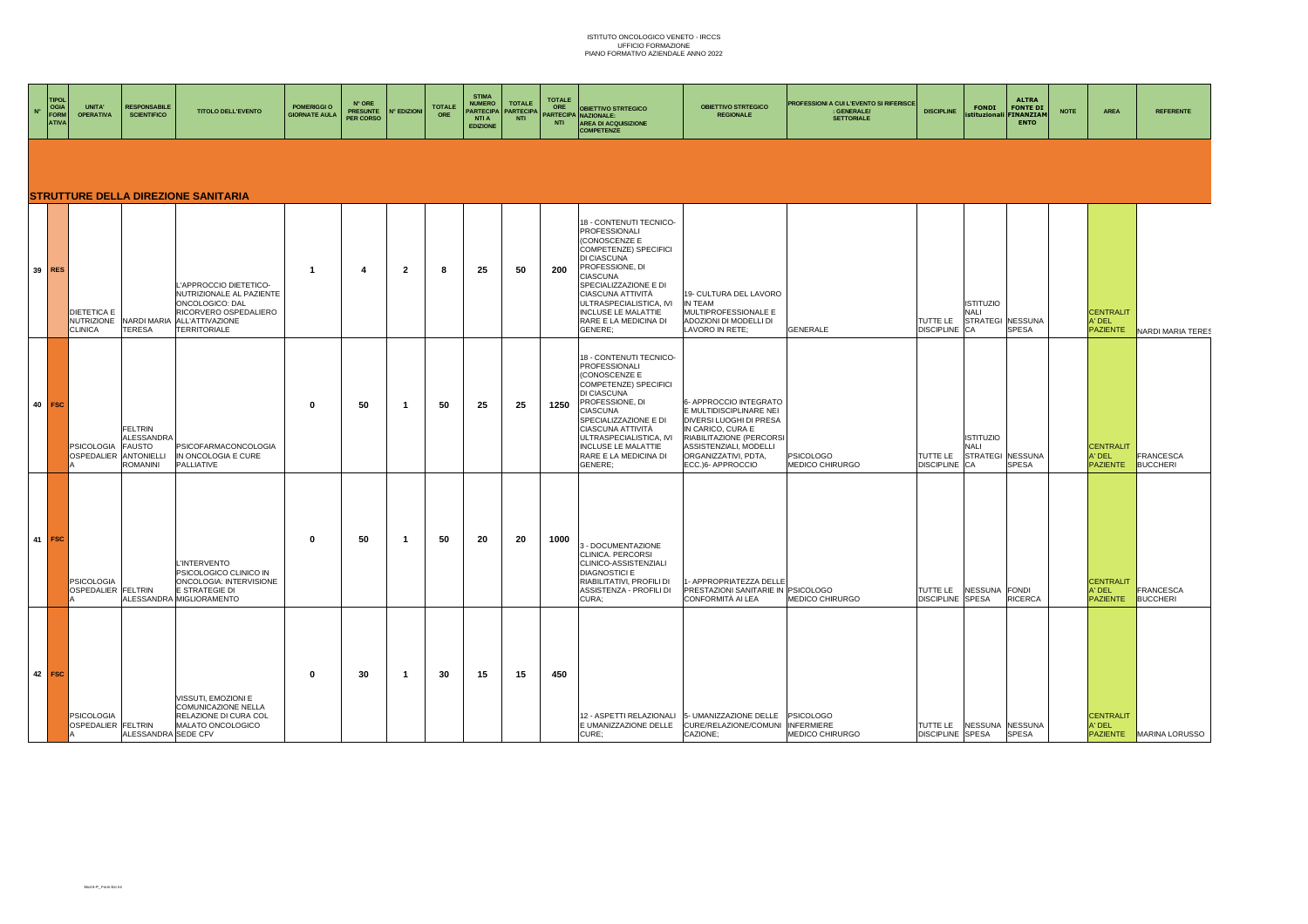ISTITUTO ONCOLOGICO VENETO - IRCCS
UFFICIO FORMAZIONE
PIANO FORMATIVO AZIENDALE ANNO 2022

| N° | TIPOLOGIA FORMATIVA | UNITA' OPERATIVA | RESPONSABILE SCIENTIFICO | TITOLO DELL'EVENTO | POMERIGGI O GIORNATE AULA | N° ORE PRESUNTE PER CORSO | N° EDIZIONI | TOTALE ORE | STIMA NUMERO PARTECIPANTI A EDIZIONE | TOTALE PARTECIPANTI | TOTALE ORE PARTECIPANTI | OBIETTIVO STRTEGICO NAZIONALE: AREA DI ACQUISIZIONE COMPETENZE | OBIETTIVO STRTEGICO REGIONALE | PROFESSIONI A CUI L'EVENTO SI RIFERISCE : GENERALE/ SETTORIALE | DISCIPLINE | FONDI istituzionali | ALTRA FONTE DI FINANZIAMENTO | NOTE | AREA | REFERENTE |
|---|---|---|---|---|---|---|---|---|---|---|---|---|---|---|---|---|---|---|---|---|
| **STRUTTURE DELLA DIREZIONE SANITARIA** | | | | | | | | | | | | | | | | | | | | |
| 39 | RES | DIETETICA E NUTRIZIONE CLINICA | NARDI MARIA TERESA | L'APPROCCIO DIETETICO-NUTRIZIONALE AL PAZIENTE ONCOLOGICO: DAL RICORVERO OSPEDALIERO ALL'ATTIVAZIONE TERRITORIALE | 1 | 4 | 2 | 8 | 25 | 50 | 200 | 18 - CONTENUTI TECNICO-PROFESSIONALI (CONOSCENZE E COMPETENZE) SPECIFICI DI CIASCUNA PROFESSIONE, DI CIASCUNA SPECIALIZZAZIONE E DI CIASCUNA ATTIVITÀ ULTRASPECIALISTICA, IVI INCLUSE LE MALATTIE RARE E LA MEDICINA DI GENERE; | 19- CULTURA DEL LAVORO IN TEAM MULTIPROFESSIONALE E ADOZIONI DI MODELLI DI LAVORO IN RETE; | GENERALE | TUTTE LE DISCIPLINE | ISTITUZIONALI STRATEGICA | NESSUNA SPESA | | CENTRALITA' DEL PAZIENTE | NARDI MARIA TERES |
| 40 | FSC | PSICOLOGIA OSPEDALIERA | FELTRIN ALESSANDRA FAUSTO ANTONIELLI ROMANINI | PSICOFARMACONCOLOGIA IN ONCOLOGIA E CURE PALLIATIVE | 0 | 50 | 1 | 50 | 25 | 25 | 1250 | 18 - CONTENUTI TECNICO-PROFESSIONALI (CONOSCENZE E COMPETENZE) SPECIFICI DI CIASCUNA PROFESSIONE, DI CIASCUNA SPECIALIZZAZIONE E DI CIASCUNA ATTIVITÀ ULTRASPECIALISTICA, IVI INCLUSE LE MALATTIE RARE E LA MEDICINA DI GENERE; | 6- APPROCCIO INTEGRATO E MULTIDISCIPLINARE NEI DIVERSI LUOGHI DI PRESA IN CARICO, CURA E RIABILITAZIONE (PERCORSI ASSISTENZIALI, MODELLI ORGANIZZATIVI, PDTA, ECC.)6- APPROCCIO | PSICOLOGO MEDICO CHIRURGO | TUTTE LE DISCIPLINE | ISTITUZIONALI STRATEGICA | NESSUNA SPESA | | CENTRALITA' DEL PAZIENTE | FRANCESCA BUCCHERI |
| 41 | FSC | PSICOLOGIA OSPEDALIERA | FELTRIN ALESSANDRA | L'INTERVENTO PSICOLOGICO CLINICO IN ONCOLOGIA: INTERVISIONE E STRATEGIE DI MIGLIORAMENTO | 0 | 50 | 1 | 50 | 20 | 20 | 1000 | 3 - DOCUMENTAZIONE CLINICA. PERCORSI CLINICO-ASSISTENZIALI DIAGNOSTICI E RIABILITATIVI, PROFILI DI ASSISTENZA - PROFILI DI CURA; | 1- APPROPRIATEZZA DELLE PRESTAZIONI SANITARIE IN CONFORMITÀ AI LEA | PSICOLOGO MEDICO CHIRURGO | TUTTE LE DISCIPLINE | NESSUNA SPESA | FONDI RICERCA | | CENTRALITA' DEL PAZIENTE | FRANCESCA BUCCHERI |
| 42 | FSC | PSICOLOGIA OSPEDALIERA | FELTRIN ALESSANDRA SEDE CFV | VISSUTI, EMOZIONI E COMUNICAZIONE NELLA RELAZIONE DI CURA COL MALATO ONCOLOGICO | 0 | 30 | 1 | 30 | 15 | 15 | 450 | 12 - ASPETTI RELAZIONALI E UMANIZZAZIONE DELLE CURE; | 5- UMANIZZAZIONE DELLE CURE/RELAZIONE/COMUNICAZIONE; | PSICOLOGO INFERMIERE MEDICO CHIRURGO | TUTTE LE DISCIPLINE | NESSUNA SPESA | NESSUNA SPESA | | CENTRALITA' DEL PAZIENTE | MARINA LORUSSO |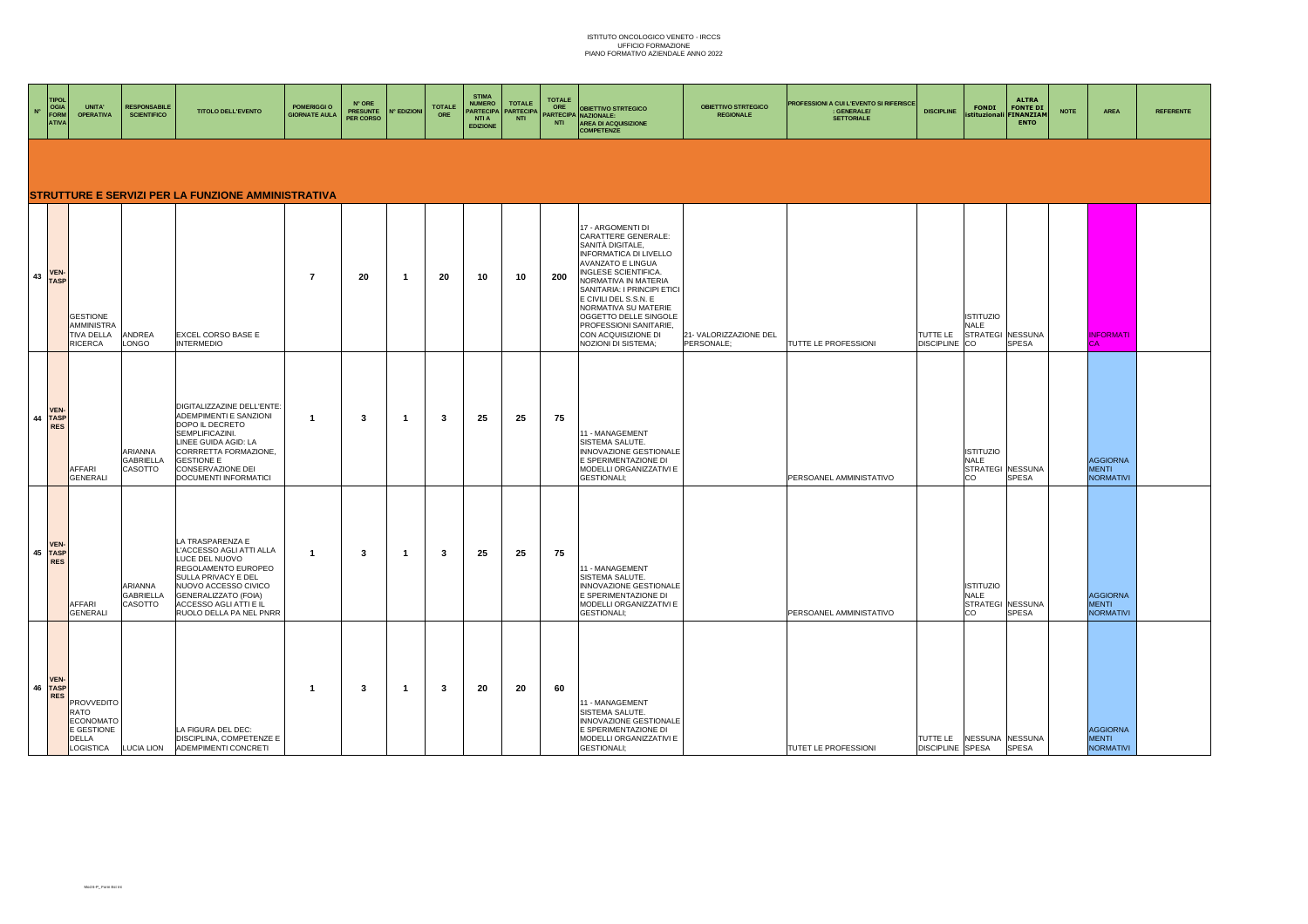ISTITUTO ONCOLOGICO VENETO - IRCCS
UFFICIO FORMAZIONE
PIANO FORMATIVO AZIENDALE ANNO 2022

| N° | TIPOLOGIA FORMATIVA | UNITA' OPERATIVA | RESPONSABILE SCIENTIFICO | TITOLO DELL'EVENTO | POMERIGGI O GIORNATE AULA | N° ORE PRESUNTE PER CORSO | N° EDIZIONI | TOTALE ORE | STIMA NUMERO PARTECIPANTI A EDIZIONE | TOTALE PARTECIPANTI | TOTALE ORE PARTECIPANTI | OBIETTIVO STRTEGICO NAZIONALE: AREA DI ACQUISIZIONE COMPETENZE | OBIETTIVO STRTEGICO REGIONALE | PROFESSIONI A CUI L'EVENTO SI RIFERISCE : GENERALE/ SETTORIALE | DISCIPLINE | FONDI istituzionali | ALTRA FONTE DI FINANZIAMENTO | NOTE | AREA | REFERENTE |
|---|---|---|---|---|---|---|---|---|---|---|---|---|---|---|---|---|---|---|---|---|
| **STRUTTURE E SERVIZI PER LA FUNZIONE AMMINISTRATIVA** | | | | | | | | | | | | | | | | | | | | |
| 43 | VEN-TASP | GESTIONE AMMINISTRATIVA DELLA RICERCA | ANDREA LONGO | EXCEL CORSO BASE E INTERMEDIO | 7 | 20 | 1 | 20 | 10 | 10 | 200 | 17 - ARGOMENTI DI CARATTERE GENERALE: SANITÀ DIGITALE, INFORMATICA DI LIVELLO AVANZATO E LINGUA INGLESE SCIENTIFICA. NORMATIVA IN MATERIA SANITARIA: I PRINCIPI ETICI E CIVILI DEL S.S.N. E NORMATIVA SU MATERIE OGGETTO DELLE SINGOLE PROFESSIONI SANITARIE, CON ACQUISIZIONE DI NOZIONI DI SISTEMA; | 21- VALORIZZAZIONE DEL PERSONALE; | TUTTE LE PROFESSIONI | TUTTE LE DISCIPLINE | ISTITUZIONALE STRATEGICO | NESSUNA SPESA | | INFORMATICA | |
| 44 | VEN-TASP RES | AFFARI GENERALI | ARIANNA GABRIELLA CASOTTO | DIGITALIZZAZINE DELL'ENTE: ADEMPIMENTI E SANZIONI DOPO IL DECRETO SEMPLIFICAZINI. LINEE GUIDA AGID: LA CORRRETTA FORMAZIONE, GESTIONE E CONSERVAZIONE DEI DOCUMENTI INFORMATICI | 1 | 3 | 1 | 3 | 25 | 25 | 75 | 11 - MANAGEMENT SISTEMA SALUTE. INNOVAZIONE GESTIONALE E SPERIMENTAZIONE DI MODELLI ORGANIZZATIVI E GESTIONALI; | | PERSOANEL AMMINISTATIVO | | ISTITUZIONALE STRATEGICO | NESSUNA SPESA | | AGGIORNAMENTI NORMATIVI | |
| 45 | VEN-TASP RES | AFFARI GENERALI | ARIANNA GABRIELLA CASOTTO | LA TRASPARENZA E L'ACCESSO AGLI ATTI ALLA LUCE DEL NUOVO REGOLAMENTO EUROPEO SULLA PRIVACY E DEL NUOVO ACCESSO CIVICO GENERALIZZATO (FOIA) ACCESSO AGLI ATTI E IL RUOLO DELLA PA NEL PNRR | 1 | 3 | 1 | 3 | 25 | 25 | 75 | 11 - MANAGEMENT SISTEMA SALUTE. INNOVAZIONE GESTIONALE E SPERIMENTAZIONE DI MODELLI ORGANIZZATIVI E GESTIONALI; | | PERSOANEL AMMINISTATIVO | | ISTITUZIONALE STRATEGICO | NESSUNA SPESA | | AGGIORNAMENTI NORMATIVI | |
| 46 | VEN-TASP RES | PROVVEDITORATO ECONOMATO E GESTIONE DELLA LOGISTICA | LUCIA LION | LA FIGURA DEL DEC: DISCIPLINA, COMPETENZE E ADEMPIMENTI CONCRETI | 1 | 3 | 1 | 3 | 20 | 20 | 60 | 11 - MANAGEMENT SISTEMA SALUTE. INNOVAZIONE GESTIONALE E SPERIMENTAZIONE DI MODELLI ORGANIZZATIVI E GESTIONALI; | | TUTET LE PROFESSIONI | TUTTE LE DISCIPLINE | NESSUNA SPESA | NESSUNA SPESA | | AGGIORNAMENTI NORMATIVI | |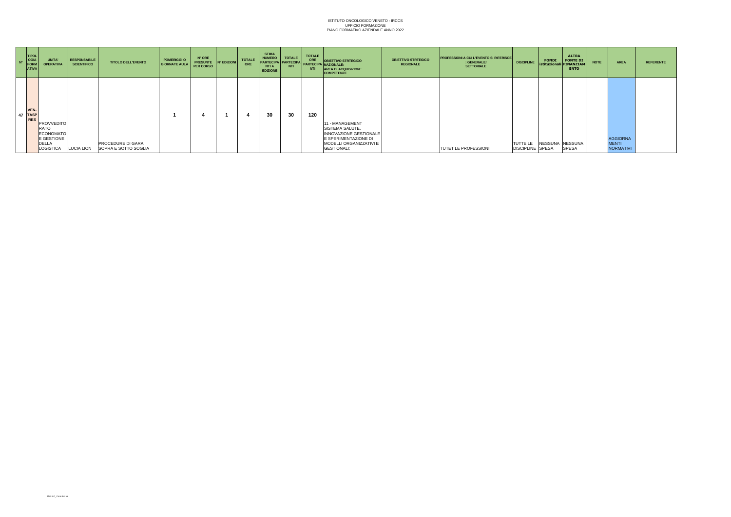ISTITUTO ONCOLOGICO VENETO - IRCCS
UFFICIO FORMAZIONE
PIANO FORMATIVO AZIENDALE ANNO 2022

| N° | TIPOLOGIA FORMATIVA | UNITA' OPERATIVA | RESPONSABILE SCIENTIFICO | TITOLO DELL'EVENTO | POMERIGGI O GIORNATE AULA | N° ORE PRESUNTE PER CORSO | N° EDIZIONI | TOTALE ORE | STIMA NUMERO PARTECIPANTI A EDIZIONE | TOTALE PARTECIPANTI | TOTALE ORE PARTECIPANTI | OBIETTIVO STRTEGICO NAZIONALE: AREA DI ACQUISIZIONE COMPETENZE | OBIETTIVO STRTEGICO REGIONALE | PROFESSIONI A CUI L'EVENTO SI RIFERISCE : GENERALE/ SETTORIALE | DISCIPLINE | FONDI istituzionali | ALTRA FONTE DI FINANZIAMENTO | NOTE | AREA | REFERENTE |
|---|---|---|---|---|---|---|---|---|---|---|---|---|---|---|---|---|---|---|---|---|
| 47 | VEN-TASP RES | PROVVEDITORATO ECONOMATO E GESTIONE DELLA LOGISTICA | LUCIA LION | PROCEDURE DI GARA SOPRA E SOTTO SOGLIA | 1 | 4 | 1 | 4 | 30 | 30 | 120 | 11 - MANAGEMENT SISTEMA SALUTE. INNOVAZIONE GESTIONALE E SPERIMENTAZIONE DI MODELLI ORGANIZZATIVI E GESTIONALI; | | TUTET LE PROFESSIONI | TUTTE LE DISCIPLINE | NESSUNA SPESA | NESSUNA SPESA | | AGGIORNAMENTI NORMATIVI | |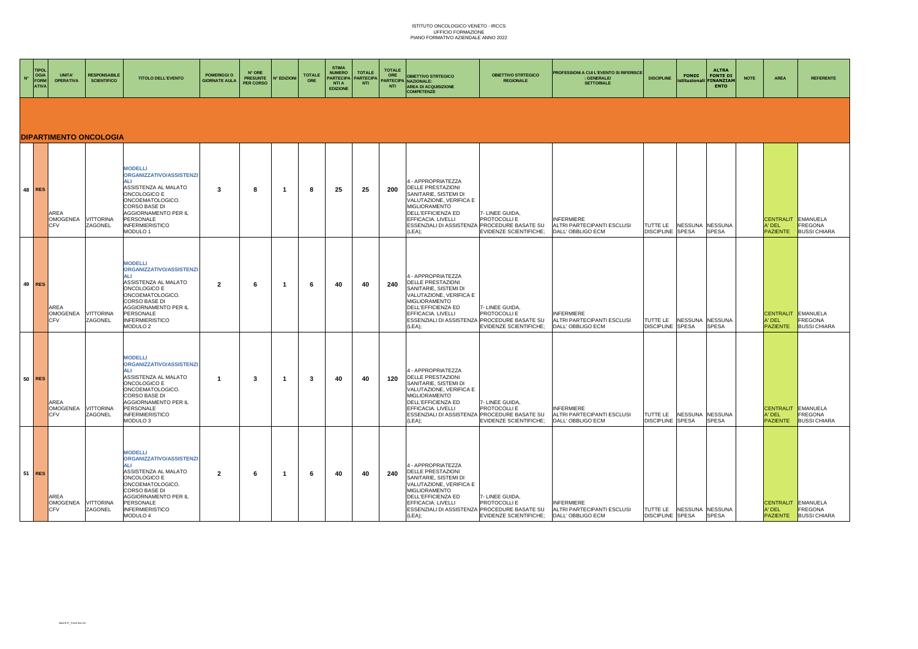ISTITUTO ONCOLOGICO VENETO - IRCCS
UFFICIO FORMAZIONE
PIANO FORMATIVO AZIENDALE ANNO 2022

| N° | TIPOLOGIA FORMATIVA | UNITA' OPERATIVA | RESPONSABILE SCIENTIFICO | TITOLO DELL'EVENTO | POMERIGGI O GIORNATE AULA | N° ORE PRESUNTE PER CORSO | N° EDIZIONI | TOTALE ORE | STIMA NUMERO PARTECIPANTI A EDIZIONE | TOTALE PARTECIPANTI | TOTALE ORE PARTECIPANTI | OBIETTIVO STRTEGICO NAZIONALE: AREA DI ACQUISIZIONE COMPETENZE | OBIETTIVO STRTEGICO REGIONALE | PROFESSIONI A CUI L'EVENTO SI RIFERISCE : GENERALE/ SETTORIALE | DISCIPLINE | FONDI istituzionali | ALTRA FONTE DI FINANZIAMENTO | NOTE | AREA | REFERENTE |
|---|---|---|---|---|---|---|---|---|---|---|---|---|---|---|---|---|---|---|---|---|
| **DIPARTIMENTO ONCOLOGIA** | | | | | | | | | | | | | | | | | | | | |
| 48 | RES | AREA OMOGENEA CFV | VITTORINA ZAGONEL | **MODELLI ORGANIZZATIVO/ASSISTENZIALI** ASSISTENZA AL MALATO ONCOLOGICO E ONCOEMATOLOGICO. CORSO BASE DI AGGIORNAMENTO PER IL PERSONALE INFERMIERISTICO MODULO 1 | 3 | 8 | 1 | 8 | 25 | 25 | 200 | 4 - APPROPRIATEZZA DELLE PRESTAZIONI SANITARIE, SISTEMI DI VALUTAZIONE, VERIFICA E MIGLIORAMENTO DELL'EFFICIENZA ED EFFICACIA. LIVELLI ESSENZIALI DI ASSISTENZA (LEA); | 7- LINEE GUIDA, PROTOCOLLI E PROCEDURE BASATE SU EVIDENZE SCIENTIFICHE; | INFERMIERE ALTRI PARTECIPANTI ESCLUSI DALL' OBBLIGO ECM | TUTTE LE DISCIPLINE | NESSUNA SPESA | NESSUNA SPESA | | CENTRALITA' DEL PAZIENTE | EMANUELA FREGONA BUSSI CHIARA |
| 49 | RES | AREA OMOGENEA CFV | VITTORINA ZAGONEL | **MODELLI ORGANIZZATIVO/ASSISTENZIALI** ASSISTENZA AL MALATO ONCOLOGICO E ONCOEMATOLOGICO. CORSO BASE DI AGGIORNAMENTO PER IL PERSONALE INFERMIERISTICO MODULO 2 | 2 | 6 | 1 | 6 | 40 | 40 | 240 | 4 - APPROPRIATEZZA DELLE PRESTAZIONI SANITARIE, SISTEMI DI VALUTAZIONE, VERIFICA E MIGLIORAMENTO DELL'EFFICIENZA ED EFFICACIA. LIVELLI ESSENZIALI DI ASSISTENZA (LEA); | 7- LINEE GUIDA, PROTOCOLLI E PROCEDURE BASATE SU EVIDENZE SCIENTIFICHE; | INFERMIERE ALTRI PARTECIPANTI ESCLUSI DALL' OBBLIGO ECM | TUTTE LE DISCIPLINE | NESSUNA SPESA | NESSUNA SPESA | | CENTRALITA' DEL PAZIENTE | EMANUELA FREGONA BUSSI CHIARA |
| 50 | RES | AREA OMOGENEA CFV | VITTORINA ZAGONEL | **MODELLI ORGANIZZATIVO/ASSISTENZIALI** ASSISTENZA AL MALATO ONCOLOGICO E ONCOEMATOLOGICO. CORSO BASE DI AGGIORNAMENTO PER IL PERSONALE INFERMIERISTICO MODULO 3 | 1 | 3 | 1 | 3 | 40 | 40 | 120 | 4 - APPROPRIATEZZA DELLE PRESTAZIONI SANITARIE, SISTEMI DI VALUTAZIONE, VERIFICA E MIGLIORAMENTO DELL'EFFICIENZA ED EFFICACIA. LIVELLI ESSENZIALI DI ASSISTENZA (LEA); | 7- LINEE GUIDA, PROTOCOLLI E PROCEDURE BASATE SU EVIDENZE SCIENTIFICHE; | INFERMIERE ALTRI PARTECIPANTI ESCLUSI DALL' OBBLIGO ECM | TUTTE LE DISCIPLINE | NESSUNA SPESA | NESSUNA SPESA | | CENTRALITA' DEL PAZIENTE | EMANUELA FREGONA BUSSI CHIARA |
| 51 | RES | AREA OMOGENEA CFV | VITTORINA ZAGONEL | **MODELLI ORGANIZZATIVO/ASSISTENZIALI** ASSISTENZA AL MALATO ONCOLOGICO E ONCOEMATOLOGICO. CORSO BASE DI AGGIORNAMENTO PER IL PERSONALE INFERMIERISTICO MODULO 4 | 2 | 6 | 1 | 6 | 40 | 40 | 240 | 4 - APPROPRIATEZZA DELLE PRESTAZIONI SANITARIE, SISTEMI DI VALUTAZIONE, VERIFICA E MIGLIORAMENTO DELL'EFFICIENZA ED EFFICACIA. LIVELLI ESSENZIALI DI ASSISTENZA (LEA); | 7- LINEE GUIDA, PROTOCOLLI E PROCEDURE BASATE SU EVIDENZE SCIENTIFICHE; | INFERMIERE ALTRI PARTECIPANTI ESCLUSI DALL' OBBLIGO ECM | TUTTE LE DISCIPLINE | NESSUNA SPESA | NESSUNA SPESA | | CENTRALITA' DEL PAZIENTE | EMANUELA FREGONA BUSSI CHIARA |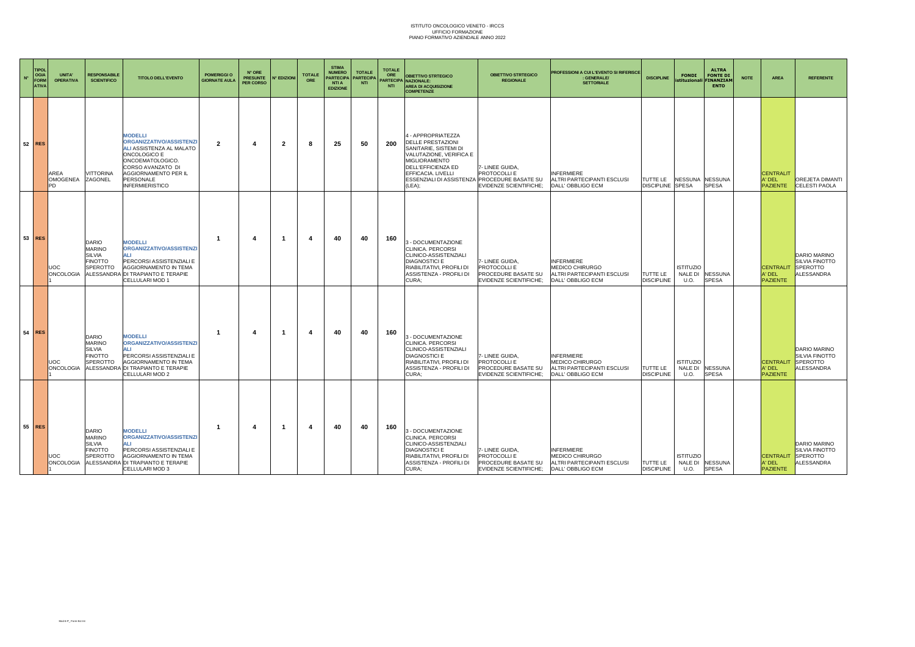ISTITUTO ONCOLOGICO VENETO - IRCCS
UFFICIO FORMAZIONE
PIANO FORMATIVO AZIENDALE ANNO 2022

| N° | TIPOLOGIA FORMATIVA | UNITA' OPERATIVA | RESPONSABILE SCIENTIFICO | TITOLO DELL'EVENTO | POMERIGGI O GIORNATE AULA | N° ORE PRESUNTE PER CORSO | N° EDIZIONI | TOTALE ORE | STIMA NUMERO PARTECIPANTI A EDIZIONE | TOTALE PARTECIPANTI | TOTALE ORE PARTECIPANTI | OBIETTIVO STRTEGICO NAZIONALE: AREA DI ACQUISIZIONE COMPETENZE | OBIETTIVO STRTEGICO REGIONALE | PROFESSIONI A CUI L'EVENTO SI RIFERISCE : GENERALE/ SETTORIALE | DISCIPLINE | FONDI istituzionali | ALTRA FONTE DI FINANZIAMENTO | NOTE | AREA | REFERENTE |
|---|---|---|---|---|---|---|---|---|---|---|---|---|---|---|---|---|---|---|---|---|
| 52 | RES | AREA OMOGENEA PD | VITTORINA ZAGONEL | MODELLI ORGANIZZATIVO/ASSISTENZIALI ASSISTENZA AL MALATO ONCOLOGICO E ONCOEMATOLOGICO. CORSO AVANZATO DI AGGIORNAMENTO PER IL PERSONALE INFERMIERISTICO | 2 | 4 | 2 | 8 | 25 | 50 | 200 | 4 - APPROPRIATEZZA DELLE PRESTAZIONI SANITARIE, SISTEMI DI VALUTAZIONE, VERIFICA E MIGLIORAMENTO DELL'EFFICIENZA ED EFFICACIA. LIVELLI ESSENZIALI DI ASSISTENZA (LEA); | 7- LINEE GUIDA, PROTOCOLLI E PROCEDURE BASATE SU EVIDENZE SCIENTIFICHE; | INFERMIERE ALTRI PARTECIPANTI ESCLUSI DALL' OBBLIGO ECM | TUTTE LE DISCIPLINE | NESSUNA SPESA | NESSUNA SPESA | | CENTRALITA' DEL PAZIENTE | OREJETA DIMANTI CELESTI PAOLA |
| 53 | RES | UOC ONCOLOGIA 1 | DARIO MARINO SILVIA FINOTTO SPEROTTO ALESSANDRA | MODELLI ORGANIZZATIVO/ASSISTENZIALI PERCORSI ASSISTENZIALI E AGGIORNAMENTO IN TEMA DI TRAPIANTO E TERAPIE CELLULARI MOD 1 | 1 | 4 | 1 | 4 | 40 | 40 | 160 | 3 - DOCUMENTAZIONE CLINICA. PERCORSI CLINICO-ASSISTENZIALI DIAGNOSTICI E RIABILITATIVI, PROFILI DI ASSISTENZA - PROFILI DI CURA; | 7- LINEE GUIDA, PROTOCOLLI E PROCEDURE BASATE SU EVIDENZE SCIENTIFICHE; | INFERMIERE MEDICO CHIRURGO ALTRI PARTECIPANTI ESCLUSI DALL' OBBLIGO ECM | TUTTE LE DISCIPLINE | ISTITUZIONALE DI U.O. | NESSUNA SPESA | | CENTRALITA' DEL PAZIENTE | DARIO MARINO SILVIA FINOTTO SPEROTTO ALESSANDRA |
| 54 | RES | UOC ONCOLOGIA 1 | DARIO MARINO SILVIA FINOTTO SPEROTTO ALESSANDRA | MODELLI ORGANIZZATIVO/ASSISTENZIALI PERCORSI ASSISTENZIALI E AGGIORNAMENTO IN TEMA DI TRAPIANTO E TERAPIE CELLULARI MOD 2 | 1 | 4 | 1 | 4 | 40 | 40 | 160 | 3 - DOCUMENTAZIONE CLINICA. PERCORSI CLINICO-ASSISTENZIALI DIAGNOSTICI E RIABILITATIVI, PROFILI DI ASSISTENZA - PROFILI DI CURA; | 7- LINEE GUIDA, PROTOCOLLI E PROCEDURE BASATE SU EVIDENZE SCIENTIFICHE; | INFERMIERE MEDICO CHIRURGO ALTRI PARTECIPANTI ESCLUSI DALL' OBBLIGO ECM | TUTTE LE DISCIPLINE | ISTITUZIONALE DI U.O. | NESSUNA SPESA | | CENTRALITA' DEL PAZIENTE | DARIO MARINO SILVIA FINOTTO SPEROTTO ALESSANDRA |
| 55 | RES | UOC ONCOLOGIA 1 | DARIO MARINO SILVIA FINOTTO SPEROTTO ALESSANDRA | MODELLI ORGANIZZATIVO/ASSISTENZIALI PERCORSI ASSISTENZIALI E AGGIORNAMENTO IN TEMA DI TRAPIANTO E TERAPIE CELLULARI MOD 3 | 1 | 4 | 1 | 4 | 40 | 40 | 160 | 3 - DOCUMENTAZIONE CLINICA. PERCORSI CLINICO-ASSISTENZIALI DIAGNOSTICI E RIABILITATIVI, PROFILI DI ASSISTENZA - PROFILI DI CURA; | 7- LINEE GUIDA, PROTOCOLLI E PROCEDURE BASATE SU EVIDENZE SCIENTIFICHE; | INFERMIERE MEDICO CHIRURGO ALTRI PARTECIPANTI ESCLUSI DALL' OBBLIGO ECM | TUTTE LE DISCIPLINE | ISTITUZIONALE DI U.O. | NESSUNA SPESA | | CENTRALITA' DEL PAZIENTE | DARIO MARINO SILVIA FINOTTO SPEROTTO ALESSANDRA |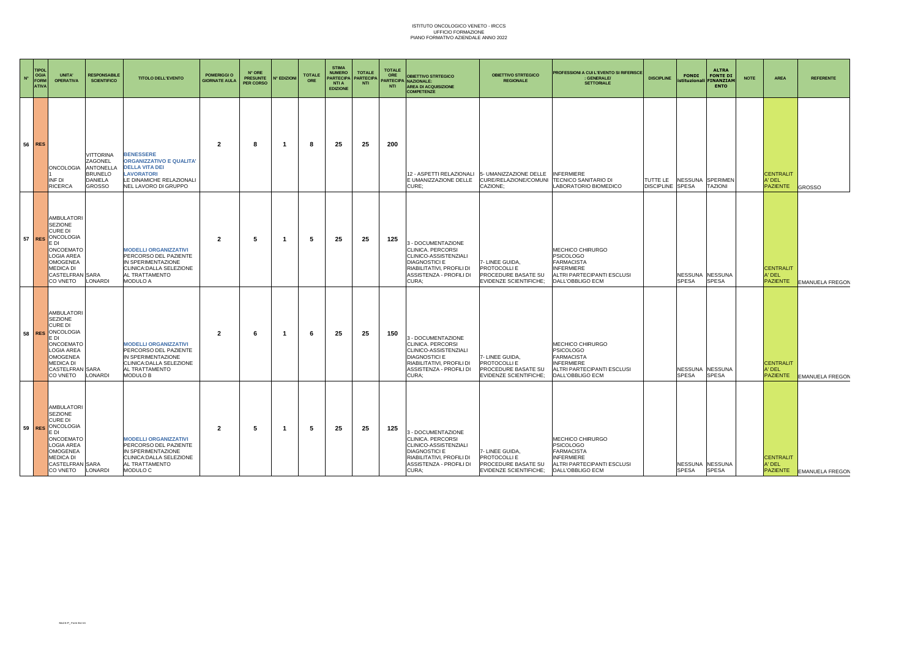ISTITUTO ONCOLOGICO VENETO - IRCCS
UFFICIO FORMAZIONE
PIANO FORMATIVO AZIENDALE ANNO 2022

| N° | TIPOLOGIA FORMATIVA | UNITA' OPERATIVA | RESPONSABILE SCIENTIFICO | TITOLO DELL'EVENTO | POMERIGGI O GIORNATE AULA | N° ORE PRESUNTE PER CORSO | N° EDIZIONI | TOTALE ORE | STIMA NUMERO PARTECIPANTI A EDIZIONE | TOTALE PARTECIPANTI | TOTALE ORE PARTECIPANTI | OBIETTIVO STRTEGICO NAZIONALE: AREA DI ACQUISIZIONE COMPETENZE | OBIETTIVO STRTEGICO REGIONALE | PROFESSIONI A CUI L'EVENTO SI RIFERISCE : GENERALE/ SETTORIALE | DISCIPLINE | FONDI istituzionali | ALTRA FONTE DI FINANZIAMENTO | NOTE | AREA | REFERENTE |
|---|---|---|---|---|---|---|---|---|---|---|---|---|---|---|---|---|---|---|---|---|
| 56 | RES | ONCOLOGIA 1 INF DI RICERCA | VITTORINA ZAGONEL ANTONELLA BRUNELLO DANIELA GROSSO | **BENESSERE ORGANIZZATIVO E QUALITA' DELLA VITA DEI LAVORATORI** LE DINAMICHE RELAZIONALI NEL LAVORO DI GRUPPO | 2 | 8 | 1 | 8 | 25 | 25 | 200 | 12 - ASPETTI RELAZIONALI E UMANIZZAZIONE DELLE CURE; | 5- UMANIZZAZIONE DELLE CURE/RELAZIONE/COMUNICAZIONE; | INFERMIERE TECNICO SANITARIO DI LABORATORIO BIOMEDICO | TUTTE LE DISCIPLINE | NESSUNA SPESA | SPERIMENTAZIONI | | CENTRALITA' DEL PAZIENTE | GROSSO |
| 57 | RES | AMBULATORI SEZIONE CURE DI ONCOLOGIA E DI ONCOEMATOLOGIA AREA OMOGENEA MEDICA DI CASTELFRANCO VNETO | SARA LONARDI | **MODELLI ORGANIZZATIVI** PERCORSO DEL PAZIENTE IN SPERIMENTAZIONE CLINICA:DALLA SELEZIONE AL TRATTAMENTO MODULO A | 2 | 5 | 1 | 5 | 25 | 25 | 125 | 3 - DOCUMENTAZIONE CLINICA. PERCORSI CLINICO-ASSISTENZIALI DIAGNOSTICI E RIABILITATIVI, PROFILI DI ASSISTENZA - PROFILI DI CURA; | 7- LINEE GUIDA, PROTOCOLLI E PROCEDURE BASATE SU EVIDENZE SCIENTIFICHE; | MECHICO CHIRURGO PSICOLOGO FARMACISTA INFERMIERE ALTRI PARTECIPANTI ESCLUSI DALL'OBBLIGO ECM | | NESSUNA SPESA | NESSUNA SPESA | | CENTRALITA' DEL PAZIENTE | EMANUELA FREGON |
| 58 | RES | AMBULATORI SEZIONE CURE DI ONCOLOGIA E DI ONCOEMATOLOGIA AREA OMOGENEA MEDICA DI CASTELFRANCO VNETO | SARA LONARDI | **MODELLI ORGANIZZATIVI** PERCORSO DEL PAZIENTE IN SPERIMENTAZIONE CLINICA:DALLA SELEZIONE AL TRATTAMENTO MODULO B | 2 | 6 | 1 | 6 | 25 | 25 | 150 | 3 - DOCUMENTAZIONE CLINICA. PERCORSI CLINICO-ASSISTENZIALI DIAGNOSTICI E RIABILITATIVI, PROFILI DI ASSISTENZA - PROFILI DI CURA; | 7- LINEE GUIDA, PROTOCOLLI E PROCEDURE BASATE SU EVIDENZE SCIENTIFICHE; | MECHICO CHIRURGO PSICOLOGO FARMACISTA INFERMIERE ALTRI PARTECIPANTI ESCLUSI DALL'OBBLIGO ECM | | NESSUNA SPESA | NESSUNA SPESA | | CENTRALITA' DEL PAZIENTE | EMANUELA FREGON |
| 59 | RES | AMBULATORI SEZIONE CURE DI ONCOLOGIA E DI ONCOEMATOLOGIA AREA OMOGENEA MEDICA DI CASTELFRANCO VNETO | SARA LONARDI | **MODELLI ORGANIZZATIVI** PERCORSO DEL PAZIENTE IN SPERIMENTAZIONE CLINICA:DALLA SELEZIONE AL TRATTAMENTO MODULO C | 2 | 5 | 1 | 5 | 25 | 25 | 125 | 3 - DOCUMENTAZIONE CLINICA. PERCORSI CLINICO-ASSISTENZIALI DIAGNOSTICI E RIABILITATIVI, PROFILI DI ASSISTENZA - PROFILI DI CURA; | 7- LINEE GUIDA, PROTOCOLLI E PROCEDURE BASATE SU EVIDENZE SCIENTIFICHE; | MECHICO CHIRURGO PSICOLOGO FARMACISTA INFERMIERE ALTRI PARTECIPANTI ESCLUSI DALL'OBBLIGO ECM | | NESSUNA SPESA | NESSUNA SPESA | | CENTRALITA' DEL PAZIENTE | EMANUELA FREGON |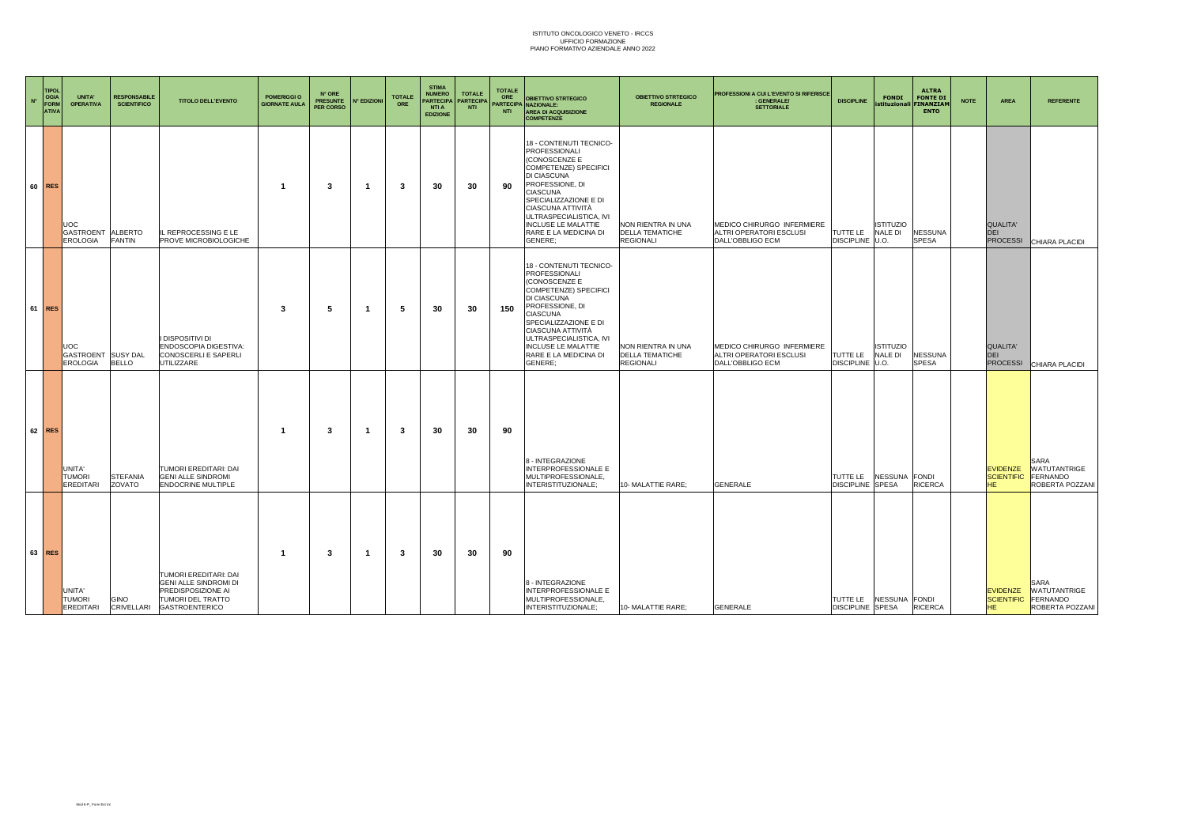ISTITUTO ONCOLOGICO VENETO - IRCCS
UFFICIO FORMAZIONE
PIANO FORMATIVO AZIENDALE ANNO 2022

| N° | TIPOLOGIA FORMATIVA | UNITA' OPERATIVA | RESPONSABILE SCIENTIFICO | TITOLO DELL'EVENTO | POMERIGGI O GIORNATE AULA | N° ORE PRESUNTE PER CORSO | N° EDIZIONI | TOTALE ORE | STIMA NUMERO PARTECIPANTI A EDIZIONE | TOTALE PARTECIPANTI | TOTALE ORE PARTECIPANTI | OBIETTIVO STRTEGICO NAZIONALE: AREA DI ACQUISIZIONE COMPETENZE | OBIETTIVO STRTEGICO REGIONALE | PROFESSIONI A CUI L'EVENTO SI RIFERISCE : GENERALE/ SETTORIALE | DISCIPLINE | FONDI istituzionali | ALTRA FONTE DI FINANZIAMENTO | NOTE | AREA | REFERENTE |
|---|---|---|---|---|---|---|---|---|---|---|---|---|---|---|---|---|---|---|---|---|
| 60 | RES | UOC GASTROENTEROLOGIA | ALBERTO FANTIN | IL REPROCESSING E LE PROVE MICROBIOLOGICHE | 1 | 3 | 1 | 3 | 30 | 30 | 90 | 18 - CONTENUTI TECNICO-PROFESSIONALI (CONOSCENZE E COMPETENZE) SPECIFICI DI CIASCUNA PROFESSIONE, DI CIASCUNA SPECIALIZZAZIONE E DI CIASCUNA ATTIVITÀ ULTRASPECIALISTICA, IVI INCLUSE LE MALATTIE RARE E LA MEDICINA DI GENERE; | NON RIENTRA IN UNA DELLA TEMATICHE REGIONALI | MEDICO CHIRURGO INFERMIERE ALTRI OPERATORI ESCLUSI DALL'OBBLIGO ECM | TUTTE LE DISCIPLINE | ISTITUZIONALE DI U.O. | NESSUNA SPESA | | QUALITA' DEI PROCESSI | CHIARA PLACIDI |
| 61 | RES | UOC GASTROENTEROLOGIA | SUSY DAL BELLO | I DISPOSITIVI DI ENDOSCOPIA DIGESTIVA: CONOSCERLI E SAPERLI UTILIZZARE | 3 | 5 | 1 | 5 | 30 | 30 | 150 | 18 - CONTENUTI TECNICO-PROFESSIONALI (CONOSCENZE E COMPETENZE) SPECIFICI DI CIASCUNA PROFESSIONE, DI CIASCUNA SPECIALIZZAZIONE E DI CIASCUNA ATTIVITÀ ULTRASPECIALISTICA, IVI INCLUSE LE MALATTIE RARE E LA MEDICINA DI GENERE; | NON RIENTRA IN UNA DELLA TEMATICHE REGIONALI | MEDICO CHIRURGO INFERMIERE ALTRI OPERATORI ESCLUSI DALL'OBBLIGO ECM | TUTTE LE DISCIPLINE | ISTITUZIONALE DI U.O. | NESSUNA SPESA | | QUALITA' DEI PROCESSI | CHIARA PLACIDI |
| 62 | RES | UNITA' TUMORI EREDITARI | STEFANIA ZOVATO | TUMORI EREDITARI: DAI GENI ALLE SINDROMI ENDOCRINE MULTIPLE | 1 | 3 | 1 | 3 | 30 | 30 | 90 | 8 - INTEGRAZIONE INTERPROFESSIONALE E MULTIPROFESSIONALE, INTERISTITUZIONALE; | 10- MALATTIE RARE; | GENERALE | TUTTE LE DISCIPLINE | NESSUNA SPESA | FONDI RICERCA | | EVIDENZE SCIENTIFICHE | SARA WATUTANTRIGE FERNANDO ROBERTA POZZANI |
| 63 | RES | UNITA' TUMORI EREDITARI | GINO CRIVELLARI | TUMORI EREDITARI: DAI GENI ALLE SINDROMI DI PREDISPOSIZIONE AI TUMORI DEL TRATTO GASTROENTERICO | 1 | 3 | 1 | 3 | 30 | 30 | 90 | 8 - INTEGRAZIONE INTERPROFESSIONALE E MULTIPROFESSIONALE, INTERISTITUZIONALE; | 10- MALATTIE RARE; | GENERALE | TUTTE LE DISCIPLINE | NESSUNA SPESA | FONDI RICERCA | | EVIDENZE SCIENTIFICHE | SARA WATUTANTRIGE FERNANDO ROBERTA POZZANI |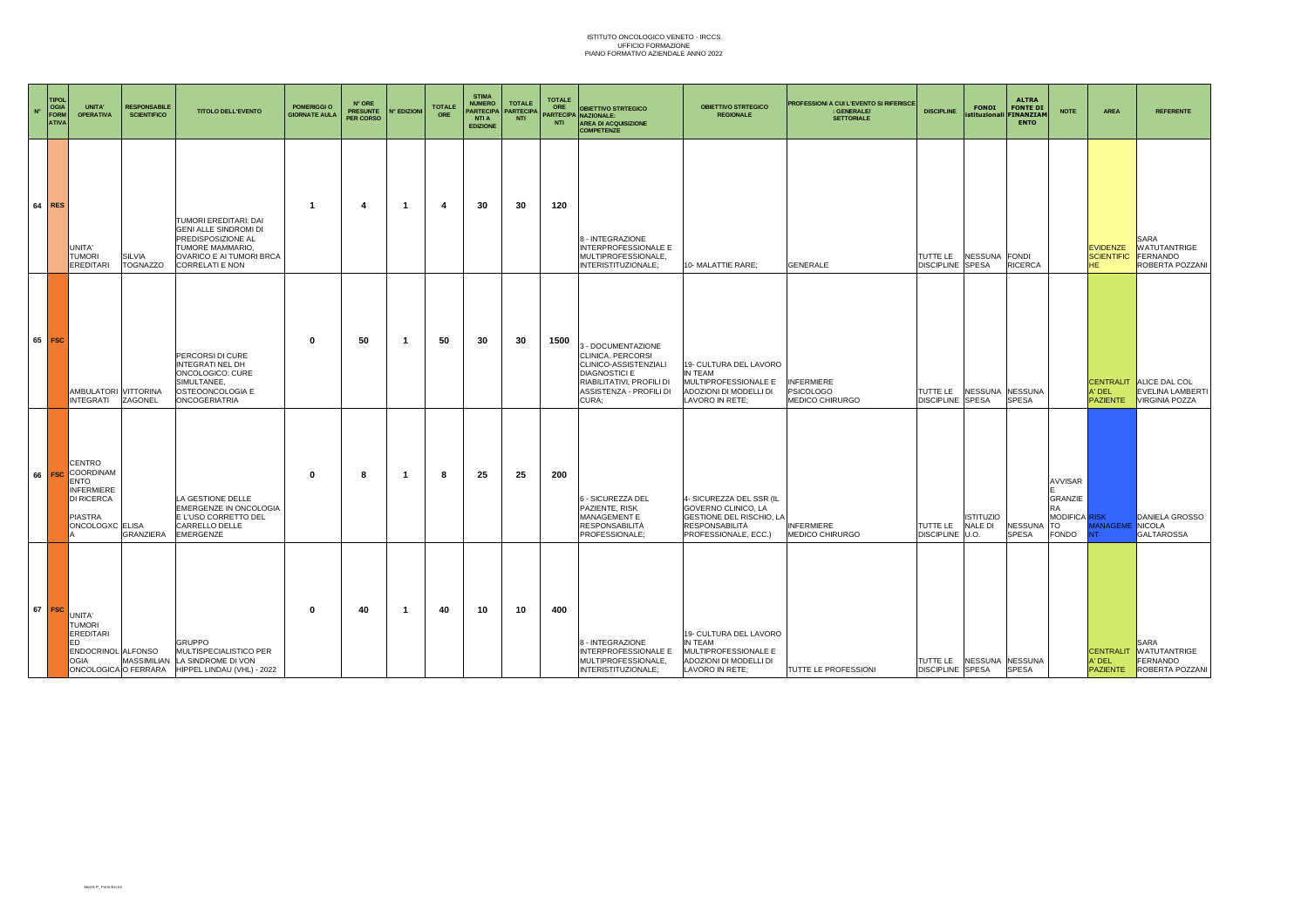ISTITUTO ONCOLOGICO VENETO - IRCCS
UFFICIO FORMAZIONE
PIANO FORMATIVO AZIENDALE ANNO 2022

| N° | TIPOLOGIA FORMATIVA | UNITA' OPERATIVA | RESPONSABILE SCIENTIFICO | TITOLO DELL'EVENTO | POMERIGGI O GIORNATE AULA | N° ORE PRESUNTE PER CORSO | N° EDIZIONI | TOTALE ORE | STIMA NUMERO PARTECIPANTI A EDIZIONE | TOTALE PARTECIPANTI | TOTALE ORE PARTECIPANTI | OBIETTIVO STRTEGICO NAZIONALE: AREA DI ACQUISIZIONE COMPETENZE | OBIETTIVO STRTEGICO REGIONALE | PROFESSIONI A CUI L'EVENTO SI RIFERISCE : GENERALE/ SETTORIALE | DISCIPLINE | FONDI istituzionali | ALTRA FONTE DI FINANZIAMENTO | NOTE | AREA | REFERENTE |
|---|---|---|---|---|---|---|---|---|---|---|---|---|---|---|---|---|---|---|---|---|
| 64 | RES | UNITA' TUMORI EREDITARI | SILVIA TOGNAZZO | TUMORI EREDITARI: DAI GENI ALLE SINDROMI DI PREDISPOSIZIONE AL TUMORE MAMMARIO, OVARICO E AI TUMORI BRCA CORRELATI E NON | 1 | 4 | 1 | 4 | 30 | 30 | 120 | 8 - INTEGRAZIONE INTERPROFESSIONALE E MULTIPROFESSIONALE, INTERISTITUZIONALE; | 10- MALATTIE RARE; | GENERALE | TUTTE LE DISCIPLINE | NESSUNA SPESA | FONDI RICERCA | | EVIDENZE SCIENTIFICHE | SARA WATUTANTRIGE FERNANDO ROBERTA POZZANI |
| 65 | FSC | AMBULATORI INTEGRATI | VITTORINA ZAGONEL | PERCORSI DI CURE INTEGRATI NEL DH ONCOLOGICO: CURE SIMULTANEE, OSTEOONCOLOGIA E ONCOGERIATRIA | 0 | 50 | 1 | 50 | 30 | 30 | 1500 | 3 - DOCUMENTAZIONE CLINICA. PERCORSI CLINICO-ASSISTENZIALI DIAGNOSTICI E RIABILITATIVI, PROFILI DI ASSISTENZA - PROFILI DI CURA; | 19- CULTURA DEL LAVORO IN TEAM MULTIPROFESSIONALE E ADOZIONI DI MODELLI DI LAVORO IN RETE; | INFERMIERE PSICOLOGO MEDICO CHIRURGO | TUTTE LE DISCIPLINE | NESSUNA SPESA | NESSUNA SPESA | | CENTRALITA' DEL PAZIENTE | ALICE DAL COL EVELINA LAMBERTI VIRGINIA POZZA |
| 66 | FSC | CENTRO COORDINAMENTO INFERMIERE DI RICERCA PIASTRA ONCOLOGICA | ELISA GRANZIERA | LA GESTIONE DELLE EMERGENZE IN ONCOLOGIA E L'USO CORRETTO DEL CARRELLO DELLE EMERGENZE | 0 | 8 | 1 | 8 | 25 | 25 | 200 | 6 - SICUREZZA DEL PAZIENTE, RISK MANAGEMENT E RESPONSABILITÀ PROFESSIONALE; | 4- SICUREZZA DEL SSR (IL GOVERNO CLINICO, LA GESTIONE DEL RISCHIO, LA RESPONSABILITÀ PROFESSIONALE, ECC.) | INFERMIERE MEDICO CHIRURGO | TUTTE LE DISCIPLINE | ISTITUZIONALE DI U.O. | NESSUNA SPESA | AVVISARE GRANZIERA MODIFICATO FONDO | RISK MANAGEMENT | DANIELA GROSSO NICOLA GALTAROSSA |
| 67 | FSC | UNITA' TUMORI EREDITARI ED ENDOCRINOLOGIA ONCOLOGICA | ALFONSO MASSIMILIANO FERRARA | GRUPPO MULTISPECIALISTICO PER LA SINDROME DI VON HIPPEL LINDAU (VHL) - 2022 | 0 | 40 | 1 | 40 | 10 | 10 | 400 | 8 - INTEGRAZIONE INTERPROFESSIONALE E MULTIPROFESSIONALE, INTERISTITUZIONALE; | 19- CULTURA DEL LAVORO IN TEAM MULTIPROFESSIONALE E ADOZIONI DI MODELLI DI LAVORO IN RETE; | TUTTE LE PROFESSIONI | TUTTE LE DISCIPLINE | NESSUNA SPESA | NESSUNA SPESA | | CENTRALITA' DEL PAZIENTE | SARA WATUTANTRIGE FERNANDO ROBERTA POZZANI |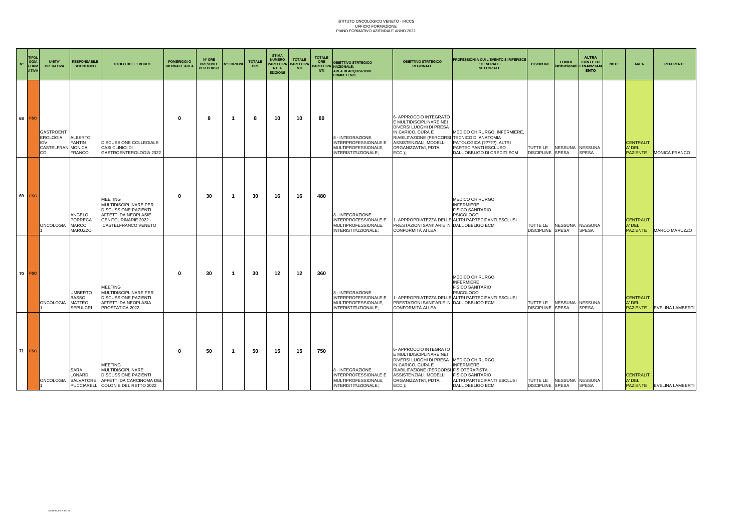ISTITUTO ONCOLOGICO VENETO - IRCCS
UFFICIO FORMAZIONE
PIANO FORMATIVO AZIENDALE ANNO 2022

| N° | TIPOLOGIA FORMATIVA | UNITA' OPERATIVA | RESPONSABILE SCIENTIFICO | TITOLO DELL'EVENTO | POMERIGGI O GIORNATE AULA | N° ORE PRESUNTE PER CORSO | N° EDIZIONI | TOTALE ORE | STIMA NUMERO PARTECIPANTI A EDIZIONE | TOTALE PARTECIPANTI | TOTALE ORE PARTECIPANTI | OBIETTIVO STRTEGICO NAZIONALE: AREA DI ACQUISIZIONE COMPETENZE | OBIETTIVO STRTEGICO REGIONALE | PROFESSIONI A CUI L'EVENTO SI RIFERISCE : GENERALE/ SETTORIALE | DISCIPLINE | FONDI istituzionali | ALTRA FONTE DI FINANZIAMENTO | NOTE | AREA | REFERENTE |
|---|---|---|---|---|---|---|---|---|---|---|---|---|---|---|---|---|---|---|---|---|
| 68 | FSC | GASTROENTEROLOGIA IOV CASTELFRANCO | ALBERTO FANTIN MONICA FRANCO | DISCUSSIONE COLLEGIALE CASI CLINICI DI GASTROENTEROLOGIA 2022 | 0 | 8 | 1 | 8 | 10 | 10 | 80 | 8 - INTEGRAZIONE INTERPROFESSIONALE E MULTIPROFESSIONALE, INTERISTITUZIONALE; | 6- APPROCCIO INTEGRATO E MULTIDISCIPLINARE NEI DIVERSI LUOGHI DI PRESA IN CARICO, CURA E RIABILITAZIONE (PERCORSI ASSISTENZIALI, MODELLI ORGANIZZATIVI, PDTA, ECC.); | MEDICO CHIRURGO, INFERMIERE, TECNICO DI ANATOMIA PATOLOGICA (?????), ALTRI PARTECIPANTI ESCLUSO DALL'OBBLIGO DI CREDITI ECM | TUTTE LE DISCIPLINE | NESSUNA SPESA | NESSUNA SPESA | | CENTRALITA' DEL PAZIENTE | MONICA FRANCO |
| 69 | FSC | ONCOLOGIA 1 | ANGELO PORRECA MARCO MARUZZO | MEETING MULTIDISCIPLINARE PER DISCUSSIONE PAZIENTI AFFETTI DA NEOPLASIE GENITOURINARIE 2022 - CASTELFRANCO VENETO | 0 | 30 | 1 | 30 | 16 | 16 | 480 | 8 - INTEGRAZIONE INTERPROFESSIONALE E MULTIPROFESSIONALE, INTERISTITUZIONALE; | 1- APPROPRIATEZZA DELLE PRESTAZIONI SANITARIE IN CONFORMITÀ AI LEA | MEDICO CHIRURGO INFERMIERE FISICO SANITARIO PSICOLOGO ALTRI PARTECIPANTI ESCLUSI DALL'OBBLIGO ECM | TUTTE LE DISCIPLINE | NESSUNA SPESA | NESSUNA SPESA | | CENTRALITA' DEL PAZIENTE | MARCO MARUZZO |
| 70 | FSC | ONCOLOGIA 1 | UMBERTO BASSO MATTEO SEPULCRI | MEETING MULTIDISCIPLINARE PER DISCUSSIONE PAZIENTI AFFETTI DA NEOPLASIA PROSTATICA 2022 | 0 | 30 | 1 | 30 | 12 | 12 | 360 | 8 - INTEGRAZIONE INTERPROFESSIONALE E MULTIPROFESSIONALE, INTERISTITUZIONALE; | 1- APPROPRIATEZZA DELLE PRESTAZIONI SANITARIE IN CONFORMITÀ AI LEA | MEDICO CHIRURGO INFERMIERE FISICO SANITARIO PSICOLOGO ALTRI PARTECIPANTI ESCLUSI DALL'OBBLIGO ECM | TUTTE LE DISCIPLINE | NESSUNA SPESA | NESSUNA SPESA | | CENTRALITA' DEL PAZIENTE | EVELINA LAMBERTI |
| 71 | FSC | ONCOLOGIA 1 | SARA LONARDI SALVATORE PUCCIARELLI | MEETING MULTIDISCIPLINARE DISCUSSIONE PAZIENTI AFFETTI DA CARCINOMA DEL COLON E DEL RETTO 2022 | 0 | 50 | 1 | 50 | 15 | 15 | 750 | 8 - INTEGRAZIONE INTERPROFESSIONALE E MULTIPROFESSIONALE, INTERISTITUZIONALE; | 6- APPROCCIO INTEGRATO E MULTIDISCIPLINARE NEI DIVERSI LUOGHI DI PRESA IN CARICO, CURA E RIABILITAZIONE (PERCORSI ASSISTENZIALI, MODELLI ORGANIZZATIVI, PDTA, ECC.); | MEDICO CHIRURGO INFERMIERE FISIOTERAPISTA FISICO SANITARIO ALTRI PARTECIPANTI ESCLUSI DALL'OBBLIGO ECM | TUTTE LE DISCIPLINE | NESSUNA SPESA | NESSUNA SPESA | | CENTRALITA' DEL PAZIENTE | EVELINA LAMBERTI |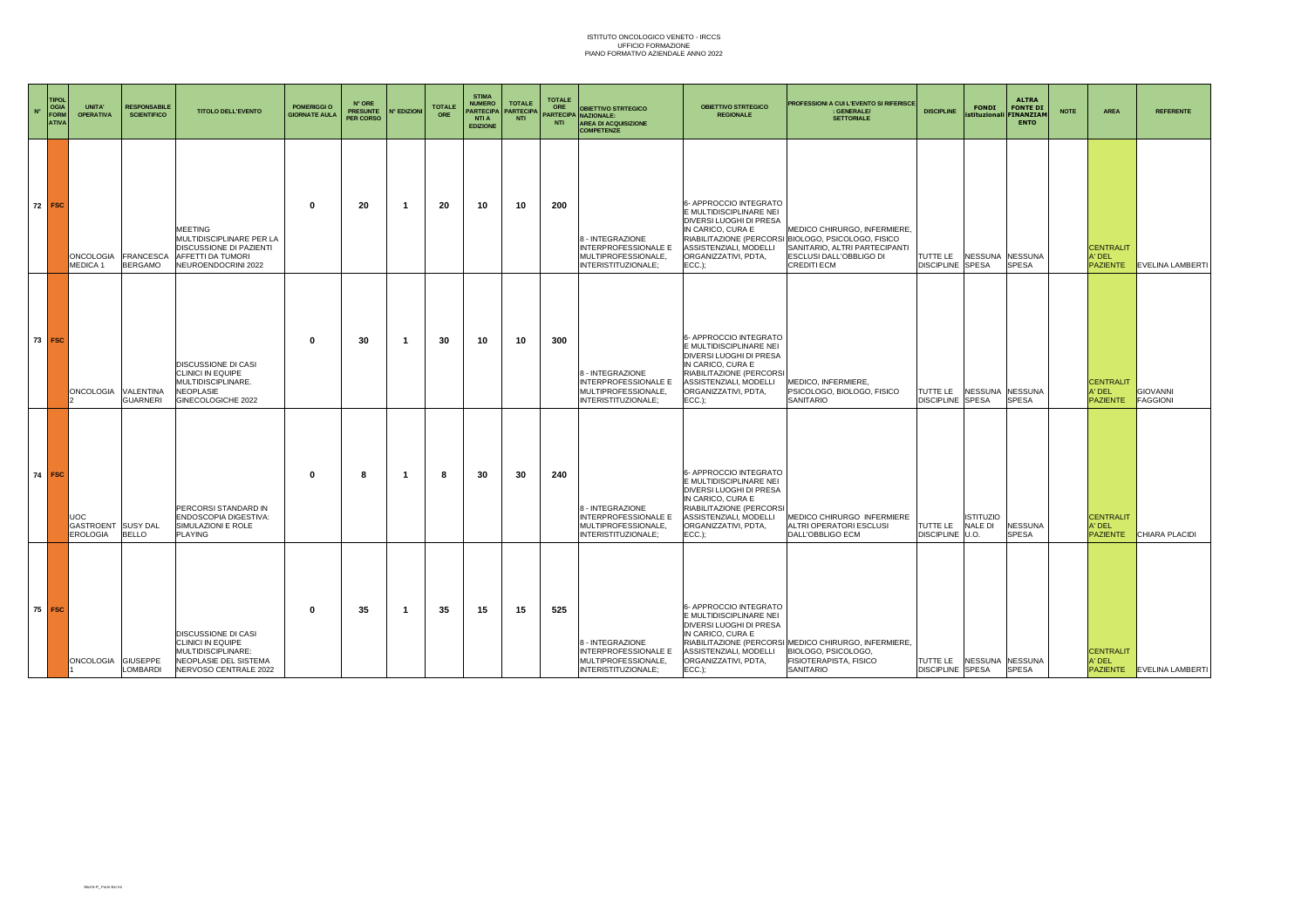ISTITUTO ONCOLOGICO VENETO - IRCCS
UFFICIO FORMAZIONE
PIANO FORMATIVO AZIENDALE ANNO 2022

| N° | TIPOLOGIA FORMATIVA | UNITA' OPERATIVA | RESPONSABILE SCIENTIFICO | TITOLO DELL'EVENTO | POMERIGGI O GIORNATE AULA | N° ORE PRESUNTE PER CORSO | N° EDIZIONI | TOTALE ORE | STIMA NUMERO PARTECIPANTI A EDIZIONE | TOTALE PARTECIPANTI | TOTALE ORE PARTECIPANTI | OBIETTIVO STRTEGICO NAZIONALE: AREA DI ACQUISIZIONE COMPETENZE | OBIETTIVO STRTEGICO REGIONALE | PROFESSIONI A CUI L'EVENTO SI RIFERISCE : GENERALE/ SETTORIALE | DISCIPLINE | FONDI istituzionali | ALTRA FONTE DI FINANZIAMENTO | NOTE | AREA | REFERENTE |
|---|---|---|---|---|---|---|---|---|---|---|---|---|---|---|---|---|---|---|---|---|
| 72 | FSC | ONCOLOGIA MEDICA 1 | FRANCESCA BERGAMO | MEETING MULTIDISCIPLINARE PER LA DISCUSSIONE DI PAZIENTI AFFETTI DA TUMORI NEUROENDOCRINI 2022 | 0 | 20 | 1 | 20 | 10 | 10 | 200 | 8 - INTEGRAZIONE INTERPROFESSIONALE E MULTIPROFESSIONALE, INTERISTITUZIONALE; | 6- APPROCCIO INTEGRATO E MULTIDISCIPLINARE NEI DIVERSI LUOGHI DI PRESA IN CARICO, CURA E RIABILITAZIONE (PERCORSI ASSISTENZIALI, MODELLI ORGANIZZATIVI, PDTA, ECC.); | MEDICO CHIRURGO, INFERMIERE, BIOLOGO, PSICOLOGO, FISICO SANITARIO, ALTRI PARTECIPANTI ESCLUSI DALL'OBBLIGO DI CREDITI ECM | TUTTE LE DISCIPLINE | NESSUNA SPESA | NESSUNA SPESA | | CENTRALITA' DEL PAZIENTE | EVELINA LAMBERTI |
| 73 | FSC | ONCOLOGIA 2 | VALENTINA GUARNERI | DISCUSSIONE DI CASI CLINICI IN EQUIPE MULTIDISCIPLINARE. NEOPLASIE GINECOLOGICHE 2022 | 0 | 30 | 1 | 30 | 10 | 10 | 300 | 8 - INTEGRAZIONE INTERPROFESSIONALE E MULTIPROFESSIONALE, INTERISTITUZIONALE; | 6- APPROCCIO INTEGRATO E MULTIDISCIPLINARE NEI DIVERSI LUOGHI DI PRESA IN CARICO, CURA E RIABILITAZIONE (PERCORSI ASSISTENZIALI, MODELLI ORGANIZZATIVI, PDTA, ECC.); | MEDICO, INFERMIERE, PSICOLOGO, BIOLOGO, FISICO SANITARIO | TUTTE LE DISCIPLINE | NESSUNA SPESA | NESSUNA SPESA | | CENTRALITA' DEL PAZIENTE | GIOVANNI FAGGIONI |
| 74 | FSC | UOC GASTROENTEROLOGIA | SUSY DAL BELLO | PERCORSI STANDARD IN ENDOSCOPIA DIGESTIVA: SIMULAZIONI E ROLE PLAYING | 0 | 8 | 1 | 8 | 30 | 30 | 240 | 8 - INTEGRAZIONE INTERPROFESSIONALE E MULTIPROFESSIONALE, INTERISTITUZIONALE; | 6- APPROCCIO INTEGRATO E MULTIDISCIPLINARE NEI DIVERSI LUOGHI DI PRESA IN CARICO, CURA E RIABILITAZIONE (PERCORSI ASSISTENZIALI, MODELLI ORGANIZZATIVI, PDTA, ECC.); | MEDICO CHIRURGO INFERMIERE ALTRI OPERATORI ESCLUSI DALL'OBBLIGO ECM | TUTTE LE DISCIPLINE | ISTITUZIONALE DI U.O. | NESSUNA SPESA | | CENTRALITA' DEL PAZIENTE | CHIARA PLACIDI |
| 75 | FSC | ONCOLOGIA 1 | GIUSEPPE LOMBARDI | DISCUSSIONE DI CASI CLINICI IN EQUIPE MULTIDISCIPLINARE: NEOPLASIE DEL SISTEMA NERVOSO CENTRALE 2022 | 0 | 35 | 1 | 35 | 15 | 15 | 525 | 8 - INTEGRAZIONE INTERPROFESSIONALE E MULTIPROFESSIONALE, INTERISTITUZIONALE; | 6- APPROCCIO INTEGRATO E MULTIDISCIPLINARE NEI DIVERSI LUOGHI DI PRESA IN CARICO, CURA E RIABILITAZIONE (PERCORSI ASSISTENZIALI, MODELLI ORGANIZZATIVI, PDTA, ECC.); | MEDICO CHIRURGO, INFERMIERE, BIOLOGO, PSICOLOGO, FISIOTERAPISTA, FISICO SANITARIO | TUTTE LE DISCIPLINE | NESSUNA SPESA | NESSUNA SPESA | | CENTRALITA' DEL PAZIENTE | EVELINA LAMBERTI |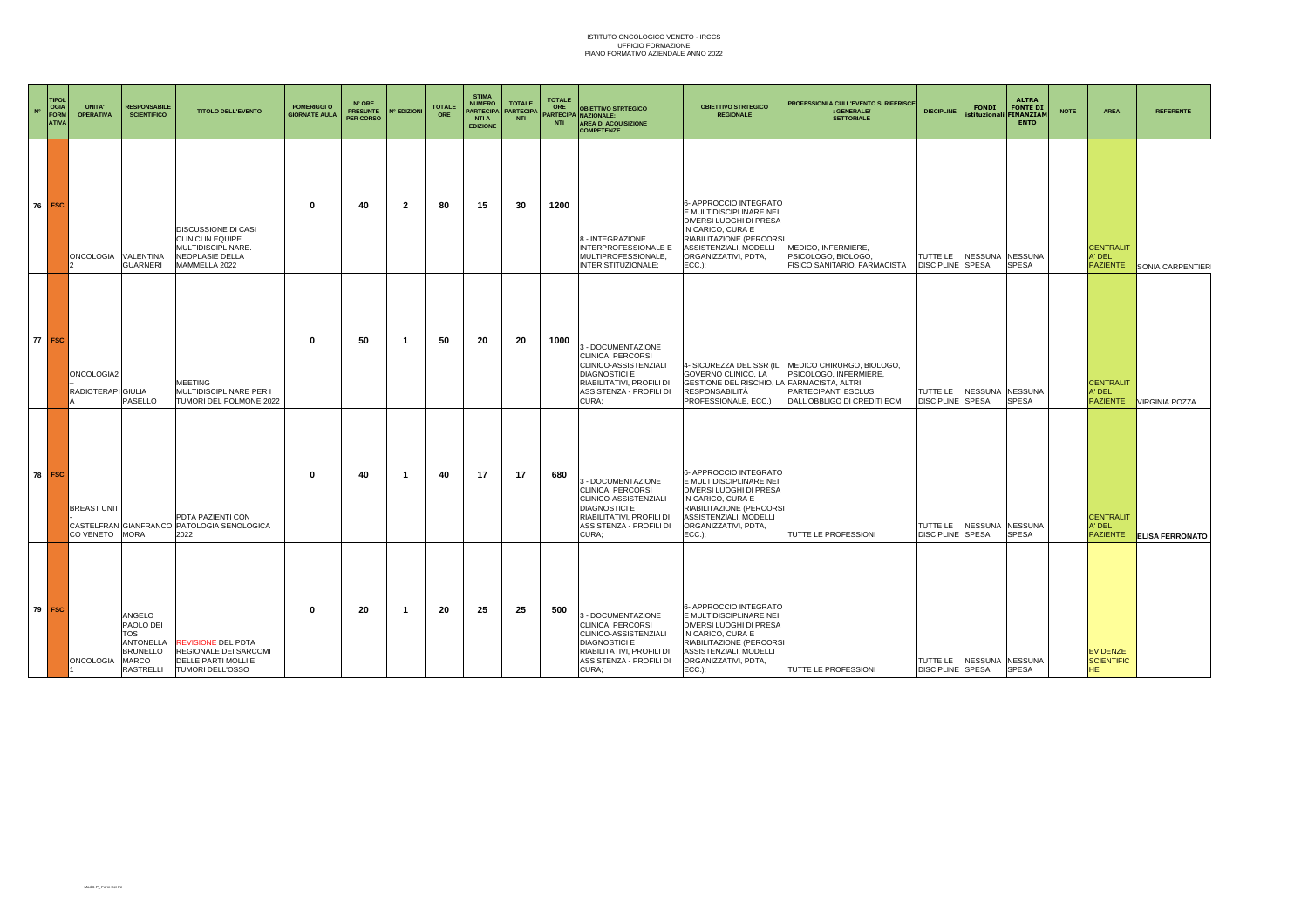ISTITUTO ONCOLOGICO VENETO - IRCCS
UFFICIO FORMAZIONE
PIANO FORMATIVO AZIENDALE ANNO 2022

| N° | TIPOLOGIA FORMATIVA | UNITA' OPERATIVA | RESPONSABILE SCIENTIFICO | TITOLO DELL'EVENTO | POMERIGGI O GIORNATE AULA | N° ORE PRESUNTE PER CORSO | N° EDIZIONI | TOTALE ORE | STIMA NUMERO PARTECIPANTI A EDIZIONE | TOTALE PARTECIPANTI | TOTALE ORE PARTECIPANTI | OBIETTIVO STRTEGICO NAZIONALE: AREA DI ACQUISIZIONE COMPETENZE | OBIETTIVO STRTEGICO REGIONALE | PROFESSIONI A CUI L'EVENTO SI RIFERISCE : GENERALE/ SETTORIALE | DISCIPLINE | FONDI istituzionali | ALTRA FONTE DI FINANZIAMENTO | NOTE | AREA | REFERENTE |
|---|---|---|---|---|---|---|---|---|---|---|---|---|---|---|---|---|---|---|---|---|
| 76 | FSC | ONCOLOGIA 2 | VALENTINA GUARNERI | DISCUSSIONE DI CASI CLINICI IN EQUIPE MULTIDISCIPLINARE. NEOPLASIE DELLA MAMMELLA 2022 | 0 | 40 | 2 | 80 | 15 | 30 | 1200 | 8 - INTEGRAZIONE INTERPROFESSIONALE E MULTIPROFESSIONALE, INTERISTITUZIONALE; | 6- APPROCCIO INTEGRATO E MULTIDISCIPLINARE NEI DIVERSI LUOGHI DI PRESA IN CARICO, CURA E RIABILITAZIONE (PERCORSI ASSISTENZIALI, MODELLI ORGANIZZATIVI, PDTA, ECC.); | MEDICO, INFERMIERE, PSICOLOGO, BIOLOGO, FISICO SANITARIO, FARMACISTA | TUTTE LE DISCIPLINE | NESSUNA SPESA | NESSUNA SPESA | | CENTRALITA' DEL PAZIENTE | SONIA CARPENTIERI |
| 77 | FSC | ONCOLOGIA2 – RADIOTERAPIA | GIULIA PASELLO | MEETING MULTIDISCIPLINARE PER I TUMORI DEL POLMONE 2022 | 0 | 50 | 1 | 50 | 20 | 20 | 1000 | 3 - DOCUMENTAZIONE CLINICA. PERCORSI CLINICO-ASSISTENZIALI DIAGNOSTICI E RIABILITATIVI, PROFILI DI ASSISTENZA - PROFILI DI CURA; | 4- SICUREZZA DEL SSR (IL GOVERNO CLINICO, LA GESTIONE DEL RISCHIO, LA RESPONSABILITÀ PROFESSIONALE, ECC.) | MEDICO CHIRURGO, BIOLOGO, PSICOLOGO, INFERMIERE, FARMACISTA, ALTRI PARTECIPANTI ESCLUSI DALL'OBBLIGO DI CREDITI ECM | TUTTE LE DISCIPLINE | NESSUNA SPESA | NESSUNA SPESA | | CENTRALITA' DEL PAZIENTE | VIRGINIA POZZA |
| 78 | FSC | BREAST UNIT - CASTELFRANCO VENETO | GIANFRANCO MORA | PDTA PAZIENTI CON PATOLOGIA SENOLOGICA 2022 | 0 | 40 | 1 | 40 | 17 | 17 | 680 | 3 - DOCUMENTAZIONE CLINICA. PERCORSI CLINICO-ASSISTENZIALI DIAGNOSTICI E RIABILITATIVI, PROFILI DI ASSISTENZA - PROFILI DI CURA; | 6- APPROCCIO INTEGRATO E MULTIDISCIPLINARE NEI DIVERSI LUOGHI DI PRESA IN CARICO, CURA E RIABILITAZIONE (PERCORSI ASSISTENZIALI, MODELLI ORGANIZZATIVI, PDTA, ECC.); | TUTTE LE PROFESSIONI | TUTTE LE DISCIPLINE | NESSUNA SPESA | NESSUNA SPESA | | CENTRALITA' DEL PAZIENTE | **ELISA FERRONATO** |
| 79 | FSC | ONCOLOGIA 1 | ANGELO PAOLO DEI TOS ANTONELLA BRUNELLO MARCO RASTRELLI | REVISIONE DEL PDTA REGIONALE DEI SARCOMI DELLE PARTI MOLLI E TUMORI DELL'OSSO | 0 | 20 | 1 | 20 | 25 | 25 | 500 | 3 - DOCUMENTAZIONE CLINICA. PERCORSI CLINICO-ASSISTENZIALI DIAGNOSTICI E RIABILITATIVI, PROFILI DI ASSISTENZA - PROFILI DI CURA; | 6- APPROCCIO INTEGRATO E MULTIDISCIPLINARE NEI DIVERSI LUOGHI DI PRESA IN CARICO, CURA E RIABILITAZIONE (PERCORSI ASSISTENZIALI, MODELLI ORGANIZZATIVI, PDTA, ECC.); | TUTTE LE PROFESSIONI | TUTTE LE DISCIPLINE | NESSUNA SPESA | NESSUNA SPESA | | EVIDENZE SCIENTIFICHE | |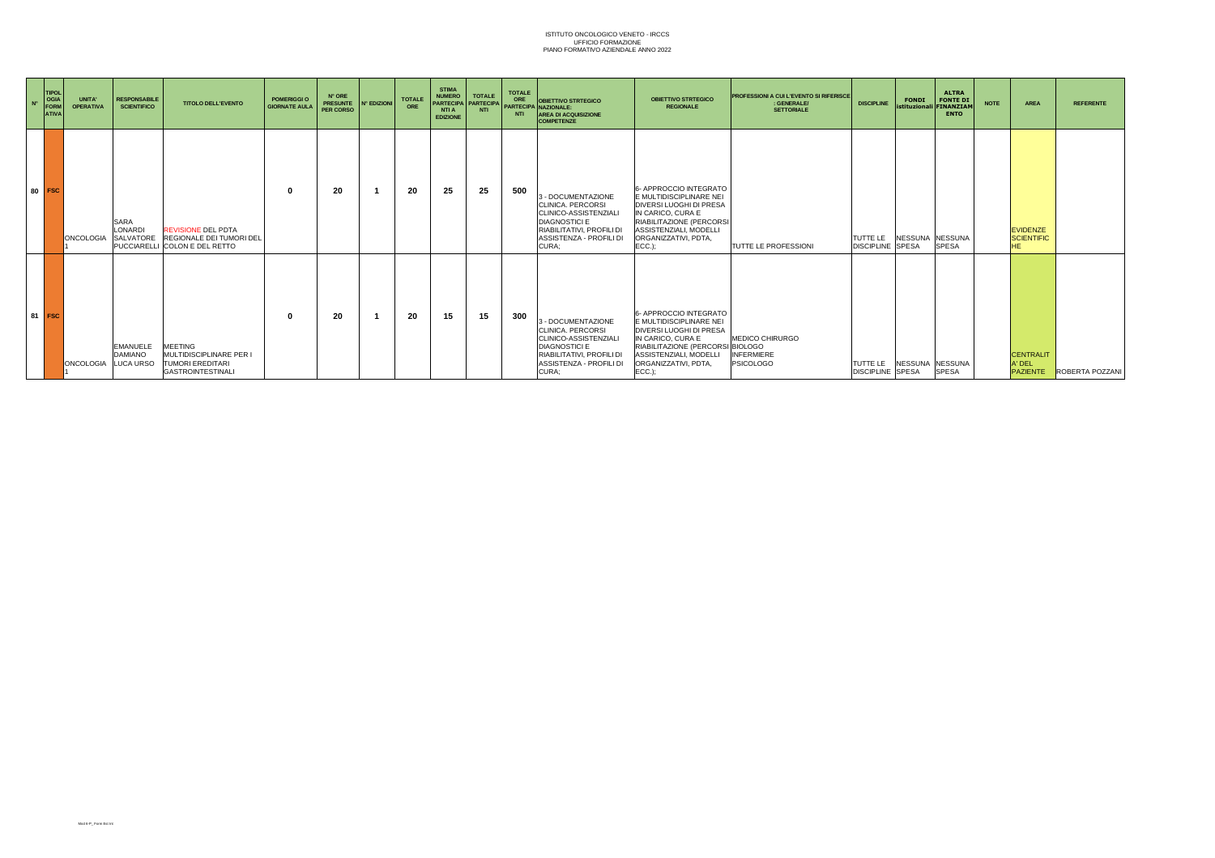ISTITUTO ONCOLOGICO VENETO - IRCCS
UFFICIO FORMAZIONE
PIANO FORMATIVO AZIENDALE ANNO 2022

| N° | TIPOLOGIA FORMATIVA | UNITA' OPERATIVA | RESPONSABILE SCIENTIFICO | TITOLO DELL'EVENTO | POMERIGGI O GIORNATE AULA | N° ORE PRESUNTE PER CORSO | N° EDIZIONI | TOTALE ORE | STIMA NUMERO PARTECIPANTI A EDIZIONE | TOTALE PARTECIPANTI | TOTALE ORE PARTECIPANTI | OBIETTIVO STRTEGICO NAZIONALE: AREA DI ACQUISIZIONE COMPETENZE | OBIETTIVO STRTEGICO REGIONALE | PROFESSIONI A CUI L'EVENTO SI RIFERISCE : GENERALE/ SETTORIALE | DISCIPLINE | FONDI istituzionali | ALTRA FONTE DI FINANZIAMENTO | NOTE | AREA | REFERENTE |
|---|---|---|---|---|---|---|---|---|---|---|---|---|---|---|---|---|---|---|---|---|
| 80 | FSC | ONCOLOGIA 1 | SARA LONARDI SALVATORE PUCCIARELLI | REVISIONE DEL PDTA REGIONALE DEI TUMORI DEL COLON E DEL RETTO | 0 | 20 | 1 | 20 | 25 | 25 | 500 | 3 - DOCUMENTAZIONE CLINICA. PERCORSI CLINICO-ASSISTENZIALI DIAGNOSTICI E RIABILITATIVI, PROFILI DI ASSISTENZA - PROFILI DI CURA; | 6- APPROCCIO INTEGRATO E MULTIDISCIPLINARE NEI DIVERSI LUOGHI DI PRESA IN CARICO, CURA E RIABILITAZIONE (PERCORSI ASSISTENZIALI, MODELLI ORGANIZZATIVI, PDTA, ECC.); | TUTTE LE PROFESSIONI | TUTTE LE DISCIPLINE | NESSUNA SPESA | NESSUNA SPESA | | EVIDENZE SCIENTIFICHE | |
| 81 | FSC | ONCOLOGIA 1 | EMANUELE DAMIANO LUCA URSO | MEETING MULTIDISCIPLINARE PER I TUMORI EREDITARI GASTROINTESTINALI | 0 | 20 | 1 | 20 | 15 | 15 | 300 | 3 - DOCUMENTAZIONE CLINICA. PERCORSI CLINICO-ASSISTENZIALI DIAGNOSTICI E RIABILITATIVI, PROFILI DI ASSISTENZA - PROFILI DI CURA; | 6- APPROCCIO INTEGRATO E MULTIDISCIPLINARE NEI DIVERSI LUOGHI DI PRESA IN CARICO, CURA E RIABILITAZIONE (PERCORSI ASSISTENZIALI, MODELLI ORGANIZZATIVI, PDTA, ECC.); | MEDICO CHIRURGO BIOLOGO INFERMIERE PSICOLOGO | TUTTE LE DISCIPLINE | NESSUNA SPESA | NESSUNA SPESA | | CENTRALITA' DEL PAZIENTE | ROBERTA POZZANI |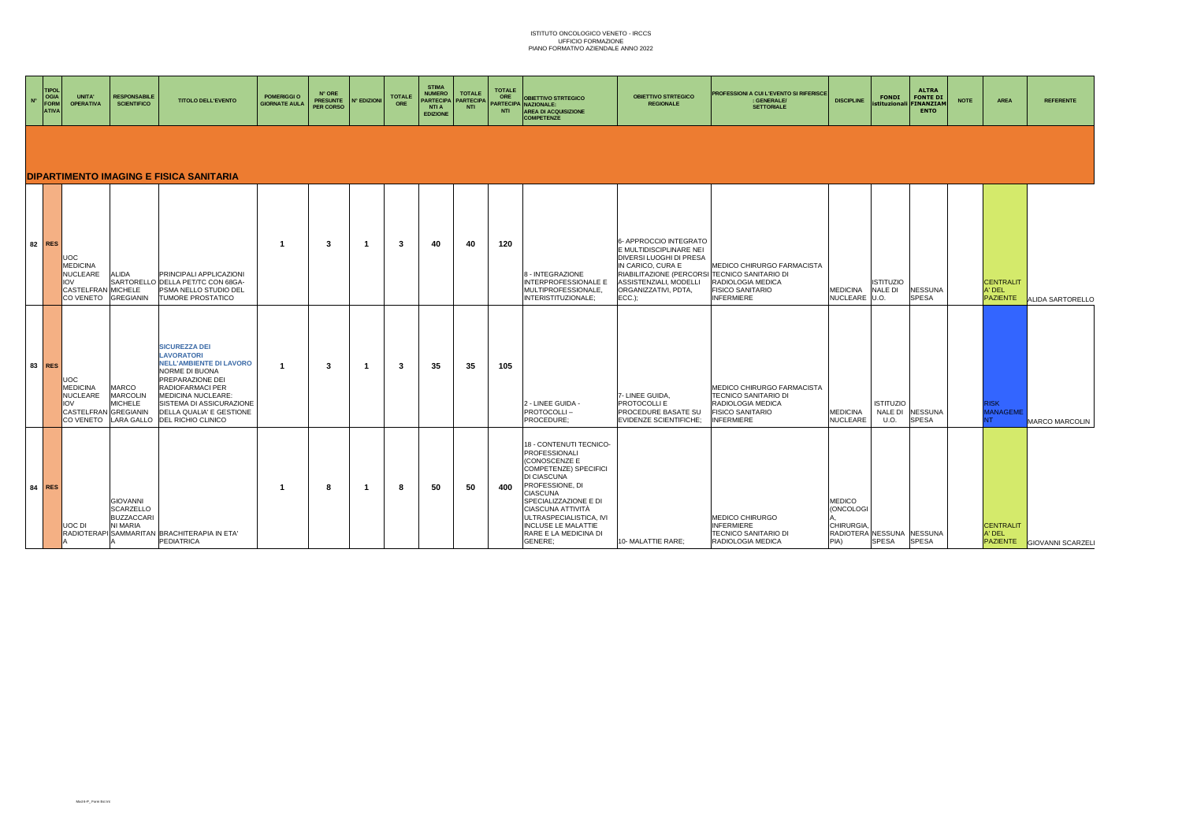ISTITUTO ONCOLOGICO VENETO - IRCCS
UFFICIO FORMAZIONE
PIANO FORMATIVO AZIENDALE ANNO 2022

| N° | TIPOLOGIA FORMATIVA | UNITA' OPERATIVA | RESPONSABILE SCIENTIFICO | TITOLO DELL'EVENTO | POMERIGGI O GIORNATE AULA | N° ORE PRESUNTE PER CORSO | N° EDIZIONI | TOTALE ORE | STIMA NUMERO PARTECIPANTI A EDIZIONE | TOTALE PARTECIPANTI | TOTALE ORE PARTECIPANTI | OBIETTIVO STRTEGICO NAZIONALE: AREA DI ACQUISIZIONE COMPETENZE | OBIETTIVO STRTEGICO REGIONALE | PROFESSIONI A CUI L'EVENTO SI RIFERISCE : GENERALE/ SETTORIALE | DISCIPLINE | FONDI istituzionali | ALTRA FONTE DI FINANZIAMENTO | NOTE | AREA | REFERENTE |
|---|---|---|---|---|---|---|---|---|---|---|---|---|---|---|---|---|---|---|---|---|
| **DIPARTIMENTO IMAGING E FISICA SANITARIA** | | | | | | | | | | | | | | | | | | | | |
| 82 | RES | UOC MEDICINA NUCLEARE IOV CASTELFRANCO VENETO | ALIDA SARTORELLO MICHELE GREGIANIN | PRINCIPALI APPLICAZIONI DELLA PET/TC CON 68GA-PSMA NELLO STUDIO DEL TUMORE PROSTATICO | 1 | 3 | 1 | 3 | 40 | 40 | 120 | 8 - INTEGRAZIONE INTERPROFESSIONALE E MULTIPROFESSIONALE, INTERISTITUZIONALE; | 6- APPROCCIO INTEGRATO E MULTIDISCIPLINARE NEI DIVERSI LUOGHI DI PRESA IN CARICO, CURA E RIABILITAZIONE (PERCORSI ASSISTENZIALI, MODELLI ORGANIZZATIVI, PDTA, ECC.); | MEDICO CHIRURGO FARMACISTA TECNICO SANITARIO DI RADIOLOGIA MEDICA FISICO SANITARIO INFERMIERE | MEDICINA NUCLEARE | ISTITUZIONALE DI U.O. | NESSUNA SPESA | | CENTRALITA' DEL PAZIENTE | ALIDA SARTORELLO |
| 83 | RES | UOC MEDICINA NUCLEARE IOV CASTELFRANCO VENETO | MARCO MARCOLIN MICHELE GREGIANIN LARA GALLO | SICUREZZA DEI LAVORATORI NELL'AMBIENTE DI LAVORO NORME DI BUONA PREPARAZIONE DEI RADIOFARMACI PER MEDICINA NUCLEARE: SISTEMA DI ASSICURAZIONE DELLA QUALIA' E GESTIONE DEL RICHIO CLINICO | 1 | 3 | 1 | 3 | 35 | 35 | 105 | 2 - LINEE GUIDA - PROTOCOLLI – PROCEDURE; | 7- LINEE GUIDA, PROTOCOLLI E PROCEDURE BASATE SU EVIDENZE SCIENTIFICHE; | MEDICO CHIRURGO FARMACISTA TECNICO SANITARIO DI RADIOLOGIA MEDICA FISICO SANITARIO INFERMIERE | MEDICINA NUCLEARE | ISTITUZIONALE DI U.O. | NESSUNA SPESA | | RISK MANAGEMENT | MARCO MARCOLIN |
| 84 | RES | UOC DI RADIOTERAPIA | GIOVANNI SCARZELLO BUZZACCARINI MARIA SAMMARITANA | BRACHITERAPIA IN ETA' PEDIATRICA | 1 | 8 | 1 | 8 | 50 | 50 | 400 | 18 - CONTENUTI TECNICO-PROFESSIONALI (CONOSCENZE E COMPETENZE) SPECIFICI DI CIASCUNA PROFESSIONE, DI CIASCUNA SPECIALIZZAZIONE E DI CIASCUNA ATTIVITÀ ULTRASPECIALISTICA, IVI INCLUSE LE MALATTIE RARE E LA MEDICINA DI GENERE; | 10- MALATTIE RARE; | MEDICO CHIRURGO INFERMIERE TECNICO SANITARIO DI RADIOLOGIA MEDICA | MEDICO (ONCOLOGIA, CHIRURGIA, RADIOTERAPIA) | NESSUNA SPESA | NESSUNA SPESA | | CENTRALITA' DEL PAZIENTE | GIOVANNI SCARZELI |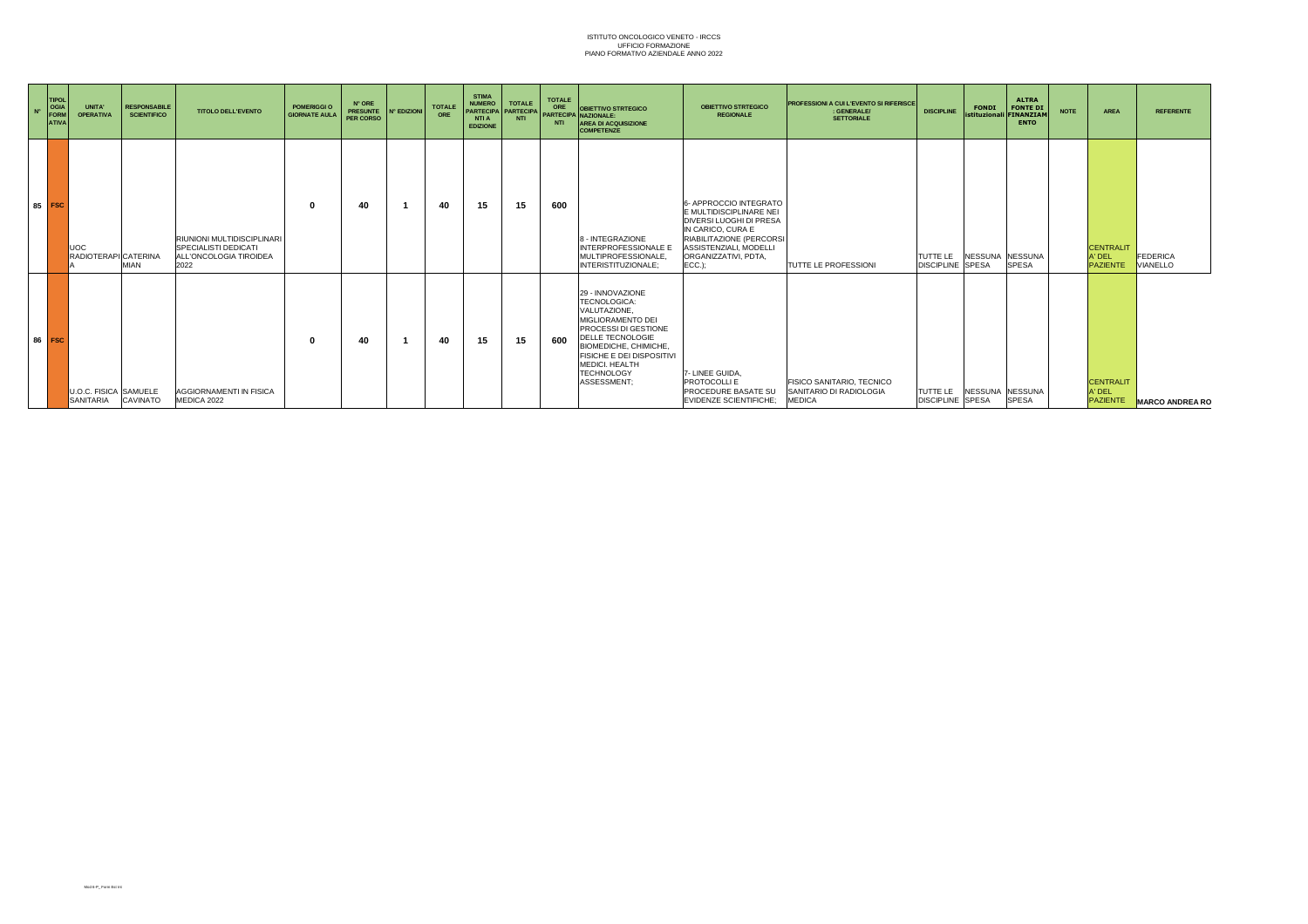ISTITUTO ONCOLOGICO VENETO - IRCCS
UFFICIO FORMAZIONE
PIANO FORMATIVO AZIENDALE ANNO 2022

| N° | TIPOLOGIA FORMATIVA | UNITA' OPERATIVA | RESPONSABILE SCIENTIFICO | TITOLO DELL'EVENTO | POMERIGGI O GIORNATE AULA | N° ORE PRESUNTE PER CORSO | N° EDIZIONI | TOTALE ORE | STIMA NUMERO PARTECIPANTI A EDIZIONE | TOTALE PARTECIPANTI | TOTALE ORE PARTECIPANTI | OBIETTIVO STRTEGICO NAZIONALE: AREA DI ACQUISIZIONE COMPETENZE | OBIETTIVO STRTEGICO REGIONALE | PROFESSIONI A CUI L'EVENTO SI RIFERISCE : GENERALE/ SETTORIALE | DISCIPLINE | FONDI istituzionali | ALTRA FONTE DI FINANZIAMENTO | NOTE | AREA | REFERENTE |
|---|---|---|---|---|---|---|---|---|---|---|---|---|---|---|---|---|---|---|---|---|
| 85 | FSC | UOC RADIOTERAPIA | CATERINA MIAN | RIUNIONI MULTIDISCIPLINARI SPECIALISTI DEDICATI ALL'ONCOLOGIA TIROIDEA 2022 | 0 | 40 | 1 | 40 | 15 | 15 | 600 | 8 - INTEGRAZIONE INTERPROFESSIONALE E MULTIPROFESSIONALE, INTERISTITUZIONALE; | 6- APPROCCIO INTEGRATO E MULTIDISCIPLINARE NEI DIVERSI LUOGHI DI PRESA IN CARICO, CURA E RIABILITAZIONE (PERCORSI ASSISTENZIALI, MODELLI ORGANIZZATIVI, PDTA, ECC.); | TUTTE LE PROFESSIONI | TUTTE LE DISCIPLINE | NESSUNA SPESA | NESSUNA SPESA | | CENTRALITA' DEL PAZIENTE | FEDERICA VIANELLO |
| 86 | FSC | U.O.C. FISICA SANITARIA | SAMUELE CAVINATO | AGGIORNAMENTI IN FISICA MEDICA 2022 | 0 | 40 | 1 | 40 | 15 | 15 | 600 | 29 - INNOVAZIONE TECNOLOGICA: VALUTAZIONE, MIGLIORAMENTO DEI PROCESSI DI GESTIONE DELLE TECNOLOGIE BIOMEDICHE, CHIMICHE, FISICHE E DEI DISPOSITIVI MEDICI. HEALTH TECHNOLOGY ASSESSMENT; | 7- LINEE GUIDA, PROTOCOLLI E PROCEDURE BASATE SU EVIDENZE SCIENTIFICHE; | FISICO SANITARIO, TECNICO SANITARIO DI RADIOLOGIA MEDICA | TUTTE LE DISCIPLINE | NESSUNA SPESA | NESSUNA SPESA | | CENTRALITA' DEL PAZIENTE | MARCO ANDREA RO |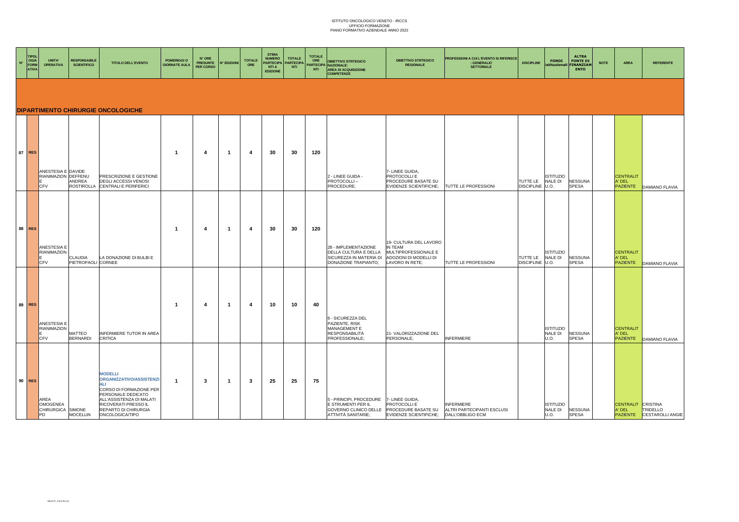ISTITUTO ONCOLOGICO VENETO - IRCCS
UFFICIO FORMAZIONE
PIANO FORMATIVO AZIENDALE ANNO 2022

| N° | TIPOLOGIA FORMATIVA | UNITA' OPERATIVA | RESPONSABILE SCIENTIFICO | TITOLO DELL'EVENTO | POMERIGGI O GIORNATE AULA | N° ORE PRESUNTE PER CORSO | N° EDIZIONI | TOTALE ORE | STIMA NUMERO PARTECIPANTI A EDIZIONE | TOTALE PARTECIPANTI | TOTALE ORE PARTECIPANTI | OBIETTIVO STRTEGICO NAZIONALE: AREA DI ACQUISIZIONE COMPETENZE | OBIETTIVO STRTEGICO REGIONALE | PROFESSIONI A CUI L'EVENTO SI RIFERISCE : GENERALE/ SETTORIALE | DISCIPLINE | FONDI istituzionali | ALTRA FONTE DI FINANZIAMENTO | NOTE | AREA | REFERENTE |
|---|---|---|---|---|---|---|---|---|---|---|---|---|---|---|---|---|---|---|---|---|
| **DIPARTIMENTO CHIRURGIE ONCOLOGICHE** | | | | | | | | | | | | | | | | | | | | |
| 87 | RES | ANESTESIA E RIANIMAZIONE CFV | DAVIDE DEFFENU ANDREA ROSTIROLLA | PRESCRIZIONE E GESTIONE DEGLI ACCESSI VENOSI CENTRALI E PERIFERICI | 1 | 4 | 1 | 4 | 30 | 30 | 120 | 2 - LINEE GUIDA - PROTOCOLLI – PROCEDURE; | 7- LINEE GUIDA, PROTOCOLLI E PROCEDURE BASATE SU EVIDENZE SCIENTIFICHE; | TUTTE LE PROFESSIONI | TUTTE LE DISCIPLINE | ISTITUZIONALE DI U.O. | NESSUNA SPESA | | CENTRALITA' DEL PAZIENTE | DAMIANO FLAVIA |
| 88 | RES | ANESTESIA E RIANIMAZIONE CFV | CLAUDIA PIETROPAOLI | LA DONAZIONE DI BULBI E CORNEE | 1 | 4 | 1 | 4 | 30 | 30 | 120 | 28 - IMPLEMENTAZIONE DELLA CULTURA E DELLA SICUREZZA IN MATERIA DI DONAZIONE TRAPIANTO; | 19- CULTURA DEL LAVORO IN TEAM MULTIPROFESSIONALE E ADOZIONI DI MODELLI DI LAVORO IN RETE; | TUTTE LE PROFESSIONI | TUTTE LE DISCIPLINE | ISTITUZIONALE DI U.O. | NESSUNA SPESA | | CENTRALITA' DEL PAZIENTE | DAMIANO FLAVIA |
| 89 | RES | ANESTESIA E RIANIMAZIONE CFV | MATTEO BERNARDI | INFERMIERE TUTOR IN AREA CRITICA | 1 | 4 | 1 | 4 | 10 | 10 | 40 | 6 - SICUREZZA DEL PAZIENTE, RISK MANAGEMENT E RESPONSABILITÀ PROFESSIONALE; | 21- VALORIZZAZIONE DEL PERSONALE; | INFERMIERE | | ISTITUZIONALE DI U.O. | NESSUNA SPESA | | CENTRALITA' DEL PAZIENTE | DAMIANO FLAVIA |
| 90 | RES | AREA OMOGENEA CHIRURGICA PD | SIMONE MOCELLIN | **MODELLI ORGANIZZATIVO/ASSISTENZIALI** CORSO DI FORMAZIONE PER PERSONALE DEDICATO ALL'ASSISTENZA DI MALATI RICOVERATI PRESSO IL REPARTO DI CHIRURGIA ONCOLOGICA/TIPO | 1 | 3 | 1 | 3 | 25 | 25 | 75 | 5 - PRINCIPI, PROCEDURE E STRUMENTI PER IL GOVERNO CLINICO DELLE ATTIVITÀ SANITARIE; | 7- LINEE GUIDA, PROTOCOLLI E PROCEDURE BASATE SU EVIDENZE SCIENTIFICHE; | INFERMIERE ALTRI PARTECIPANTI ESCLUSI DALL'OBBLIGO ECM | | ISTITUZIONALE DI U.O. | NESSUNA SPESA | | CENTRALITA' DEL PAZIENTE | CRISTINA TRIDELLO CESTAROLLI ANGIE |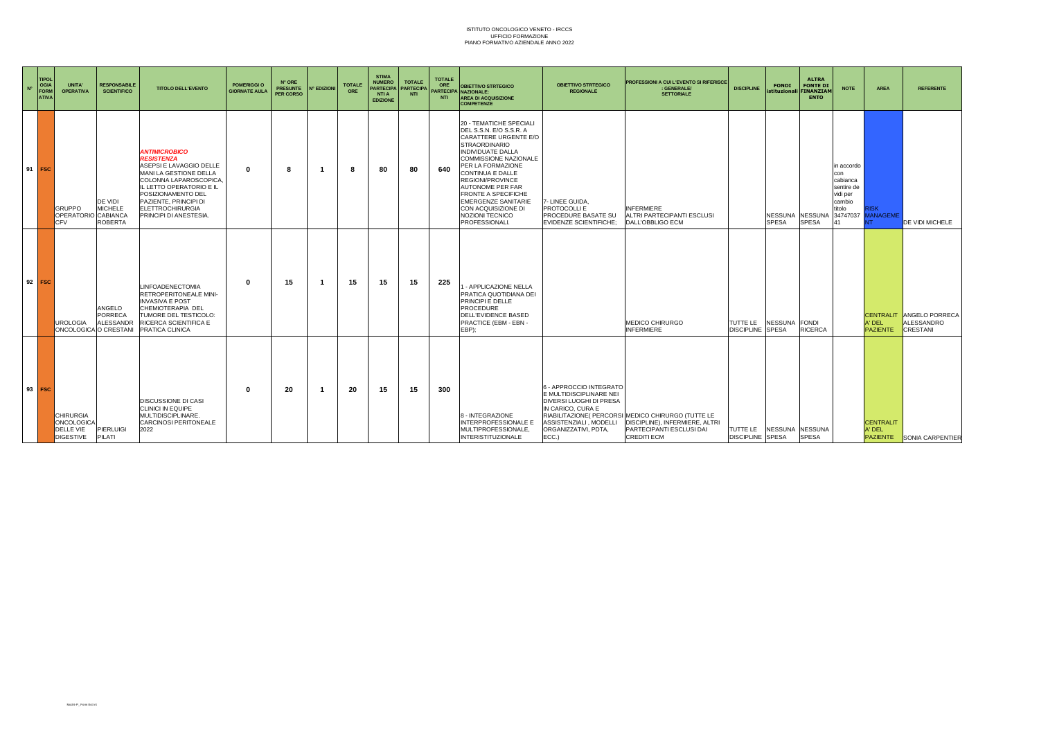ISTITUTO ONCOLOGICO VENETO - IRCCS
UFFICIO FORMAZIONE
PIANO FORMATIVO AZIENDALE ANNO 2022

| N° | TIPOLOGIA FORMATIVA | UNITA' OPERATIVA | RESPONSABILE SCIENTIFICO | TITOLO DELL'EVENTO | POMERIGGI O GIORNATE AULA | N° ORE PRESUNTE PER CORSO | N° EDIZIONI | TOTALE ORE | STIMA NUMERO PARTECIPANTI A EDIZIONE | TOTALE PARTECIPANTI | TOTALE ORE PARTECIPANTI | OBIETTIVO STRTEGICO NAZIONALE: AREA DI ACQUISIZIONE COMPETENZE | OBIETTIVO STRTEGICO REGIONALE | PROFESSIONI A CUI L'EVENTO SI RIFERISCE : GENERALE/ SETTORIALE | DISCIPLINE | FONDI istituzionali | ALTRA FONTE DI FINANZIAMENTO | NOTE | AREA | REFERENTE |
|---|---|---|---|---|---|---|---|---|---|---|---|---|---|---|---|---|---|---|---|---|
| 91 | FSC | GRUPPO OPERATORIO CFV | DE VIDI MICHELE CABIANCA ROBERTA | *ANTIMICROBICO RESISTENZA* ASEPSI E LAVAGGIO DELLE MANI LA GESTIONE DELLA COLONNA LAPAROSCOPICA, IL LETTO OPERATORIO E IL POSIZIONAMENTO DEL PAZIENTE, PRINCIPI DI ELETTROCHIRURGIA PRINCIPI DI ANESTESIA. | 0 | 8 | 1 | 8 | 80 | 80 | 640 | 20 - TEMATICHE SPECIALI DEL S.S.N. E/O S.S.R. A CARATTERE URGENTE E/O STRAORDINARIO INDIVIDUATE DALLA COMMISSIONE NAZIONALE PER LA FORMAZIONE CONTINUA E DALLE REGIONI/PROVINCE AUTONOME PER FAR FRONTE A SPECIFICHE EMERGENZE SANITARIE CON ACQUISIZIONE DI NOZIONI TECNICO PROFESSIONALI. | 7- LINEE GUIDA, PROTOCOLLI E PROCEDURE BASATE SU EVIDENZE SCIENTIFICHE; | INFERMIERE ALTRI PARTECIPANTI ESCLUSI DALL'OBBLIGO ECM | | NESSUNA SPESA | NESSUNA SPESA | in accordo con cabianca sentire de vidi per cambio titolo 34747037 41 | RISK MANAGEMENT | DE VIDI MICHELE |
| 92 | FSC | UROLOGIA ONCOLOGICA | ANGELO PORRECA ALESSANDRO CRESTANI | LINFOADENECTOMIA RETROPERITONEALE MINI-INVASIVA E POST CHEMIOTERAPIA DEL TUMORE DEL TESTICOLO: RICERCA SCIENTIFICA E PRATICA CLINICA | 0 | 15 | 1 | 15 | 15 | 15 | 225 | 1 - APPLICAZIONE NELLA PRATICA QUOTIDIANA DEI PRINCIPI E DELLE PROCEDURE DELL'EVIDENCE BASED PRACTICE (EBM - EBN - EBP); | | MEDICO CHIRURGO INFERMIERE | TUTTE LE DISCIPLINE | NESSUNA SPESA | FONDI RICERCA | | CENTRALITA' DEL PAZIENTE | ANGELO PORRECA ALESSANDRO CRESTANI |
| 93 | FSC | CHIRURGIA ONCOLOGICA DELLE VIE DIGESTIVE | PIERLUIGI PILATI | DISCUSSIONE DI CASI CLINICI IN EQUIPE MULTIDISCIPLINARE. CARCINOSI PERITONEALE 2022 | 0 | 20 | 1 | 20 | 15 | 15 | 300 | 8 - INTEGRAZIONE INTERPROFESSIONALE E MULTIPROFESSIONALE, INTERISTITUZIONALE | 6 - APPROCCIO INTEGRATO E MULTIDISCIPLINARE NEI DIVERSI LUOGHI DI PRESA IN CARICO, CURA E RIABILITAZIONE( PERCORSI ASSISTENZIALI , MODELLI ORGANIZZATIVI, PDTA, ECC.) | MEDICO CHIRURGO (TUTTE LE DISCIPLINE), INFERMIERE, ALTRI PARTECIPANTI ESCLUSI DAI CREDITI ECM | TUTTE LE DISCIPLINE | NESSUNA SPESA | NESSUNA SPESA | | CENTRALITA' DEL PAZIENTE | SONIA CARPENTIER |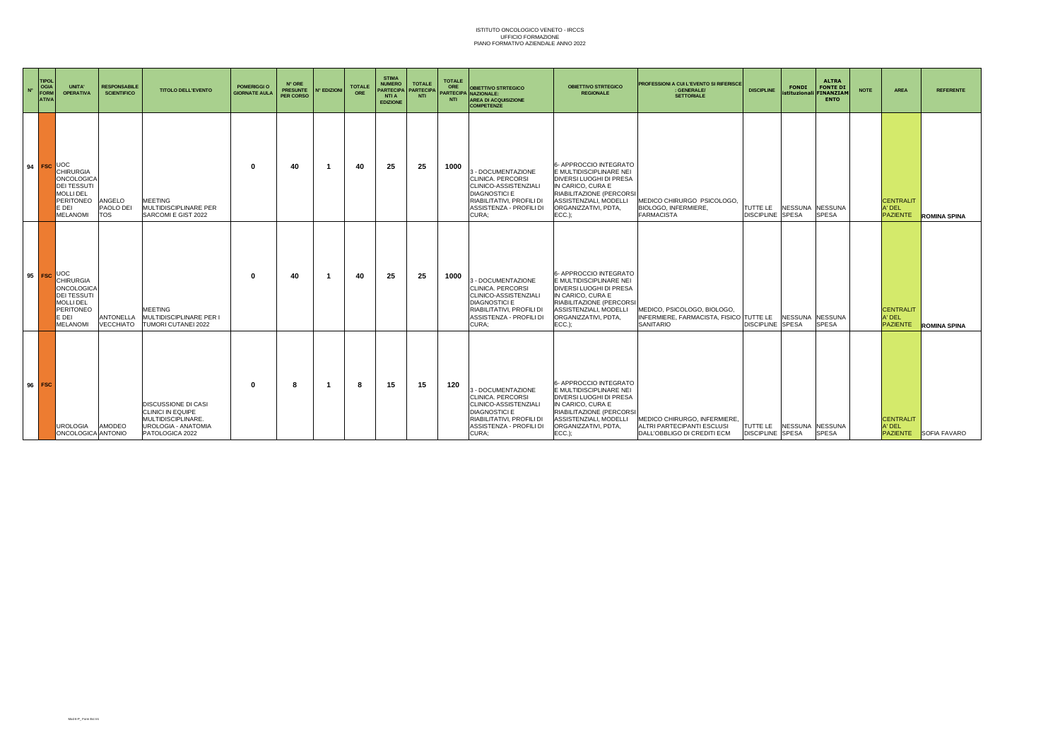ISTITUTO ONCOLOGICO VENETO - IRCCS
UFFICIO FORMAZIONE
PIANO FORMATIVO AZIENDALE ANNO 2022

| N° | TIPOLOGIA FORMATIVA | UNITA' OPERATIVA | RESPONSABILE SCIENTIFICO | TITOLO DELL'EVENTO | POMERIGGI O GIORNATE AULA | N° ORE PRESUNTE PER CORSO | N° EDIZIONI | TOTALE ORE | STIMA NUMERO PARTECIPANTI A EDIZIONE | TOTALE PARTECIPANTI | TOTALE ORE PARTECIPANTI | OBIETTIVO STRTEGICO NAZIONALE: AREA DI ACQUISIZIONE COMPETENZE | OBIETTIVO STRTEGICO REGIONALE | PROFESSIONI A CUI L'EVENTO SI RIFERISCE : GENERALE/ SETTORIALE | DISCIPLINE | FONDI istituzionali | ALTRA FONTE DI FINANZIAMENTO | NOTE | AREA | REFERENTE |
|---|---|---|---|---|---|---|---|---|---|---|---|---|---|---|---|---|---|---|---|---|
| 94 | FSC | UOC CHIRURGIA ONCOLOGICA DEI TESSUTI MOLLI DEL PERITONEO E DEI MELANOMI | ANGELO PAOLO DEI TOS | MEETING MULTIDISCIPLINARE PER SARCOMI E GIST 2022 | 0 | 40 | 1 | 40 | 25 | 25 | 1000 | 3 - DOCUMENTAZIONE CLINICA. PERCORSI CLINICO-ASSISTENZIALI DIAGNOSTICI E RIABILITATIVI, PROFILI DI ASSISTENZA - PROFILI DI CURA; | 6- APPROCCIO INTEGRATO E MULTIDISCIPLINARE NEI DIVERSI LUOGHI DI PRESA IN CARICO, CURA E RIABILITAZIONE (PERCORSI ASSISTENZIALI, MODELLI ORGANIZZATIVI, PDTA, ECC.); | MEDICO CHIRURGO PSICOLOGO, BIOLOGO, INFERMIERE, FARMACISTA | TUTTE LE DISCIPLINE | NESSUNA SPESA | NESSUNA SPESA | | CENTRALITA' DEL PAZIENTE | ROMINA SPINA |
| 95 | FSC | UOC CHIRURGIA ONCOLOGICA DEI TESSUTI MOLLI DEL PERITONEO E DEI MELANOMI | ANTONELLA VECCHIATO | MEETING MULTIDISCIPLINARE PER I TUMORI CUTANEI 2022 | 0 | 40 | 1 | 40 | 25 | 25 | 1000 | 3 - DOCUMENTAZIONE CLINICA. PERCORSI CLINICO-ASSISTENZIALI DIAGNOSTICI E RIABILITATIVI, PROFILI DI ASSISTENZA - PROFILI DI CURA; | 6- APPROCCIO INTEGRATO E MULTIDISCIPLINARE NEI DIVERSI LUOGHI DI PRESA IN CARICO, CURA E RIABILITAZIONE (PERCORSI ASSISTENZIALI, MODELLI ORGANIZZATIVI, PDTA, ECC.); | MEDICO, PSICOLOGO, BIOLOGO, INFERMIERE, FARMACISTA, FISICO SANITARIO | TUTTE LE DISCIPLINE | NESSUNA SPESA | NESSUNA SPESA | | CENTRALITA' DEL PAZIENTE | ROMINA SPINA |
| 96 | FSC | UROLOGIA ONCOLOGICA | AMODEO ANTONIO | DISCUSSIONE DI CASI CLINICI IN EQUIPE MULTIDISCIPLINARE. UROLOGIA - ANATOMIA PATOLOGICA 2022 | 0 | 8 | 1 | 8 | 15 | 15 | 120 | 3 - DOCUMENTAZIONE CLINICA. PERCORSI CLINICO-ASSISTENZIALI DIAGNOSTICI E RIABILITATIVI, PROFILI DI ASSISTENZA - PROFILI DI CURA; | 6- APPROCCIO INTEGRATO E MULTIDISCIPLINARE NEI DIVERSI LUOGHI DI PRESA IN CARICO, CURA E RIABILITAZIONE (PERCORSI ASSISTENZIALI, MODELLI ORGANIZZATIVI, PDTA, ECC.); | MEDICO CHIRURGO, INFERMIERE, ALTRI PARTECIPANTI ESCLUSI DALL'OBBLIGO DI CREDITI ECM | TUTTE LE DISCIPLINE | NESSUNA SPESA | NESSUNA SPESA | | CENTRALITA' DEL PAZIENTE | SOFIA FAVARO |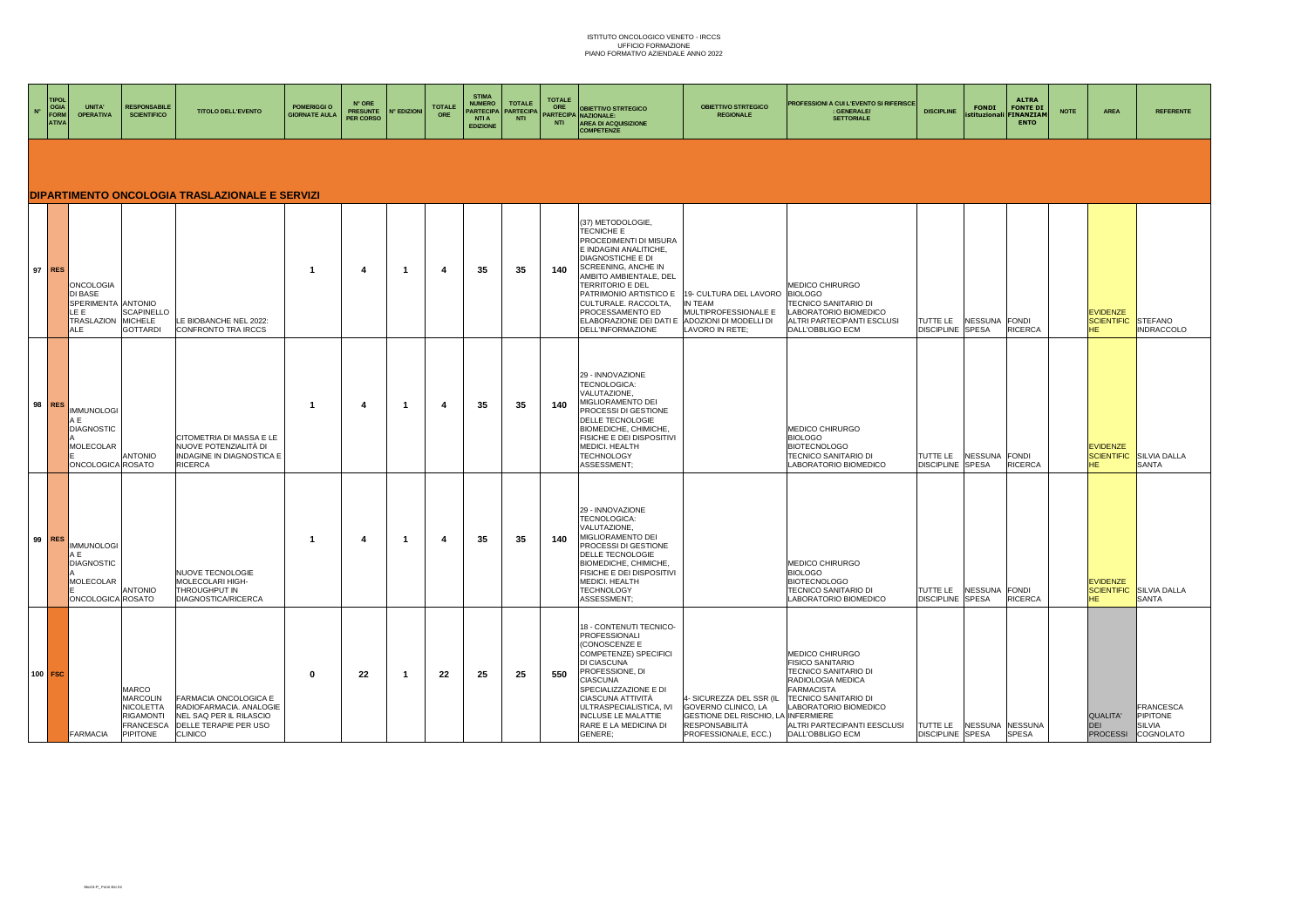ISTITUTO ONCOLOGICO VENETO - IRCCS
UFFICIO FORMAZIONE
PIANO FORMATIVO AZIENDALE ANNO 2022

| N° | TIPOLOGIA FORMATIVA | UNITA' OPERATIVA | RESPONSABILE SCIENTIFICO | TITOLO DELL'EVENTO | POMERIGGI O GIORNATE AULA | N° ORE PRESUNTE PER CORSO | N° EDIZIONI | TOTALE ORE | STIMA NUMERO PARTECIPANTI A EDIZIONE | TOTALE PARTECIPANTI | TOTALE ORE PARTECIPANTI | OBIETTIVO STRTEGICO NAZIONALE: AREA DI ACQUISIZIONE COMPETENZE | OBIETTIVO STRTEGICO REGIONALE | PROFESSIONI A CUI L'EVENTO SI RIFERISCE : GENERALE/ SETTORIALE | DISCIPLINE | FONDI istituzionali | ALTRA FONTE DI FINANZIAMENTO | NOTE | AREA | REFERENTE |
|---|---|---|---|---|---|---|---|---|---|---|---|---|---|---|---|---|---|---|---|---|
| **DIPARTIMENTO ONCOLOGIA TRASLAZIONALE E SERVIZI** | | | | | | | | | | | | | | | | | | | | |
| 97 | RES | ONCOLOGIA DI BASE SPERIMENTALE E TRASLAZIONALE | ANTONIO SCAPINELLO MICHELE GOTTARDI | LE BIOBANCHE NEL 2022: CONFRONTO TRA IRCCS | 1 | 4 | 1 | 4 | 35 | 35 | 140 | (37) METODOLOGIE, TECNICHE E PROCEDIMENTI DI MISURA E INDAGINI ANALITICHE, DIAGNOSTICHE E DI SCREENING, ANCHE IN AMBITO AMBIENTALE, DEL TERRITORIO E DEL PATRIMONIO ARTISTICO E CULTURALE. RACCOLTA, PROCESSAMENTO ED ELABORAZIONE DEI DATI E DELL'INFORMAZIONE | 19- CULTURA DEL LAVORO IN TEAM MULTIPROFESSIONALE E ADOZIONI DI MODELLI DI LAVORO IN RETE; | MEDICO CHIRURGO BIOLOGO TECNICO SANITARIO DI LABORATORIO BIOMEDICO ALTRI PARTECIPANTI ESCLUSI DALL'OBBLIGO ECM | TUTTE LE DISCIPLINE | NESSUNA SPESA | FONDI RICERCA | | EVIDENZE SCIENTIFICHE | STEFANO INDRACCOLO |
| 98 | RES | IMMUNOLOGIA E DIAGNOSTICA MOLECOLARE ONCOLOGICA | ANTONIO ROSATO | CITOMETRIA DI MASSA E LE NUOVE POTENZIALITÀ DI INDAGINE IN DIAGNOSTICA E RICERCA | 1 | 4 | 1 | 4 | 35 | 35 | 140 | 29 - INNOVAZIONE TECNOLOGICA: VALUTAZIONE, MIGLIORAMENTO DEI PROCESSI DI GESTIONE DELLE TECNOLOGIE BIOMEDICHE, CHIMICHE, FISICHE E DEI DISPOSITIVI MEDICI. HEALTH TECHNOLOGY ASSESSMENT; | | MEDICO CHIRURGO BIOLOGO BIOTECNOLOGO TECNICO SANITARIO DI LABORATORIO BIOMEDICO | TUTTE LE DISCIPLINE | NESSUNA SPESA | FONDI RICERCA | | EVIDENZE SCIENTIFICHE | SILVIA DALLA SANTA |
| 99 | RES | IMMUNOLOGIA E DIAGNOSTICA MOLECOLARE ONCOLOGICA | ANTONIO ROSATO | NUOVE TECNOLOGIE MOLECOLARI HIGH-THROUGHPUT IN DIAGNOSTICA/RICERCA | 1 | 4 | 1 | 4 | 35 | 35 | 140 | 29 - INNOVAZIONE TECNOLOGICA: VALUTAZIONE, MIGLIORAMENTO DEI PROCESSI DI GESTIONE DELLE TECNOLOGIE BIOMEDICHE, CHIMICHE, FISICHE E DEI DISPOSITIVI MEDICI. HEALTH TECHNOLOGY ASSESSMENT; | | MEDICO CHIRURGO BIOLOGO BIOTECNOLOGO TECNICO SANITARIO DI LABORATORIO BIOMEDICO | TUTTE LE DISCIPLINE | NESSUNA SPESA | FONDI RICERCA | | EVIDENZE SCIENTIFICHE | SILVIA DALLA SANTA |
| 100 | FSC | FARMACIA | MARCO MARCOLIN NICOLETTA RIGAMONTI FRANCESCA PIPITONE | FARMACIA ONCOLOGICA E RADIOFARMACIA. ANALOGIE NEL SAQ PER IL RILASCIO DELLE TERAPIE PER USO CLINICO | 0 | 22 | 1 | 22 | 25 | 25 | 550 | 18 - CONTENUTI TECNICO-PROFESSIONALI (CONOSCENZE E COMPETENZE) SPECIFICI DI CIASCUNA PROFESSIONE, DI CIASCUNA SPECIALIZZAZIONE E DI CIASCUNA ATTIVITÀ ULTRASPECIALISTICA, IVI INCLUSE LE MALATTIE RARE E LA MEDICINA DI GENERE; | 4- SICUREZZA DEL SSR (IL GOVERNO CLINICO, LA GESTIONE DEL RISCHIO, LA RESPONSABILITÀ PROFESSIONALE, ECC.) | MEDICO CHIRURGO FISICO SANITARIO TECNICO SANITARIO DI RADIOLOGIA MEDICA FARMACISTA TECNICO SANITARIO DI LABORATORIO BIOMEDICO INFERMIERE ALTRI PARTECIPANTI EESCLUSI DALL'OBBLIGO ECM | TUTTE LE DISCIPLINE | NESSUNA SPESA | NESSUNA SPESA | | QUALITA' DEI PROCESSI | FRANCESCA PIPITONE SILVIA COGNOLATO |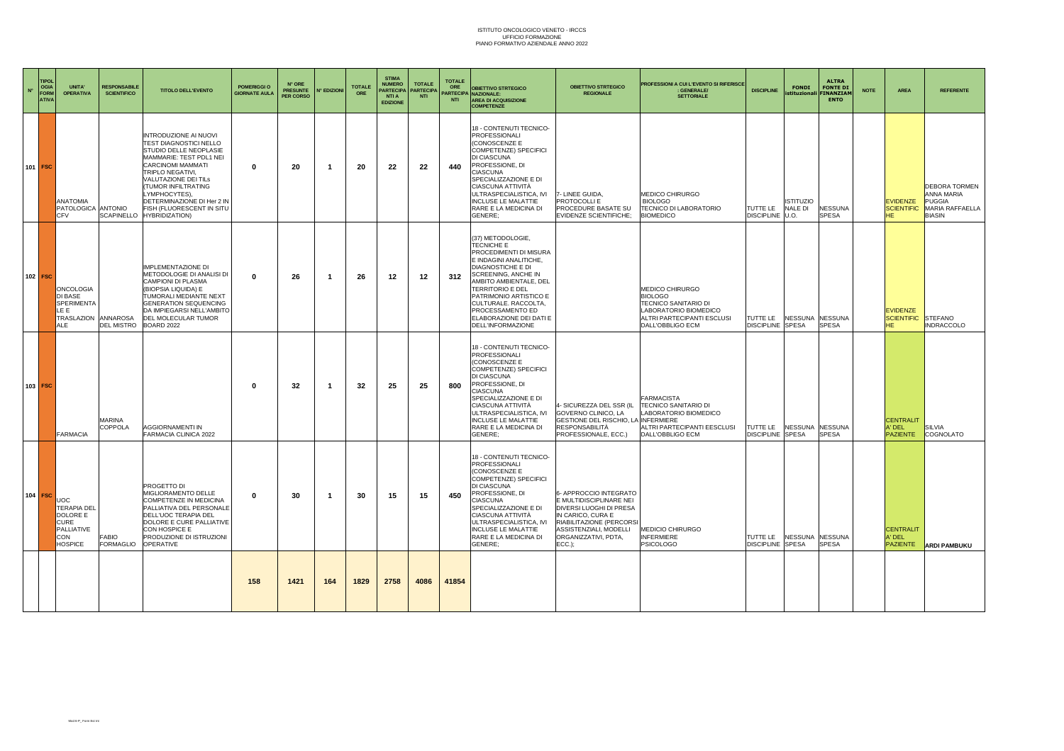ISTITUTO ONCOLOGICO VENETO - IRCCS
UFFICIO FORMAZIONE
PIANO FORMATIVO AZIENDALE ANNO 2022

| N° | TIPOLOGIA FORMATIVA | UNITA' OPERATIVA | RESPONSABILE SCIENTIFICO | TITOLO DELL'EVENTO | POMERIGGI O GIORNATE AULA | N° ORE PRESUNTE PER CORSO | N° EDIZIONI | TOTALE ORE | STIMA NUMERO PARTECIPANTI A EDIZIONE | TOTALE PARTECIPANTI | TOTALE ORE PARTECIPANTI | OBIETTIVO STRTEGICO NAZIONALE: AREA DI ACQUISIZIONE COMPETENZE | OBIETTIVO STRTEGICO REGIONALE | PROFESSIONI A CUI L'EVENTO SI RIFERISCE : GENERALE/ SETTORIALE | DISCIPLINE | FONDI istituzionali | ALTRA FONTE DI FINANZIAMENTO | NOTE | AREA | REFERENTE |
|---|---|---|---|---|---|---|---|---|---|---|---|---|---|---|---|---|---|---|---|---|
| 101 | FSC | ANATOMIA PATOLOGICA CFV | ANTONIO SCAPINELLO | INTRODUZIONE AI NUOVI TEST DIAGNOSTICI NELLO STUDIO DELLE NEOPLASIE MAMMARIE: TEST PDL1 NEI CARCINOMI MAMMATI TRIPLO NEGATIVI, VALUTAZIONE DEI TILs (TUMOR INFILTRATING LYMPHOCYTES), DETERMINAZIONE DI Her 2 IN FISH (FLUORESCENT IN SITU HYBRIDIZATION) | 0 | 20 | 1 | 20 | 22 | 22 | 440 | 18 - CONTENUTI TECNICO-PROFESSIONALI (CONOSCENZE E COMPETENZE) SPECIFICI DI CIASCUNA PROFESSIONE, DI CIASCUNA SPECIALIZZAZIONE E DI CIASCUNA ATTIVITÀ ULTRASPECIALISTICA, IVI INCLUSE LE MALATTIE RARE E LA MEDICINA DI GENERE; | 7- LINEE GUIDA, PROTOCOLLI E PROCEDURE BASATE SU EVIDENZE SCIENTIFICHE; | MEDICO CHIRURGO BIOLOGO TECNICO DI LABORATORIO BIOMEDICO | TUTTE LE DISCIPLINE | ISTITUZIONALE DI U.O. | NESSUNA SPESA | | EVIDENZE SCIENTIFICHE | DEBORA TORMEN ANNA MARIA PUGGIA MARIA RAFFAELLA BIASIN |
| 102 | FSC | ONCOLOGIA DI BASE SPERIMENTALE E TRASLAZIONALE | ANNAROSA DEL MISTRO | IMPLEMENTAZIONE DI METODOLOGIE DI ANALISI DI CAMPIONI DI PLASMA (BIOPSIA LIQUIDA) E TUMORALI MEDIANTE NEXT GENERATION SEQUENCING DA IMPIEGARSI NELL'AMBITO DEL MOLECULAR TUMOR BOARD 2022 | 0 | 26 | 1 | 26 | 12 | 12 | 312 | (37) METODOLOGIE, TECNICHE E PROCEDIMENTI DI MISURA E INDAGINI ANALITICHE, DIAGNOSTICHE E DI SCREENING, ANCHE IN AMBITO AMBIENTALE, DEL TERRITORIO E DEL PATRIMONIO ARTISTICO E CULTURALE. RACCOLTA, PROCESSAMENTO ED ELABORAZIONE DEI DATI E DELL'INFORMAZIONE | | MEDICO CHIRURGO BIOLOGO TECNICO SANITARIO DI LABORATORIO BIOMEDICO ALTRI PARTECIPANTI ESCLUSI DALL'OBBLIGO ECM | TUTTE LE DISCIPLINE | NESSUNA SPESA | NESSUNA SPESA | | EVIDENZE SCIENTIFICHE | STEFANO INDRACCOLO |
| 103 | FSC | FARMACIA | MARINA COPPOLA | AGGIORNAMENTI IN FARMACIA CLINICA 2022 | 0 | 32 | 1 | 32 | 25 | 25 | 800 | 18 - CONTENUTI TECNICO-PROFESSIONALI (CONOSCENZE E COMPETENZE) SPECIFICI DI CIASCUNA PROFESSIONE, DI CIASCUNA SPECIALIZZAZIONE E DI CIASCUNA ATTIVITÀ ULTRASPECIALISTICA, IVI INCLUSE LE MALATTIE RARE E LA MEDICINA DI GENERE; | 4- SICUREZZA DEL SSR (IL GOVERNO CLINICO, LA GESTIONE DEL RISCHIO, LA RESPONSABILITÀ PROFESSIONALE, ECC.) | FARMACISTA TECNICO SANITARIO DI LABORATORIO BIOMEDICO INFERMIERE ALTRI PARTECIPANTI EESCLUSI DALL'OBBLIGO ECM | TUTTE LE DISCIPLINE | NESSUNA SPESA | NESSUNA SPESA | | CENTRALITA' DEL PAZIENTE | SILVIA COGNOLATO |
| 104 | FSC | UOC TERAPIA DEL DOLORE E CURE PALLIATIVE CON HOSPICE | FABIO FORMAGLIO | PROGETTO DI MIGLIORAMENTO DELLE COMPETENZE IN MEDICINA PALLIATIVA DEL PERSONALE DELL'UOC TERAPIA DEL DOLORE E CURE PALLIATIVE CON HOSPICE E PRODUZIONE DI ISTRUZIONI OPERATIVE | 0 | 30 | 1 | 30 | 15 | 15 | 450 | 18 - CONTENUTI TECNICO-PROFESSIONALI (CONOSCENZE E COMPETENZE) SPECIFICI DI CIASCUNA PROFESSIONE, DI CIASCUNA SPECIALIZZAZIONE E DI CIASCUNA ATTIVITÀ ULTRASPECIALISTICA, IVI INCLUSE LE MALATTIE RARE E LA MEDICINA DI GENERE; | 6- APPROCCIO INTEGRATO E MULTIDISCIPLINARE NEI DIVERSI LUOGHI DI PRESA IN CARICO, CURA E RIABILITAZIONE (PERCORSI ASSISTENZIALI, MODELLI ORGANIZZATIVI, PDTA, ECC.); | MEDICIO CHIRURGO INFERMIERE PSICOLOGO | TUTTE LE DISCIPLINE | NESSUNA SPESA | NESSUNA SPESA | | CENTRALITA' DEL PAZIENTE | ARDI PAMBUKU |
| | | | | | 158 | 1421 | 164 | 1829 | 2758 | 4086 | 41854 | | | | | | | | | |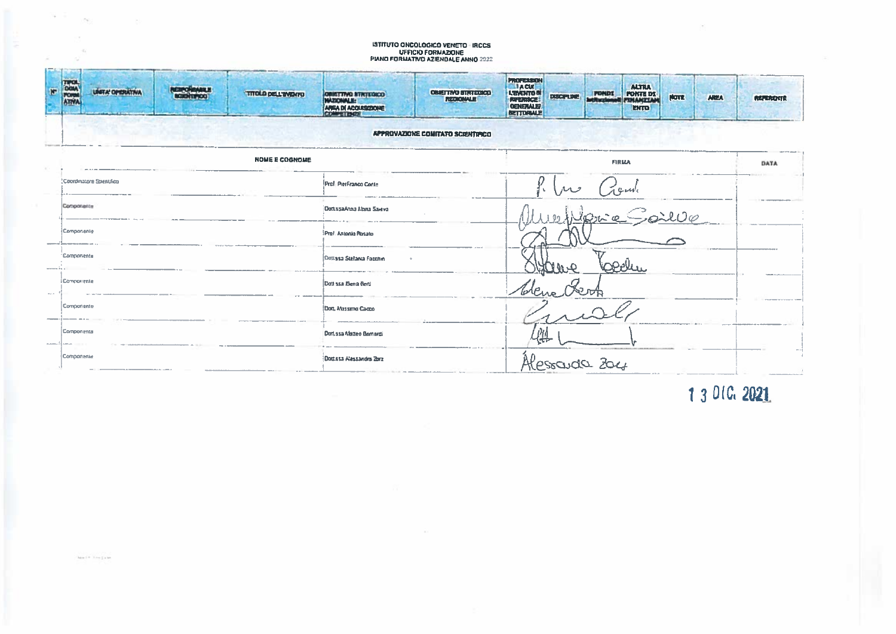**ISTITUTO ONCOLOGICO VENETO - IRCCS**
**UFFICIO FORMAZIONE**
**PIANO FORMATIVO AZIENDALE ANNO 2022**

| N° | TIPOLOGIA FORMATIVA | UNITA' OPERATIVA | RESPONSABILE SCIENTIFICO | TITOLO DELL'EVENTO | OBIETTIVO STRATEGICO NAZIONALE: AREA DI ACQUISIZIONE COMPETENZE | OBIETTIVO STRATEGICO REGIONALE | PROFESSIONI A CUI L'EVENTO SI RIFERISCE: GENERALE/ SETTORIALE | DISCIPLINE | FONDI Istituzionali | ALTRA FONTE DI FINANZIAMENTO | NOTE | AREA | REFERENTE |
|---|---|---|---|---|---|---|---|---|---|---|---|---|---|

**APPROVAZIONE COMITATO SCIENTIFICO**

| NOME E COGNOME | | FIRMA | DATA |
|---|---|---|---|
| Coordinatore Scientifico | Prof. PierFranco Conte | P. F. Conte | |
| Componente | Dott.ssa Anna Maria Saieva | Anna Maria Saieva | |
| Componente | Prof. Antonio Rosato | [firma] | |
| Componente | Dott.ssa Stefania Facchin | Stefania Facchin | |
| Componente | Dott.ssa Elena Berti | Elena Berti | |
| Componente | Dott. Massimo Cacco | [firma] | |
| Componente | Dott.ssa Matteo Bernardi | [firma] | |
| Componente | Dott.ssa Alessandra Zorz | Alessandra Zorz | |

13 DIC. 2021